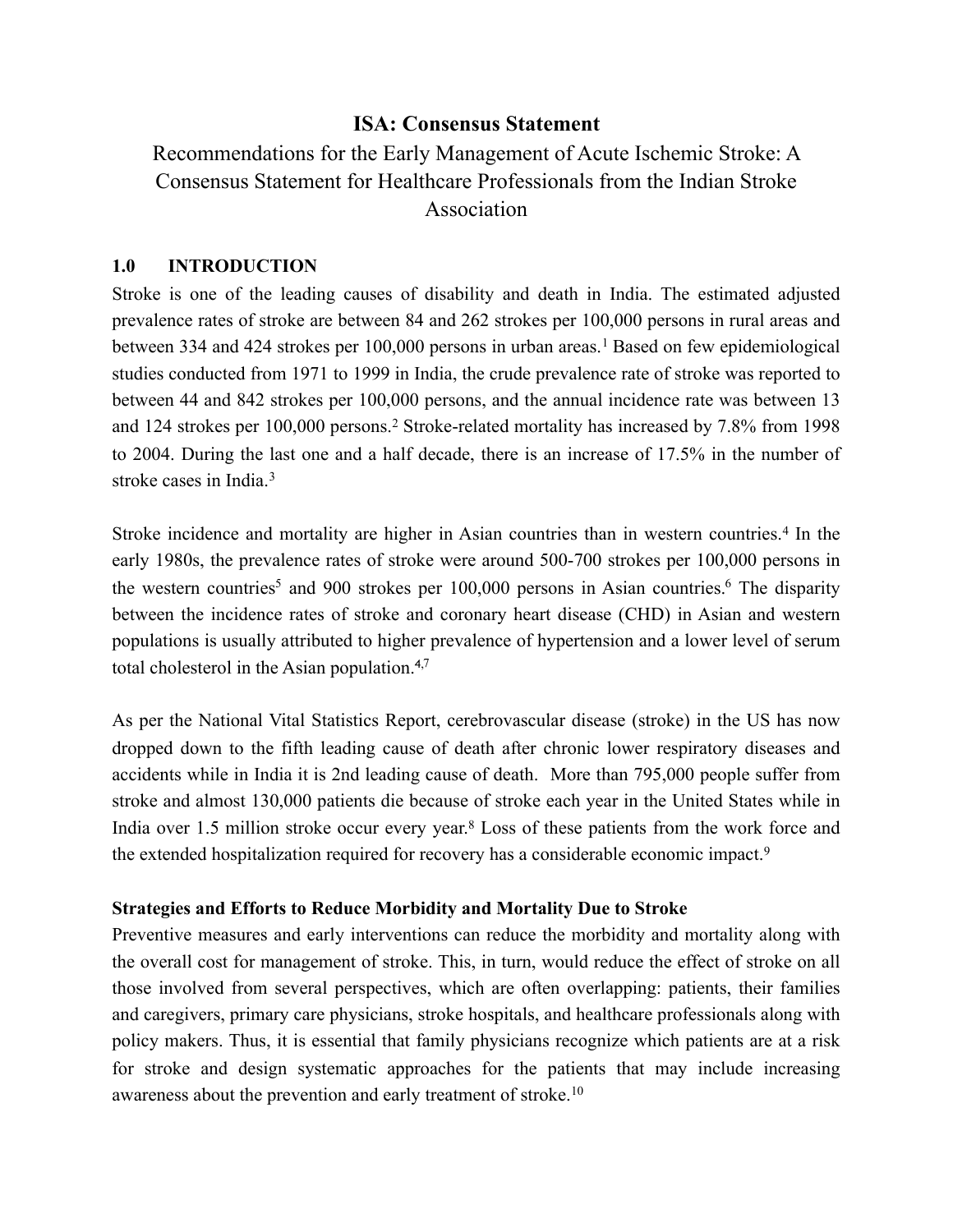# ISA: Consensus Statement

Recommendations for the Early Management of Acute Ischemic Stroke: A Consensus Statement for Healthcare Professionals from the Indian Stroke Association

## 1.0 INTRODUCTION

Stroke is one of the leading causes of disability and death in India. The estimated adjusted prevalence rates of stroke are between 84 and 262 strokes per 100,000 persons in rural areas and between 334 and 424 strokes per 100,000 persons in urban areas.[1] Based on few epidemiological studies conducted from 1971 to 1999 in India, the crude prevalence rate of stroke was reported to between 44 and 842 strokes per 100,000 persons, and the annual incidence rate was between 13 and 124 strokes per 100,000 persons.[2] Stroke-related mortality has increased by 7.8% from 1998 to 2004. During the last one and a half decade, there is an increase of 17.5% in the number of stroke cases in India.[3]

Stroke incidence and mortality are higher in Asian countries than in western countries.[4] In the early 1980s, the prevalence rates of stroke were around 500-700 strokes per 100,000 persons in the western countries[5] and 900 strokes per 100,000 persons in Asian countries.[6] The disparity between the incidence rates of stroke and coronary heart disease (CHD) in Asian and western populations is usually attributed to higher prevalence of hypertension and a lower level of serum total cholesterol in the Asian population.[4,7]

As per the National Vital Statistics Report, cerebrovascular disease (stroke) in the US has now dropped down to the fifth leading cause of death after chronic lower respiratory diseases and accidents while in India it is 2nd leading cause of death. More than 795,000 people suffer from stroke and almost 130,000 patients die because of stroke each year in the United States while in India over 1.5 million stroke occur every year.[8] Loss of these patients from the work force and the extended hospitalization required for recovery has a considerable economic impact.[9]

**Strategies and Efforts to Reduce Morbidity and Mortality Due to Stroke**

Preventive measures and early interventions can reduce the morbidity and mortality along with the overall cost for management of stroke. This, in turn, would reduce the effect of stroke on all those involved from several perspectives, which are often overlapping: patients, their families and caregivers, primary care physicians, stroke hospitals, and healthcare professionals along with policy makers. Thus, it is essential that family physicians recognize which patients are at a risk for stroke and design systematic approaches for the patients that may include increasing awareness about the prevention and early treatment of stroke.[10]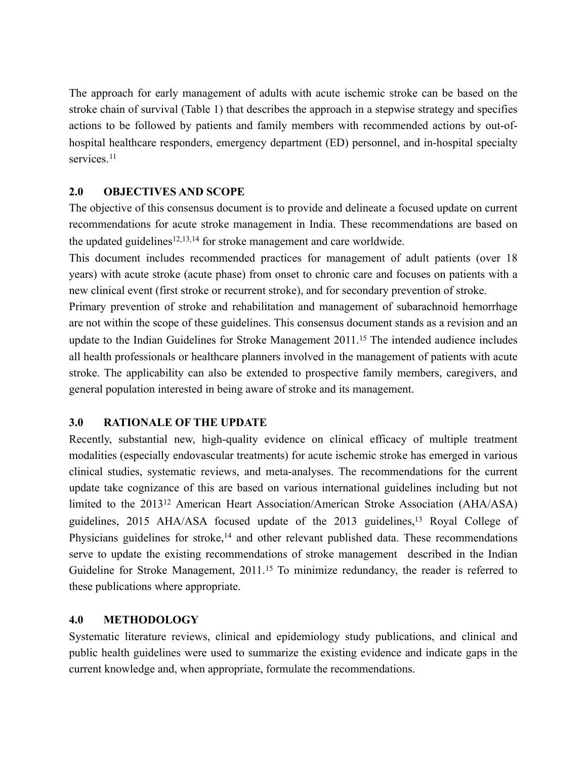The approach for early management of adults with acute ischemic stroke can be based on the stroke chain of survival (Table 1) that describes the approach in a stepwise strategy and specifies actions to be followed by patients and family members with recommended actions by out-of-hospital healthcare responders, emergency department (ED) personnel, and in-hospital specialty services.[11]

## 2.0 OBJECTIVES AND SCOPE

The objective of this consensus document is to provide and delineate a focused update on current recommendations for acute stroke management in India. These recommendations are based on the updated guidelines[12,13,14] for stroke management and care worldwide.

This document includes recommended practices for management of adult patients (over 18 years) with acute stroke (acute phase) from onset to chronic care and focuses on patients with a new clinical event (first stroke or recurrent stroke), and for secondary prevention of stroke.

Primary prevention of stroke and rehabilitation and management of subarachnoid hemorrhage are not within the scope of these guidelines. This consensus document stands as a revision and an update to the Indian Guidelines for Stroke Management 2011.[15] The intended audience includes all health professionals or healthcare planners involved in the management of patients with acute stroke. The applicability can also be extended to prospective family members, caregivers, and general population interested in being aware of stroke and its management.

## 3.0 RATIONALE OF THE UPDATE

Recently, substantial new, high-quality evidence on clinical efficacy of multiple treatment modalities (especially endovascular treatments) for acute ischemic stroke has emerged in various clinical studies, systematic reviews, and meta-analyses. The recommendations for the current update take cognizance of this are based on various international guidelines including but not limited to the 2013[12] American Heart Association/American Stroke Association (AHA/ASA) guidelines, 2015 AHA/ASA focused update of the 2013 guidelines,[13] Royal College of Physicians guidelines for stroke,[14] and other relevant published data. These recommendations serve to update the existing recommendations of stroke management described in the Indian Guideline for Stroke Management, 2011.[15] To minimize redundancy, the reader is referred to these publications where appropriate.

## 4.0 METHODOLOGY

Systematic literature reviews, clinical and epidemiology study publications, and clinical and public health guidelines were used to summarize the existing evidence and indicate gaps in the current knowledge and, when appropriate, formulate the recommendations.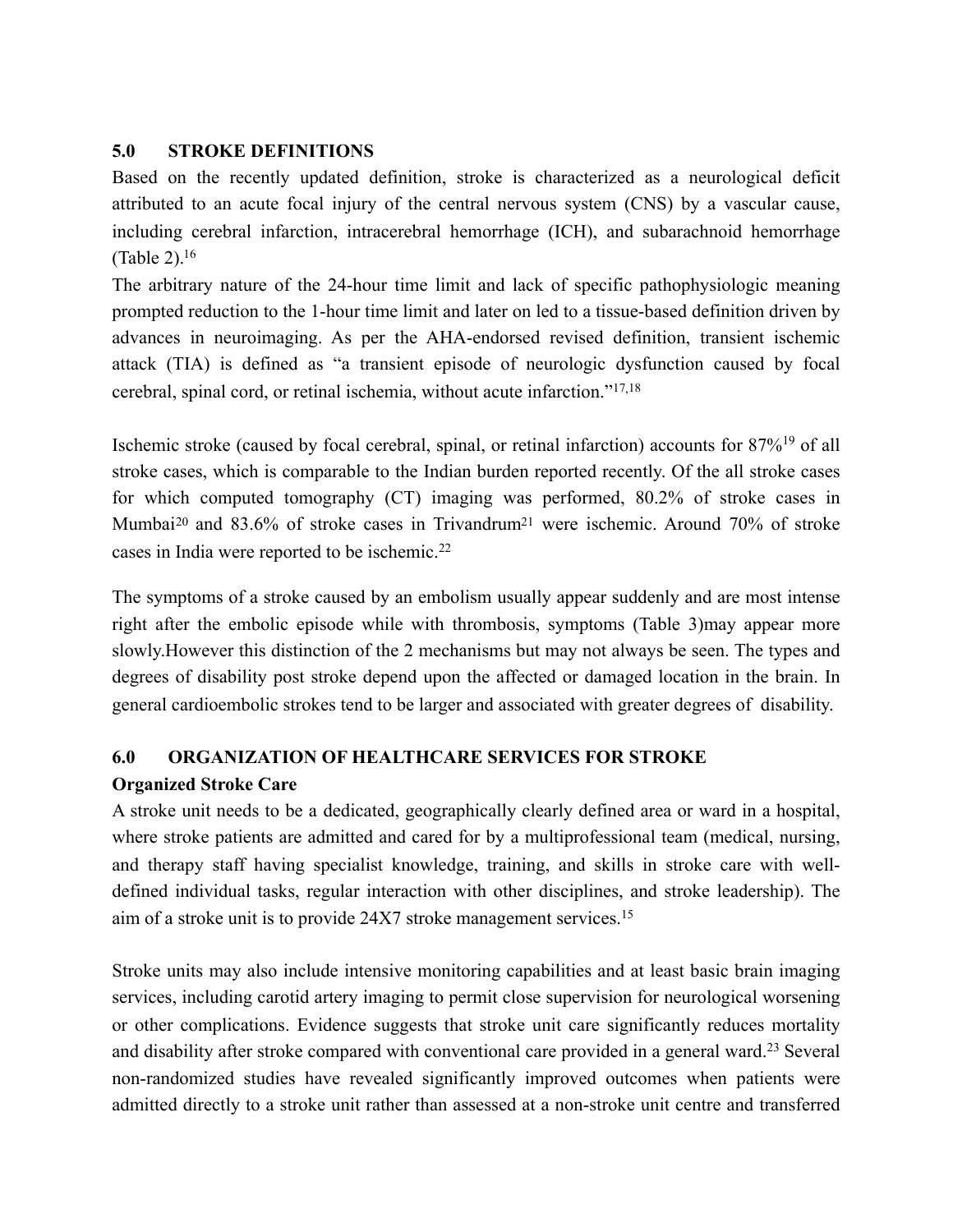## 5.0 STROKE DEFINITIONS

Based on the recently updated definition, stroke is characterized as a neurological deficit attributed to an acute focal injury of the central nervous system (CNS) by a vascular cause, including cerebral infarction, intracerebral hemorrhage (ICH), and subarachnoid hemorrhage (Table 2).[16]

The arbitrary nature of the 24-hour time limit and lack of specific pathophysiologic meaning prompted reduction to the 1-hour time limit and later on led to a tissue-based definition driven by advances in neuroimaging. As per the AHA-endorsed revised definition, transient ischemic attack (TIA) is defined as "a transient episode of neurologic dysfunction caused by focal cerebral, spinal cord, or retinal ischemia, without acute infarction."[17,18]

Ischemic stroke (caused by focal cerebral, spinal, or retinal infarction) accounts for 87%[19] of all stroke cases, which is comparable to the Indian burden reported recently. Of the all stroke cases for which computed tomography (CT) imaging was performed, 80.2% of stroke cases in Mumbai[20] and 83.6% of stroke cases in Trivandrum[21] were ischemic. Around 70% of stroke cases in India were reported to be ischemic.[22]

The symptoms of a stroke caused by an embolism usually appear suddenly and are most intense right after the embolic episode while with thrombosis, symptoms (Table 3)may appear more slowly.However this distinction of the 2 mechanisms but may not always be seen. The types and degrees of disability post stroke depend upon the affected or damaged location in the brain. In general cardioembolic strokes tend to be larger and associated with greater degrees of disability.

## 6.0 ORGANIZATION OF HEALTHCARE SERVICES FOR STROKE

### Organized Stroke Care

A stroke unit needs to be a dedicated, geographically clearly defined area or ward in a hospital, where stroke patients are admitted and cared for by a multiprofessional team (medical, nursing, and therapy staff having specialist knowledge, training, and skills in stroke care with well-defined individual tasks, regular interaction with other disciplines, and stroke leadership). The aim of a stroke unit is to provide 24X7 stroke management services.[15]

Stroke units may also include intensive monitoring capabilities and at least basic brain imaging services, including carotid artery imaging to permit close supervision for neurological worsening or other complications. Evidence suggests that stroke unit care significantly reduces mortality and disability after stroke compared with conventional care provided in a general ward.[23] Several non-randomized studies have revealed significantly improved outcomes when patients were admitted directly to a stroke unit rather than assessed at a non-stroke unit centre and transferred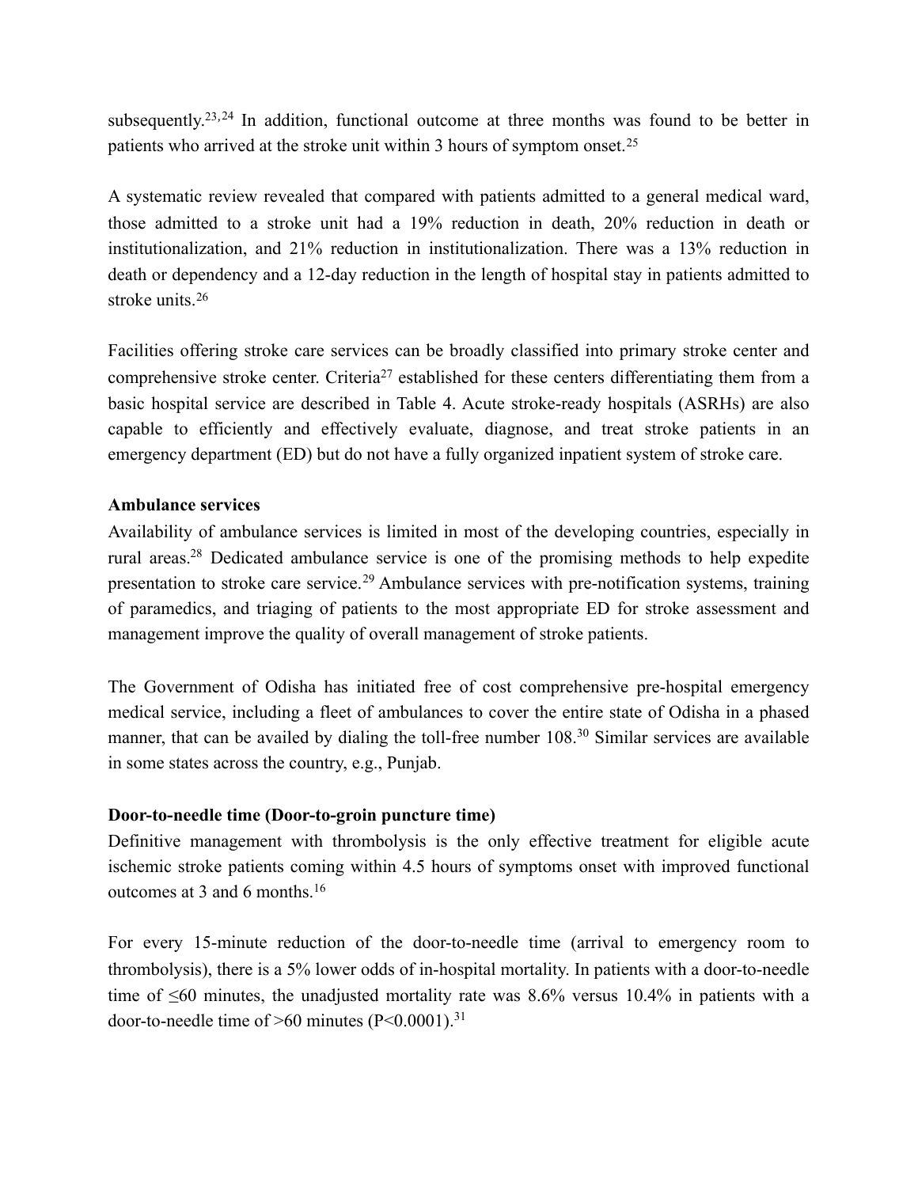subsequently.[23,24] In addition, functional outcome at three months was found to be better in patients who arrived at the stroke unit within 3 hours of symptom onset.[25]

A systematic review revealed that compared with patients admitted to a general medical ward, those admitted to a stroke unit had a 19% reduction in death, 20% reduction in death or institutionalization, and 21% reduction in institutionalization. There was a 13% reduction in death or dependency and a 12-day reduction in the length of hospital stay in patients admitted to stroke units.[26]

Facilities offering stroke care services can be broadly classified into primary stroke center and comprehensive stroke center. Criteria[27] established for these centers differentiating them from a basic hospital service are described in Table 4. Acute stroke-ready hospitals (ASRHs) are also capable to efficiently and effectively evaluate, diagnose, and treat stroke patients in an emergency department (ED) but do not have a fully organized inpatient system of stroke care.

**Ambulance services**

Availability of ambulance services is limited in most of the developing countries, especially in rural areas.[28] Dedicated ambulance service is one of the promising methods to help expedite presentation to stroke care service.[29] Ambulance services with pre-notification systems, training of paramedics, and triaging of patients to the most appropriate ED for stroke assessment and management improve the quality of overall management of stroke patients.

The Government of Odisha has initiated free of cost comprehensive pre-hospital emergency medical service, including a fleet of ambulances to cover the entire state of Odisha in a phased manner, that can be availed by dialing the toll-free number 108.[30] Similar services are available in some states across the country, e.g., Punjab.

**Door-to-needle time (Door-to-groin puncture time)**

Definitive management with thrombolysis is the only effective treatment for eligible acute ischemic stroke patients coming within 4.5 hours of symptoms onset with improved functional outcomes at 3 and 6 months.[16]

For every 15-minute reduction of the door-to-needle time (arrival to emergency room to thrombolysis), there is a 5% lower odds of in-hospital mortality. In patients with a door-to-needle time of ≤60 minutes, the unadjusted mortality rate was 8.6% versus 10.4% in patients with a door-to-needle time of >60 minutes ($P<0.0001$).[31]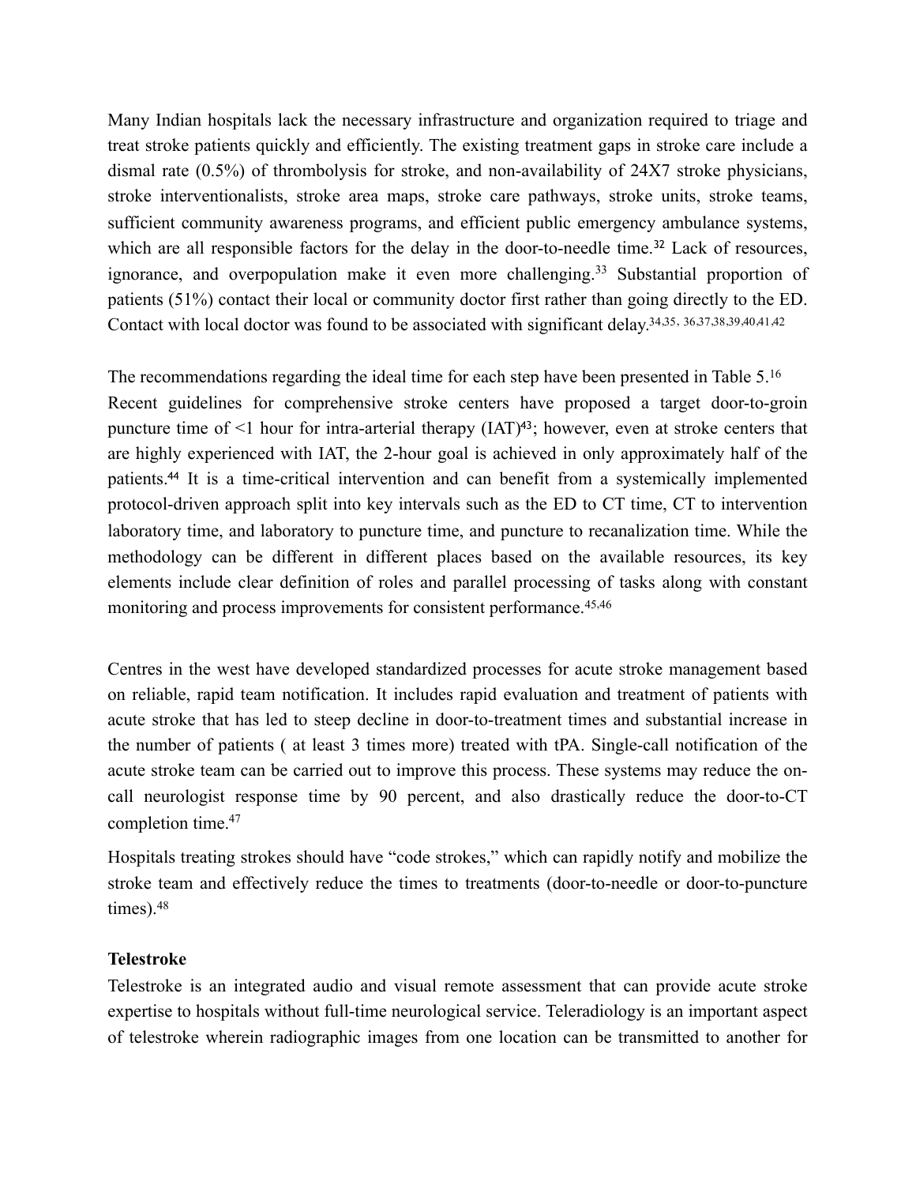Many Indian hospitals lack the necessary infrastructure and organization required to triage and treat stroke patients quickly and efficiently. The existing treatment gaps in stroke care include a dismal rate (0.5%) of thrombolysis for stroke, and non-availability of 24X7 stroke physicians, stroke interventionalists, stroke area maps, stroke care pathways, stroke units, stroke teams, sufficient community awareness programs, and efficient public emergency ambulance systems, which are all responsible factors for the delay in the door-to-needle time.[32] Lack of resources, ignorance, and overpopulation make it even more challenging.[33] Substantial proportion of patients (51%) contact their local or community doctor first rather than going directly to the ED. Contact with local doctor was found to be associated with significant delay.[34,35, 36,37,38,39,40,41,42]

The recommendations regarding the ideal time for each step have been presented in Table 5.[16] Recent guidelines for comprehensive stroke centers have proposed a target door-to-groin puncture time of <1 hour for intra-arterial therapy (IAT)[43]; however, even at stroke centers that are highly experienced with IAT, the 2-hour goal is achieved in only approximately half of the patients.[44] It is a time-critical intervention and can benefit from a systemically implemented protocol-driven approach split into key intervals such as the ED to CT time, CT to intervention laboratory time, and laboratory to puncture time, and puncture to recanalization time. While the methodology can be different in different places based on the available resources, its key elements include clear definition of roles and parallel processing of tasks along with constant monitoring and process improvements for consistent performance.[45,46]

Centres in the west have developed standardized processes for acute stroke management based on reliable, rapid team notification. It includes rapid evaluation and treatment of patients with acute stroke that has led to steep decline in door-to-treatment times and substantial increase in the number of patients ( at least 3 times more) treated with tPA. Single-call notification of the acute stroke team can be carried out to improve this process. These systems may reduce the on-call neurologist response time by 90 percent, and also drastically reduce the door-to-CT completion time.[47]

Hospitals treating strokes should have "code strokes," which can rapidly notify and mobilize the stroke team and effectively reduce the times to treatments (door-to-needle or door-to-puncture times).[48]

**Telestroke**

Telestroke is an integrated audio and visual remote assessment that can provide acute stroke expertise to hospitals without full-time neurological service. Teleradiology is an important aspect of telestroke wherein radiographic images from one location can be transmitted to another for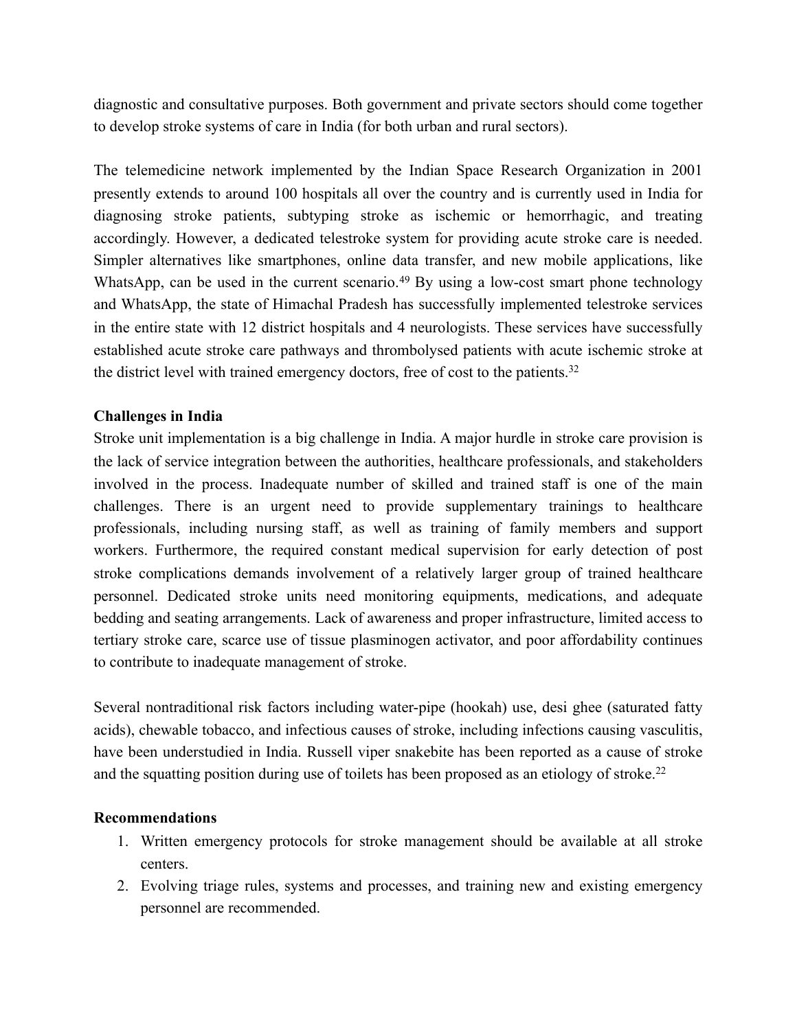diagnostic and consultative purposes. Both government and private sectors should come together to develop stroke systems of care in India (for both urban and rural sectors).

The telemedicine network implemented by the Indian Space Research Organization in 2001 presently extends to around 100 hospitals all over the country and is currently used in India for diagnosing stroke patients, subtyping stroke as ischemic or hemorrhagic, and treating accordingly. However, a dedicated telestroke system for providing acute stroke care is needed. Simpler alternatives like smartphones, online data transfer, and new mobile applications, like WhatsApp, can be used in the current scenario.[49] By using a low-cost smart phone technology and WhatsApp, the state of Himachal Pradesh has successfully implemented telestroke services in the entire state with 12 district hospitals and 4 neurologists. These services have successfully established acute stroke care pathways and thrombolysed patients with acute ischemic stroke at the district level with trained emergency doctors, free of cost to the patients.[32]

**Challenges in India**

Stroke unit implementation is a big challenge in India. A major hurdle in stroke care provision is the lack of service integration between the authorities, healthcare professionals, and stakeholders involved in the process. Inadequate number of skilled and trained staff is one of the main challenges. There is an urgent need to provide supplementary trainings to healthcare professionals, including nursing staff, as well as training of family members and support workers. Furthermore, the required constant medical supervision for early detection of post stroke complications demands involvement of a relatively larger group of trained healthcare personnel. Dedicated stroke units need monitoring equipments, medications, and adequate bedding and seating arrangements. Lack of awareness and proper infrastructure, limited access to tertiary stroke care, scarce use of tissue plasminogen activator, and poor affordability continues to contribute to inadequate management of stroke.

Several nontraditional risk factors including water-pipe (hookah) use, desi ghee (saturated fatty acids), chewable tobacco, and infectious causes of stroke, including infections causing vasculitis, have been understudied in India. Russell viper snakebite has been reported as a cause of stroke and the squatting position during use of toilets has been proposed as an etiology of stroke.[22]

**Recommendations**

1. Written emergency protocols for stroke management should be available at all stroke centers.
2. Evolving triage rules, systems and processes, and training new and existing emergency personnel are recommended.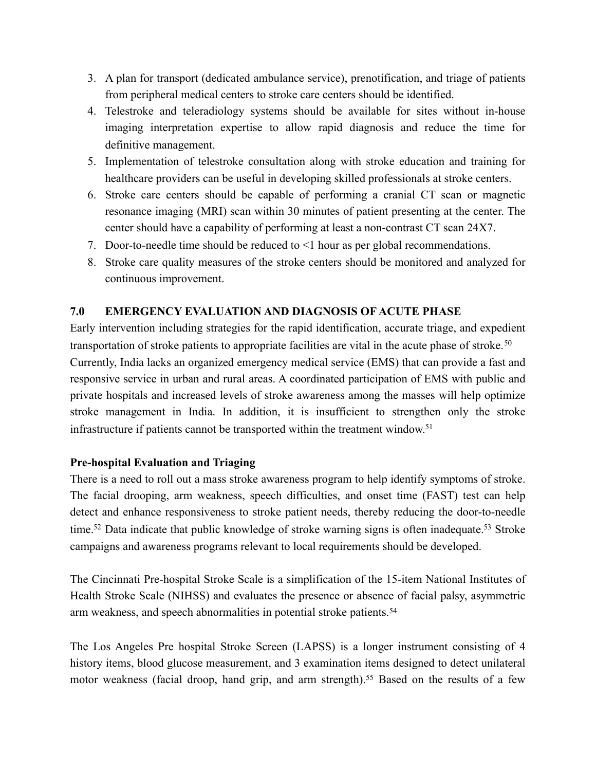3. A plan for transport (dedicated ambulance service), prenotification, and triage of patients from peripheral medical centers to stroke care centers should be identified.
4. Telestroke and teleradiology systems should be available for sites without in-house imaging interpretation expertise to allow rapid diagnosis and reduce the time for definitive management.
5. Implementation of telestroke consultation along with stroke education and training for healthcare providers can be useful in developing skilled professionals at stroke centers.
6. Stroke care centers should be capable of performing a cranial CT scan or magnetic resonance imaging (MRI) scan within 30 minutes of patient presenting at the center. The center should have a capability of performing at least a non-contrast CT scan 24X7.
7. Door-to-needle time should be reduced to <1 hour as per global recommendations.
8. Stroke care quality measures of the stroke centers should be monitored and analyzed for continuous improvement.

## 7.0 EMERGENCY EVALUATION AND DIAGNOSIS OF ACUTE PHASE

Early intervention including strategies for the rapid identification, accurate triage, and expedient transportation of stroke patients to appropriate facilities are vital in the acute phase of stroke.[50] Currently, India lacks an organized emergency medical service (EMS) that can provide a fast and responsive service in urban and rural areas. A coordinated participation of EMS with public and private hospitals and increased levels of stroke awareness among the masses will help optimize stroke management in India. In addition, it is insufficient to strengthen only the stroke infrastructure if patients cannot be transported within the treatment window.[51]

### Pre-hospital Evaluation and Triaging

There is a need to roll out a mass stroke awareness program to help identify symptoms of stroke. The facial drooping, arm weakness, speech difficulties, and onset time (FAST) test can help detect and enhance responsiveness to stroke patient needs, thereby reducing the door-to-needle time.[52] Data indicate that public knowledge of stroke warning signs is often inadequate.[53] Stroke campaigns and awareness programs relevant to local requirements should be developed.

The Cincinnati Pre-hospital Stroke Scale is a simplification of the 15-item National Institutes of Health Stroke Scale (NIHSS) and evaluates the presence or absence of facial palsy, asymmetric arm weakness, and speech abnormalities in potential stroke patients.[54]

The Los Angeles Pre hospital Stroke Screen (LAPSS) is a longer instrument consisting of 4 history items, blood glucose measurement, and 3 examination items designed to detect unilateral motor weakness (facial droop, hand grip, and arm strength).[55] Based on the results of a few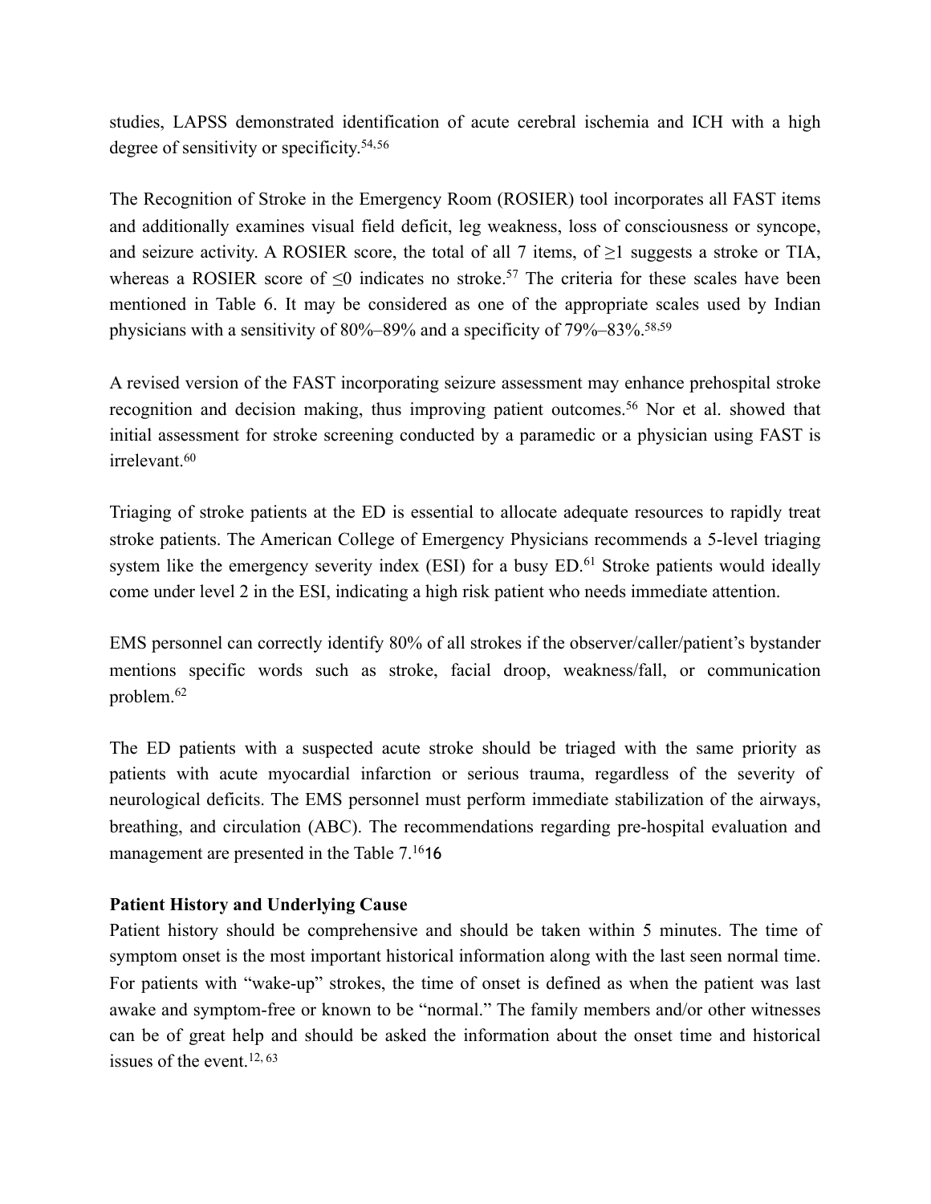studies, LAPSS demonstrated identification of acute cerebral ischemia and ICH with a high degree of sensitivity or specificity.[54,56]

The Recognition of Stroke in the Emergency Room (ROSIER) tool incorporates all FAST items and additionally examines visual field deficit, leg weakness, loss of consciousness or syncope, and seizure activity. A ROSIER score, the total of all 7 items, of $\geq 1$ suggests a stroke or TIA, whereas a ROSIER score of $\leq 0$ indicates no stroke.[57] The criteria for these scales have been mentioned in Table 6. It may be considered as one of the appropriate scales used by Indian physicians with a sensitivity of 80%–89% and a specificity of 79%–83%.[58,59]

A revised version of the FAST incorporating seizure assessment may enhance prehospital stroke recognition and decision making, thus improving patient outcomes.[56] Nor et al. showed that initial assessment for stroke screening conducted by a paramedic or a physician using FAST is irrelevant.[60]

Triaging of stroke patients at the ED is essential to allocate adequate resources to rapidly treat stroke patients. The American College of Emergency Physicians recommends a 5-level triaging system like the emergency severity index (ESI) for a busy ED.[61] Stroke patients would ideally come under level 2 in the ESI, indicating a high risk patient who needs immediate attention.

EMS personnel can correctly identify 80% of all strokes if the observer/caller/patient's bystander mentions specific words such as stroke, facial droop, weakness/fall, or communication problem.[62]

The ED patients with a suspected acute stroke should be triaged with the same priority as patients with acute myocardial infarction or serious trauma, regardless of the severity of neurological deficits. The EMS personnel must perform immediate stabilization of the airways, breathing, and circulation (ABC). The recommendations regarding pre-hospital evaluation and management are presented in the Table 7.[16]16

**Patient History and Underlying Cause**

Patient history should be comprehensive and should be taken within 5 minutes. The time of symptom onset is the most important historical information along with the last seen normal time. For patients with "wake-up" strokes, the time of onset is defined as when the patient was last awake and symptom-free or known to be "normal." The family members and/or other witnesses can be of great help and should be asked the information about the onset time and historical issues of the event.[12, 63]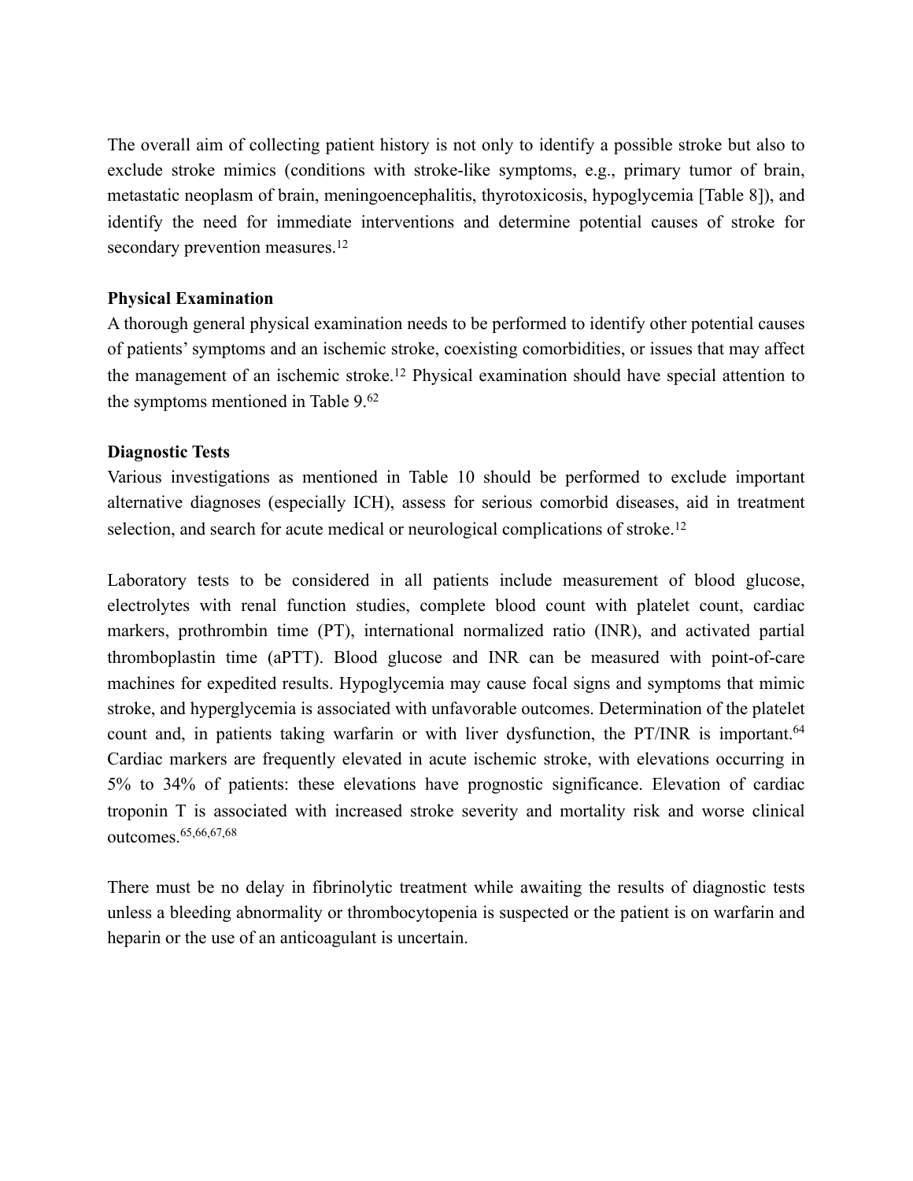The overall aim of collecting patient history is not only to identify a possible stroke but also to exclude stroke mimics (conditions with stroke-like symptoms, e.g., primary tumor of brain, metastatic neoplasm of brain, meningoencephalitis, thyrotoxicosis, hypoglycemia [Table 8]), and identify the need for immediate interventions and determine potential causes of stroke for secondary prevention measures.[12]

### Physical Examination

A thorough general physical examination needs to be performed to identify other potential causes of patients' symptoms and an ischemic stroke, coexisting comorbidities, or issues that may affect the management of an ischemic stroke.[12] Physical examination should have special attention to the symptoms mentioned in Table 9.[62]

### Diagnostic Tests

Various investigations as mentioned in Table 10 should be performed to exclude important alternative diagnoses (especially ICH), assess for serious comorbid diseases, aid in treatment selection, and search for acute medical or neurological complications of stroke.[12]

Laboratory tests to be considered in all patients include measurement of blood glucose, electrolytes with renal function studies, complete blood count with platelet count, cardiac markers, prothrombin time (PT), international normalized ratio (INR), and activated partial thromboplastin time (aPTT). Blood glucose and INR can be measured with point-of-care machines for expedited results. Hypoglycemia may cause focal signs and symptoms that mimic stroke, and hyperglycemia is associated with unfavorable outcomes. Determination of the platelet count and, in patients taking warfarin or with liver dysfunction, the PT/INR is important.[64] Cardiac markers are frequently elevated in acute ischemic stroke, with elevations occurring in 5% to 34% of patients: these elevations have prognostic significance. Elevation of cardiac troponin T is associated with increased stroke severity and mortality risk and worse clinical outcomes.[65,66,67,68]

There must be no delay in fibrinolytic treatment while awaiting the results of diagnostic tests unless a bleeding abnormality or thrombocytopenia is suspected or the patient is on warfarin and heparin or the use of an anticoagulant is uncertain.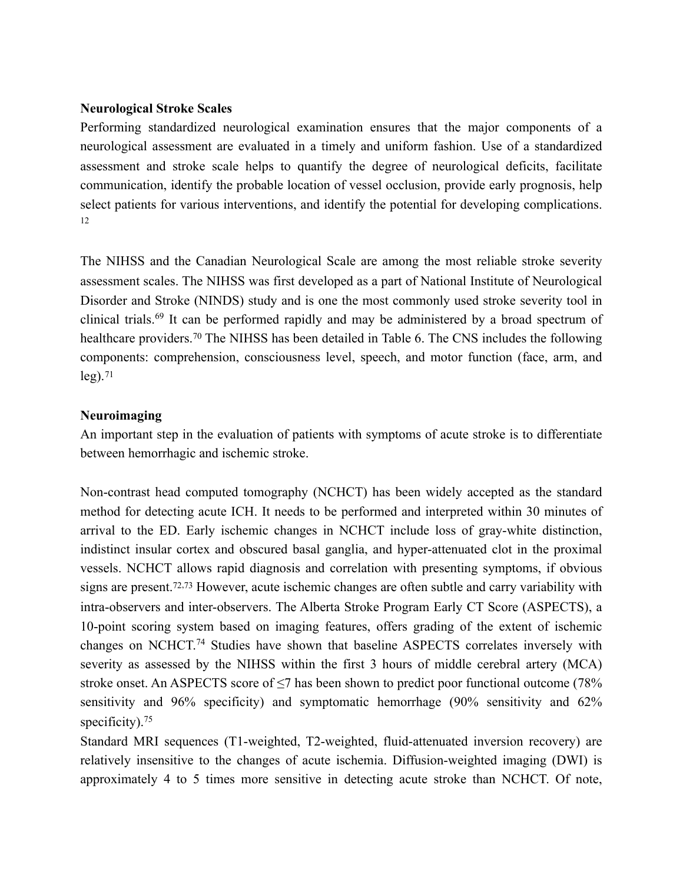**Neurological Stroke Scales**

Performing standardized neurological examination ensures that the major components of a neurological assessment are evaluated in a timely and uniform fashion. Use of a standardized assessment and stroke scale helps to quantify the degree of neurological deficits, facilitate communication, identify the probable location of vessel occlusion, provide early prognosis, help select patients for various interventions, and identify the potential for developing complications.[12]

The NIHSS and the Canadian Neurological Scale are among the most reliable stroke severity assessment scales. The NIHSS was first developed as a part of National Institute of Neurological Disorder and Stroke (NINDS) study and is one the most commonly used stroke severity tool in clinical trials.[69] It can be performed rapidly and may be administered by a broad spectrum of healthcare providers.[70] The NIHSS has been detailed in Table 6. The CNS includes the following components: comprehension, consciousness level, speech, and motor function (face, arm, and leg).[71]

**Neuroimaging**

An important step in the evaluation of patients with symptoms of acute stroke is to differentiate between hemorrhagic and ischemic stroke.

Non-contrast head computed tomography (NCHCT) has been widely accepted as the standard method for detecting acute ICH. It needs to be performed and interpreted within 30 minutes of arrival to the ED. Early ischemic changes in NCHCT include loss of gray-white distinction, indistinct insular cortex and obscured basal ganglia, and hyper-attenuated clot in the proximal vessels. NCHCT allows rapid diagnosis and correlation with presenting symptoms, if obvious signs are present.[72,73] However, acute ischemic changes are often subtle and carry variability with intra-observers and inter-observers. The Alberta Stroke Program Early CT Score (ASPECTS), a 10-point scoring system based on imaging features, offers grading of the extent of ischemic changes on NCHCT.[74] Studies have shown that baseline ASPECTS correlates inversely with severity as assessed by the NIHSS within the first 3 hours of middle cerebral artery (MCA) stroke onset. An ASPECTS score of ≤7 has been shown to predict poor functional outcome (78% sensitivity and 96% specificity) and symptomatic hemorrhage (90% sensitivity and 62% specificity).[75]

Standard MRI sequences (T1-weighted, T2-weighted, fluid-attenuated inversion recovery) are relatively insensitive to the changes of acute ischemia. Diffusion-weighted imaging (DWI) is approximately 4 to 5 times more sensitive in detecting acute stroke than NCHCT. Of note,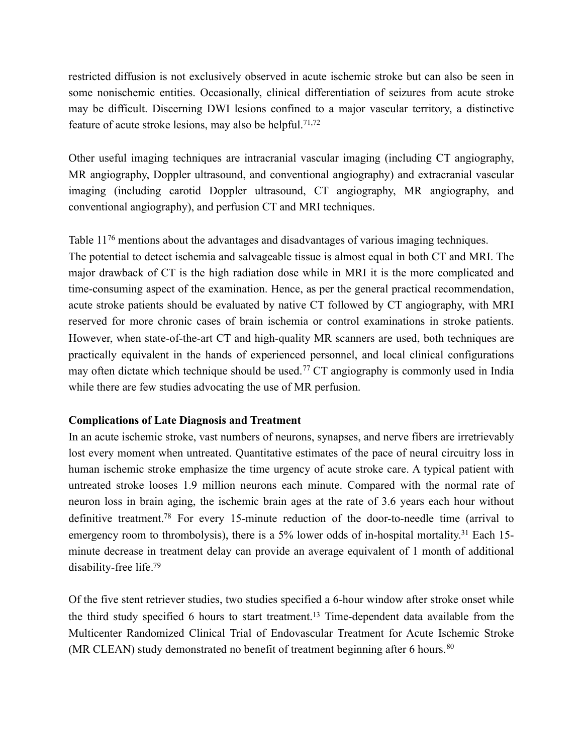restricted diffusion is not exclusively observed in acute ischemic stroke but can also be seen in some nonischemic entities. Occasionally, clinical differentiation of seizures from acute stroke may be difficult. Discerning DWI lesions confined to a major vascular territory, a distinctive feature of acute stroke lesions, may also be helpful.[71,72]

Other useful imaging techniques are intracranial vascular imaging (including CT angiography, MR angiography, Doppler ultrasound, and conventional angiography) and extracranial vascular imaging (including carotid Doppler ultrasound, CT angiography, MR angiography, and conventional angiography), and perfusion CT and MRI techniques.

Table 11[76] mentions about the advantages and disadvantages of various imaging techniques.
The potential to detect ischemia and salvageable tissue is almost equal in both CT and MRI. The major drawback of CT is the high radiation dose while in MRI it is the more complicated and time-consuming aspect of the examination. Hence, as per the general practical recommendation, acute stroke patients should be evaluated by native CT followed by CT angiography, with MRI reserved for more chronic cases of brain ischemia or control examinations in stroke patients. However, when state-of-the-art CT and high-quality MR scanners are used, both techniques are practically equivalent in the hands of experienced personnel, and local clinical configurations may often dictate which technique should be used.[77] CT angiography is commonly used in India while there are few studies advocating the use of MR perfusion.

**Complications of Late Diagnosis and Treatment**

In an acute ischemic stroke, vast numbers of neurons, synapses, and nerve fibers are irretrievably lost every moment when untreated. Quantitative estimates of the pace of neural circuitry loss in human ischemic stroke emphasize the time urgency of acute stroke care. A typical patient with untreated stroke looses 1.9 million neurons each minute. Compared with the normal rate of neuron loss in brain aging, the ischemic brain ages at the rate of 3.6 years each hour without definitive treatment.[78] For every 15-minute reduction of the door-to-needle time (arrival to emergency room to thrombolysis), there is a 5% lower odds of in-hospital mortality.[31] Each 15-minute decrease in treatment delay can provide an average equivalent of 1 month of additional disability-free life.[79]

Of the five stent retriever studies, two studies specified a 6-hour window after stroke onset while the third study specified 6 hours to start treatment.[13] Time-dependent data available from the Multicenter Randomized Clinical Trial of Endovascular Treatment for Acute Ischemic Stroke (MR CLEAN) study demonstrated no benefit of treatment beginning after 6 hours.[80]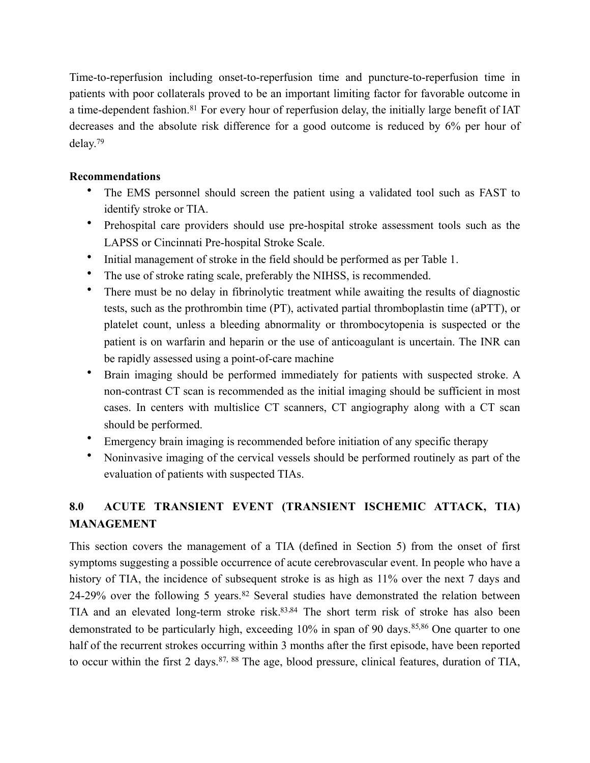Time-to-reperfusion including onset-to-reperfusion time and puncture-to-reperfusion time in patients with poor collaterals proved to be an important limiting factor for favorable outcome in a time-dependent fashion.[81] For every hour of reperfusion delay, the initially large benefit of IAT decreases and the absolute risk difference for a good outcome is reduced by 6% per hour of delay.[79]

**Recommendations**

- The EMS personnel should screen the patient using a validated tool such as FAST to identify stroke or TIA.
- Prehospital care providers should use pre-hospital stroke assessment tools such as the LAPSS or Cincinnati Pre-hospital Stroke Scale.
- Initial management of stroke in the field should be performed as per Table 1.
- The use of stroke rating scale, preferably the NIHSS, is recommended.
- There must be no delay in fibrinolytic treatment while awaiting the results of diagnostic tests, such as the prothrombin time (PT), activated partial thromboplastin time (aPTT), or platelet count, unless a bleeding abnormality or thrombocytopenia is suspected or the patient is on warfarin and heparin or the use of anticoagulant is uncertain. The INR can be rapidly assessed using a point-of-care machine
- Brain imaging should be performed immediately for patients with suspected stroke. A non-contrast CT scan is recommended as the initial imaging should be sufficient in most cases. In centers with multislice CT scanners, CT angiography along with a CT scan should be performed.
- Emergency brain imaging is recommended before initiation of any specific therapy
- Noninvasive imaging of the cervical vessels should be performed routinely as part of the evaluation of patients with suspected TIAs.

## 8.0 ACUTE TRANSIENT EVENT (TRANSIENT ISCHEMIC ATTACK, TIA) MANAGEMENT

This section covers the management of a TIA (defined in Section 5) from the onset of first symptoms suggesting a possible occurrence of acute cerebrovascular event. In people who have a history of TIA, the incidence of subsequent stroke is as high as 11% over the next 7 days and 24-29% over the following 5 years.[82] Several studies have demonstrated the relation between TIA and an elevated long-term stroke risk.[83,84] The short term risk of stroke has also been demonstrated to be particularly high, exceeding 10% in span of 90 days.[85,86] One quarter to one half of the recurrent strokes occurring within 3 months after the first episode, have been reported to occur within the first 2 days.[87,88] The age, blood pressure, clinical features, duration of TIA,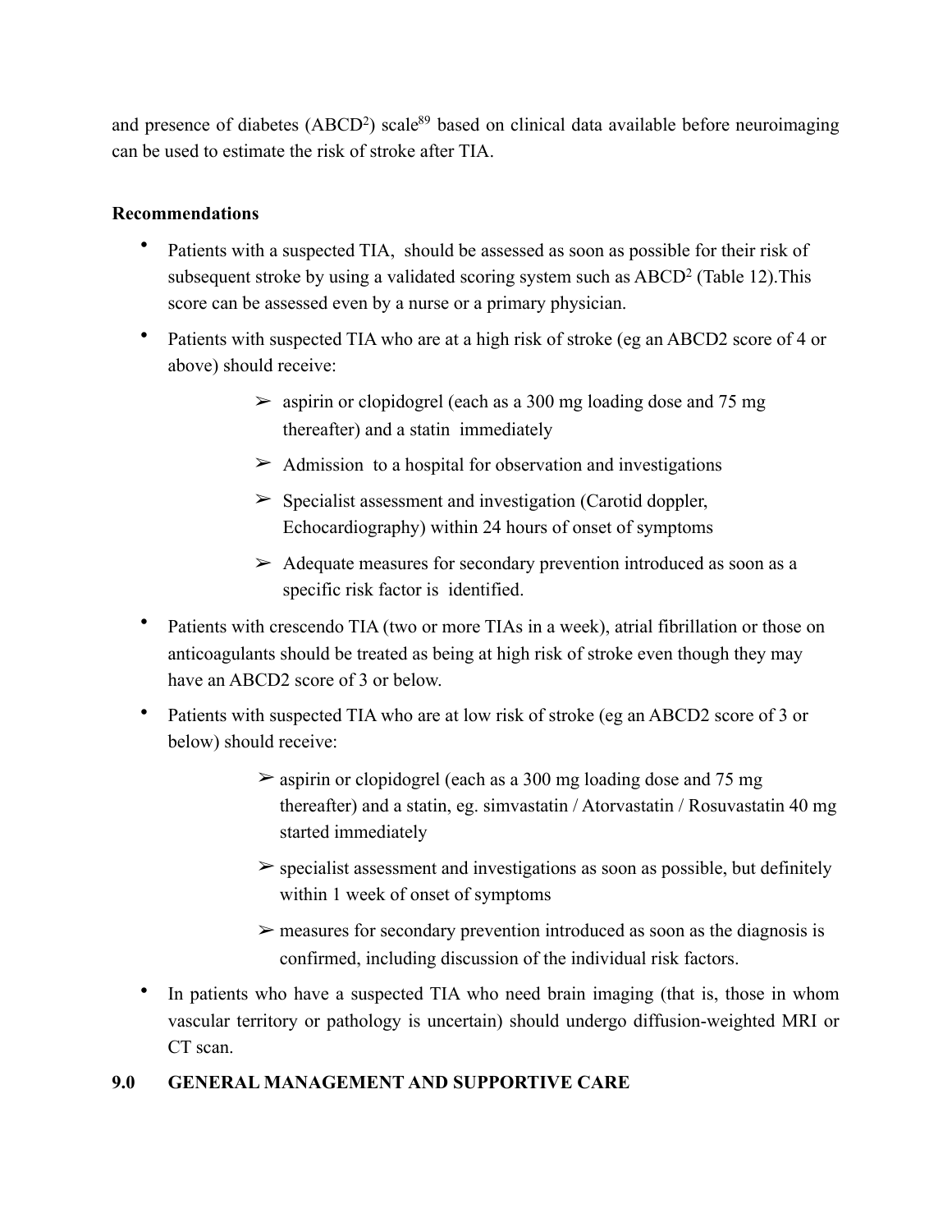and presence of diabetes ($ABCD^2$) scale[89] based on clinical data available before neuroimaging can be used to estimate the risk of stroke after TIA.

**Recommendations**

- Patients with a suspected TIA,  should be assessed as soon as possible for their risk of subsequent stroke by using a validated scoring system such as $ABCD^2$ (Table 12).This score can be assessed even by a nurse or a primary physician.
- Patients with suspected TIA who are at a high risk of stroke (eg an ABCD2 score of 4 or above) should receive:
    - ➢ aspirin or clopidogrel (each as a 300 mg loading dose and 75 mg thereafter) and a statin  immediately
    - ➢ Admission  to a hospital for observation and investigations
    - ➢ Specialist assessment and investigation (Carotid doppler, Echocardiography) within 24 hours of onset of symptoms
    - ➢ Adequate measures for secondary prevention introduced as soon as a specific risk factor is  identified.
- Patients with crescendo TIA (two or more TIAs in a week), atrial fibrillation or those on anticoagulants should be treated as being at high risk of stroke even though they may have an ABCD2 score of 3 or below.
- Patients with suspected TIA who are at low risk of stroke (eg an ABCD2 score of 3 or below) should receive:
    - ➢ aspirin or clopidogrel (each as a 300 mg loading dose and 75 mg thereafter) and a statin, eg. simvastatin / Atorvastatin / Rosuvastatin 40 mg started immediately
    - ➢ specialist assessment and investigations as soon as possible, but definitely within 1 week of onset of symptoms
    - ➢ measures for secondary prevention introduced as soon as the diagnosis is confirmed, including discussion of the individual risk factors.
- In patients who have a suspected TIA who need brain imaging (that is, those in whom vascular territory or pathology is uncertain) should undergo diffusion-weighted MRI or CT scan.

## 9.0 GENERAL MANAGEMENT AND SUPPORTIVE CARE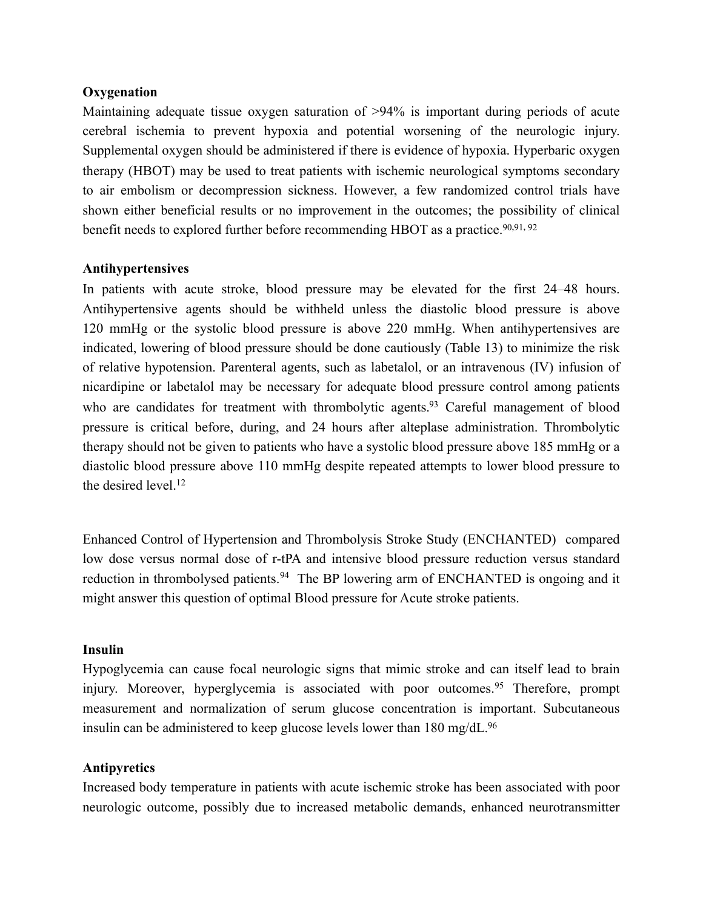**Oxygenation**

Maintaining adequate tissue oxygen saturation of >94% is important during periods of acute cerebral ischemia to prevent hypoxia and potential worsening of the neurologic injury. Supplemental oxygen should be administered if there is evidence of hypoxia. Hyperbaric oxygen therapy (HBOT) may be used to treat patients with ischemic neurological symptoms secondary to air embolism or decompression sickness. However, a few randomized control trials have shown either beneficial results or no improvement in the outcomes; the possibility of clinical benefit needs to explored further before recommending HBOT as a practice.[90,91, 92]

**Antihypertensives**

In patients with acute stroke, blood pressure may be elevated for the first 24–48 hours. Antihypertensive agents should be withheld unless the diastolic blood pressure is above 120 mmHg or the systolic blood pressure is above 220 mmHg. When antihypertensives are indicated, lowering of blood pressure should be done cautiously (Table 13) to minimize the risk of relative hypotension. Parenteral agents, such as labetalol, or an intravenous (IV) infusion of nicardipine or labetalol may be necessary for adequate blood pressure control among patients who are candidates for treatment with thrombolytic agents.[93] Careful management of blood pressure is critical before, during, and 24 hours after alteplase administration. Thrombolytic therapy should not be given to patients who have a systolic blood pressure above 185 mmHg or a diastolic blood pressure above 110 mmHg despite repeated attempts to lower blood pressure to the desired level.[12]

Enhanced Control of Hypertension and Thrombolysis Stroke Study (ENCHANTED) compared low dose versus normal dose of r-tPA and intensive blood pressure reduction versus standard reduction in thrombolysed patients.[94] The BP lowering arm of ENCHANTED is ongoing and it might answer this question of optimal Blood pressure for Acute stroke patients.

**Insulin**

Hypoglycemia can cause focal neurologic signs that mimic stroke and can itself lead to brain injury. Moreover, hyperglycemia is associated with poor outcomes.[95] Therefore, prompt measurement and normalization of serum glucose concentration is important. Subcutaneous insulin can be administered to keep glucose levels lower than 180 mg/dL.[96]

**Antipyretics**

Increased body temperature in patients with acute ischemic stroke has been associated with poor neurologic outcome, possibly due to increased metabolic demands, enhanced neurotransmitter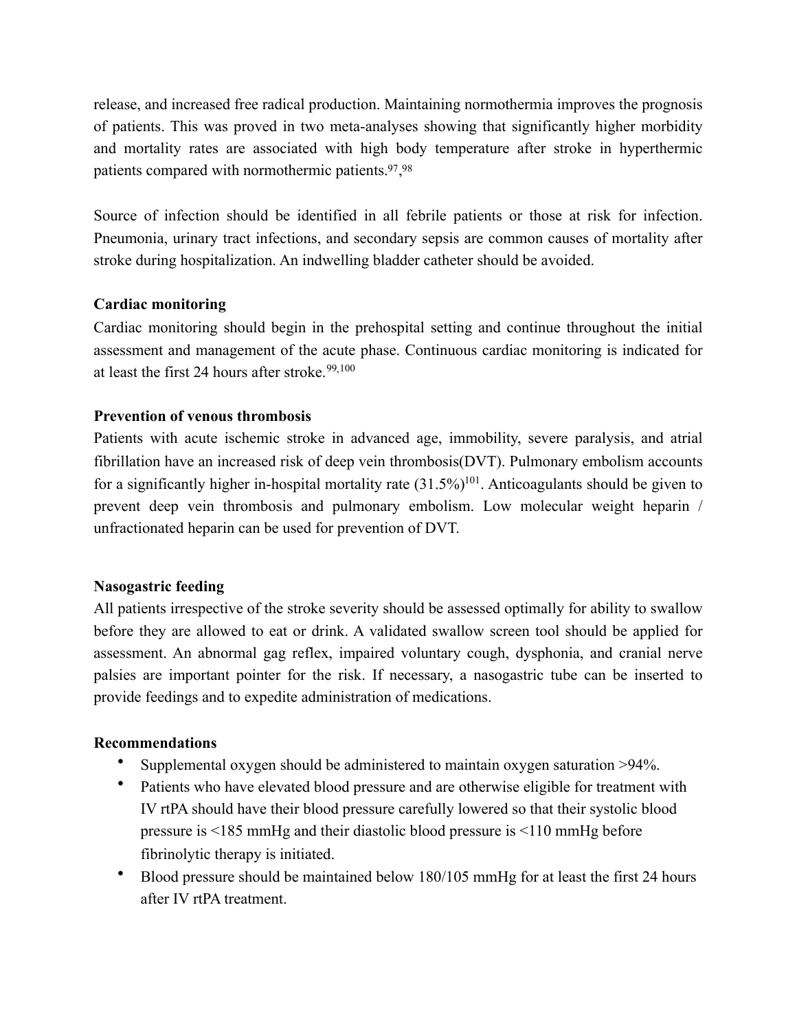release, and increased free radical production. Maintaining normothermia improves the prognosis of patients. This was proved in two meta-analyses showing that significantly higher morbidity and mortality rates are associated with high body temperature after stroke in hyperthermic patients compared with normothermic patients.[97,98]

Source of infection should be identified in all febrile patients or those at risk for infection. Pneumonia, urinary tract infections, and secondary sepsis are common causes of mortality after stroke during hospitalization. An indwelling bladder catheter should be avoided.

**Cardiac monitoring**

Cardiac monitoring should begin in the prehospital setting and continue throughout the initial assessment and management of the acute phase. Continuous cardiac monitoring is indicated for at least the first 24 hours after stroke.[99,100]

**Prevention of venous thrombosis**

Patients with acute ischemic stroke in advanced age, immobility, severe paralysis, and atrial fibrillation have an increased risk of deep vein thrombosis(DVT). Pulmonary embolism accounts for a significantly higher in-hospital mortality rate (31.5%)[101]. Anticoagulants should be given to prevent deep vein thrombosis and pulmonary embolism. Low molecular weight heparin / unfractionated heparin can be used for prevention of DVT.

**Nasogastric feeding**

All patients irrespective of the stroke severity should be assessed optimally for ability to swallow before they are allowed to eat or drink. A validated swallow screen tool should be applied for assessment. An abnormal gag reflex, impaired voluntary cough, dysphonia, and cranial nerve palsies are important pointer for the risk. If necessary, a nasogastric tube can be inserted to provide feedings and to expedite administration of medications.

**Recommendations**

- Supplemental oxygen should be administered to maintain oxygen saturation >94%.
- Patients who have elevated blood pressure and are otherwise eligible for treatment with IV rtPA should have their blood pressure carefully lowered so that their systolic blood pressure is <185 mmHg and their diastolic blood pressure is <110 mmHg before fibrinolytic therapy is initiated.
- Blood pressure should be maintained below 180/105 mmHg for at least the first 24 hours after IV rtPA treatment.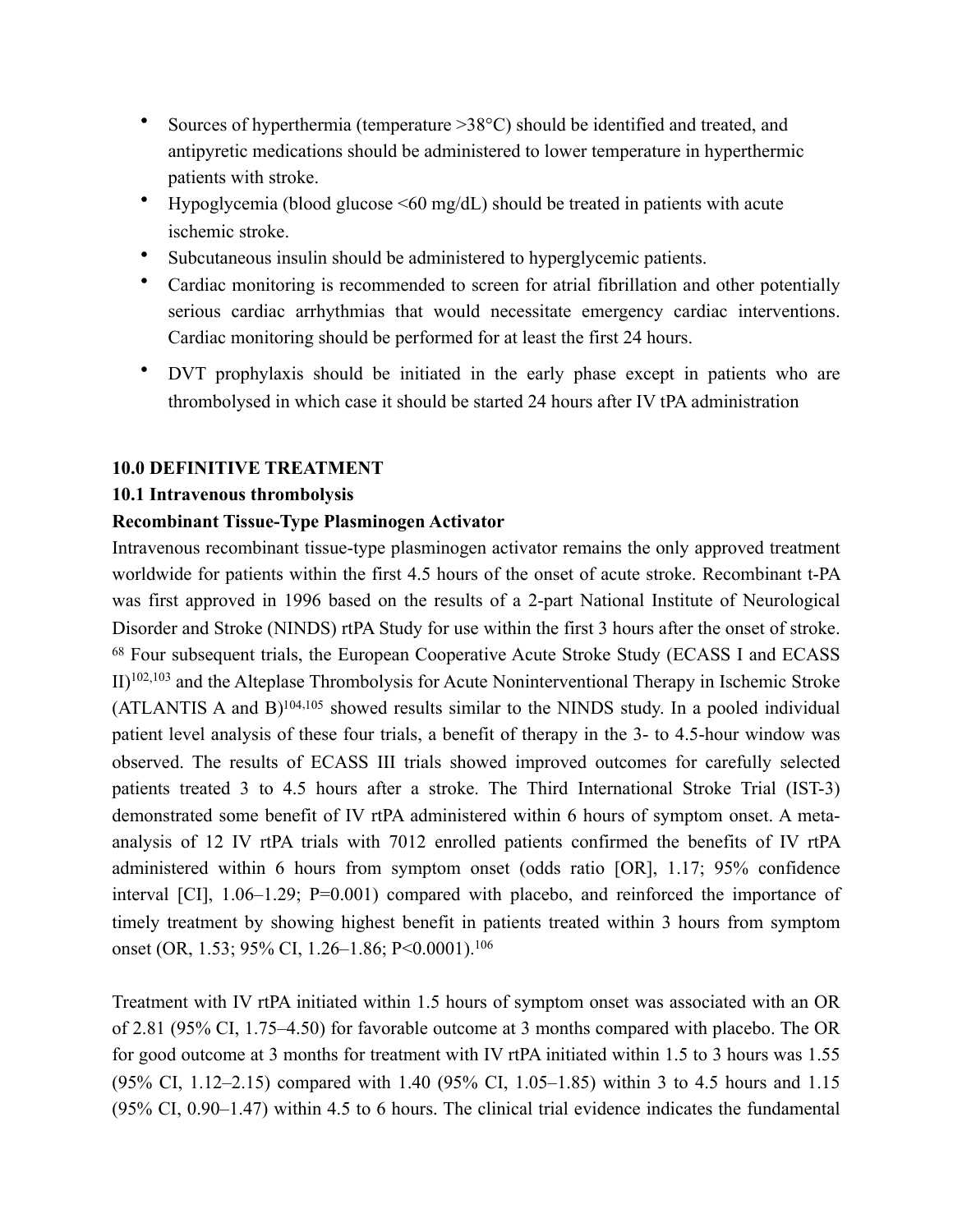- Sources of hyperthermia (temperature >38°C) should be identified and treated, and antipyretic medications should be administered to lower temperature in hyperthermic patients with stroke.
- Hypoglycemia (blood glucose <60 mg/dL) should be treated in patients with acute ischemic stroke.
- Subcutaneous insulin should be administered to hyperglycemic patients.
- Cardiac monitoring is recommended to screen for atrial fibrillation and other potentially serious cardiac arrhythmias that would necessitate emergency cardiac interventions. Cardiac monitoring should be performed for at least the first 24 hours.
- DVT prophylaxis should be initiated in the early phase except in patients who are thrombolysed in which case it should be started 24 hours after IV tPA administration

**10.0 DEFINITIVE TREATMENT**

**10.1 Intravenous thrombolysis**

**Recombinant Tissue-Type Plasminogen Activator**

Intravenous recombinant tissue-type plasminogen activator remains the only approved treatment worldwide for patients within the first 4.5 hours of the onset of acute stroke. Recombinant t-PA was first approved in 1996 based on the results of a 2-part National Institute of Neurological Disorder and Stroke (NINDS) rtPA Study for use within the first 3 hours after the onset of stroke.[68] Four subsequent trials, the European Cooperative Acute Stroke Study (ECASS I and ECASS II)[102,103] and the Alteplase Thrombolysis for Acute Noninterventional Therapy in Ischemic Stroke (ATLANTIS A and B)[104,105] showed results similar to the NINDS study. In a pooled individual patient level analysis of these four trials, a benefit of therapy in the 3- to 4.5-hour window was observed. The results of ECASS III trials showed improved outcomes for carefully selected patients treated 3 to 4.5 hours after a stroke. The Third International Stroke Trial (IST-3) demonstrated some benefit of IV rtPA administered within 6 hours of symptom onset. A meta-analysis of 12 IV rtPA trials with 7012 enrolled patients confirmed the benefits of IV rtPA administered within 6 hours from symptom onset (odds ratio [OR], 1.17; 95% confidence interval [CI], 1.06–1.29; P=0.001) compared with placebo, and reinforced the importance of timely treatment by showing highest benefit in patients treated within 3 hours from symptom onset (OR, 1.53; 95% CI, 1.26–1.86; P<0.0001).[106]

Treatment with IV rtPA initiated within 1.5 hours of symptom onset was associated with an OR of 2.81 (95% CI, 1.75–4.50) for favorable outcome at 3 months compared with placebo. The OR for good outcome at 3 months for treatment with IV rtPA initiated within 1.5 to 3 hours was 1.55 (95% CI, 1.12–2.15) compared with 1.40 (95% CI, 1.05–1.85) within 3 to 4.5 hours and 1.15 (95% CI, 0.90–1.47) within 4.5 to 6 hours. The clinical trial evidence indicates the fundamental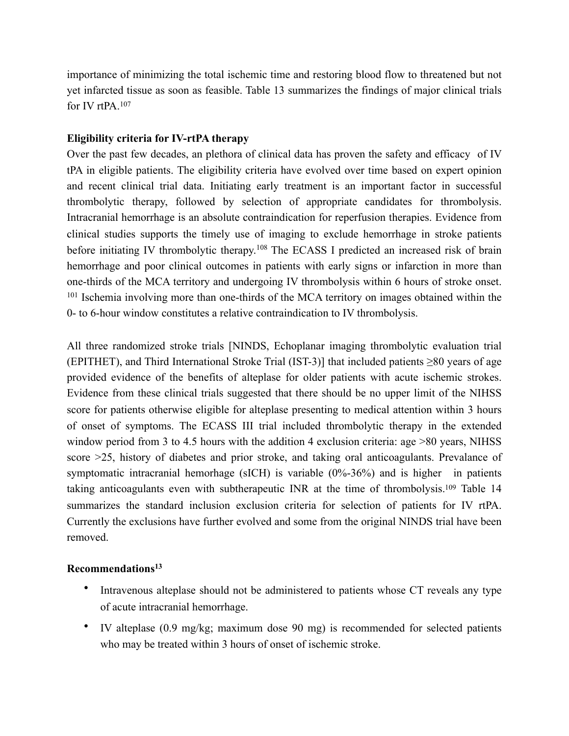importance of minimizing the total ischemic time and restoring blood flow to threatened but not yet infarcted tissue as soon as feasible. Table 13 summarizes the findings of major clinical trials for IV rtPA.[107]

**Eligibility criteria for IV-rtPA therapy**

Over the past few decades, an plethora of clinical data has proven the safety and efficacy of IV tPA in eligible patients. The eligibility criteria have evolved over time based on expert opinion and recent clinical trial data. Initiating early treatment is an important factor in successful thrombolytic therapy, followed by selection of appropriate candidates for thrombolysis. Intracranial hemorrhage is an absolute contraindication for reperfusion therapies. Evidence from clinical studies supports the timely use of imaging to exclude hemorrhage in stroke patients before initiating IV thrombolytic therapy.[108] The ECASS I predicted an increased risk of brain hemorrhage and poor clinical outcomes in patients with early signs or infarction in more than one-thirds of the MCA territory and undergoing IV thrombolysis within 6 hours of stroke onset.[101] Ischemia involving more than one-thirds of the MCA territory on images obtained within the 0- to 6-hour window constitutes a relative contraindication to IV thrombolysis.

All three randomized stroke trials [NINDS, Echoplanar imaging thrombolytic evaluation trial (EPITHET), and Third International Stroke Trial (IST-3)] that included patients ≥80 years of age provided evidence of the benefits of alteplase for older patients with acute ischemic strokes. Evidence from these clinical trials suggested that there should be no upper limit of the NIHSS score for patients otherwise eligible for alteplase presenting to medical attention within 3 hours of onset of symptoms. The ECASS III trial included thrombolytic therapy in the extended window period from 3 to 4.5 hours with the addition 4 exclusion criteria: age >80 years, NIHSS score >25, history of diabetes and prior stroke, and taking oral anticoagulants. Prevalance of symptomatic intracranial hemorhage (sICH) is variable (0%-36%) and is higher in patients taking anticoagulants even with subtherapeutic INR at the time of thrombolysis.[109] Table 14 summarizes the standard inclusion exclusion criteria for selection of patients for IV rtPA. Currently the exclusions have further evolved and some from the original NINDS trial have been removed.

**Recommendations[13]**

- Intravenous alteplase should not be administered to patients whose CT reveals any type of acute intracranial hemorrhage.
- IV alteplase (0.9 mg/kg; maximum dose 90 mg) is recommended for selected patients who may be treated within 3 hours of onset of ischemic stroke.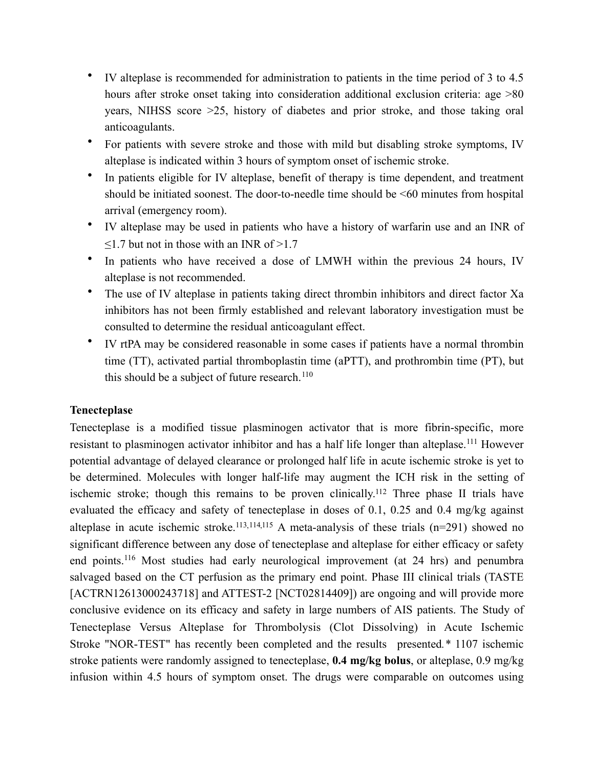- IV alteplase is recommended for administration to patients in the time period of 3 to 4.5 hours after stroke onset taking into consideration additional exclusion criteria: age >80 years, NIHSS score >25, history of diabetes and prior stroke, and those taking oral anticoagulants.
- For patients with severe stroke and those with mild but disabling stroke symptoms, IV alteplase is indicated within 3 hours of symptom onset of ischemic stroke.
- In patients eligible for IV alteplase, benefit of therapy is time dependent, and treatment should be initiated soonest. The door-to-needle time should be <60 minutes from hospital arrival (emergency room).
- IV alteplase may be used in patients who have a history of warfarin use and an INR of ≤1.7 but not in those with an INR of >1.7
- In patients who have received a dose of LMWH within the previous 24 hours, IV alteplase is not recommended.
- The use of IV alteplase in patients taking direct thrombin inhibitors and direct factor Xa inhibitors has not been firmly established and relevant laboratory investigation must be consulted to determine the residual anticoagulant effect.
- IV rtPA may be considered reasonable in some cases if patients have a normal thrombin time (TT), activated partial thromboplastin time (aPTT), and prothrombin time (PT), but this should be a subject of future research.[110]

**Tenecteplase**

Tenecteplase is a modified tissue plasminogen activator that is more fibrin-specific, more resistant to plasminogen activator inhibitor and has a half life longer than alteplase.[111] However potential advantage of delayed clearance or prolonged half life in acute ischemic stroke is yet to be determined. Molecules with longer half-life may augment the ICH risk in the setting of ischemic stroke; though this remains to be proven clinically.[112] Three phase II trials have evaluated the efficacy and safety of tenecteplase in doses of 0.1, 0.25 and 0.4 mg/kg against alteplase in acute ischemic stroke.[113,114,115] A meta-analysis of these trials (n=291) showed no significant difference between any dose of tenecteplase and alteplase for either efficacy or safety end points.[116] Most studies had early neurological improvement (at 24 hrs) and penumbra salvaged based on the CT perfusion as the primary end point. Phase III clinical trials (TASTE [ACTRN12613000243718] and ATTEST-2 [NCT02814409]) are ongoing and will provide more conclusive evidence on its efficacy and safety in large numbers of AIS patients. The Study of Tenecteplase Versus Alteplase for Thrombolysis (Clot Dissolving) in Acute Ischemic Stroke "NOR-TEST" has recently been completed and the results presented.* 1107 ischemic stroke patients were randomly assigned to tenecteplase, **0.4 mg/kg bolus**, or alteplase, 0.9 mg/kg infusion within 4.5 hours of symptom onset. The drugs were comparable on outcomes using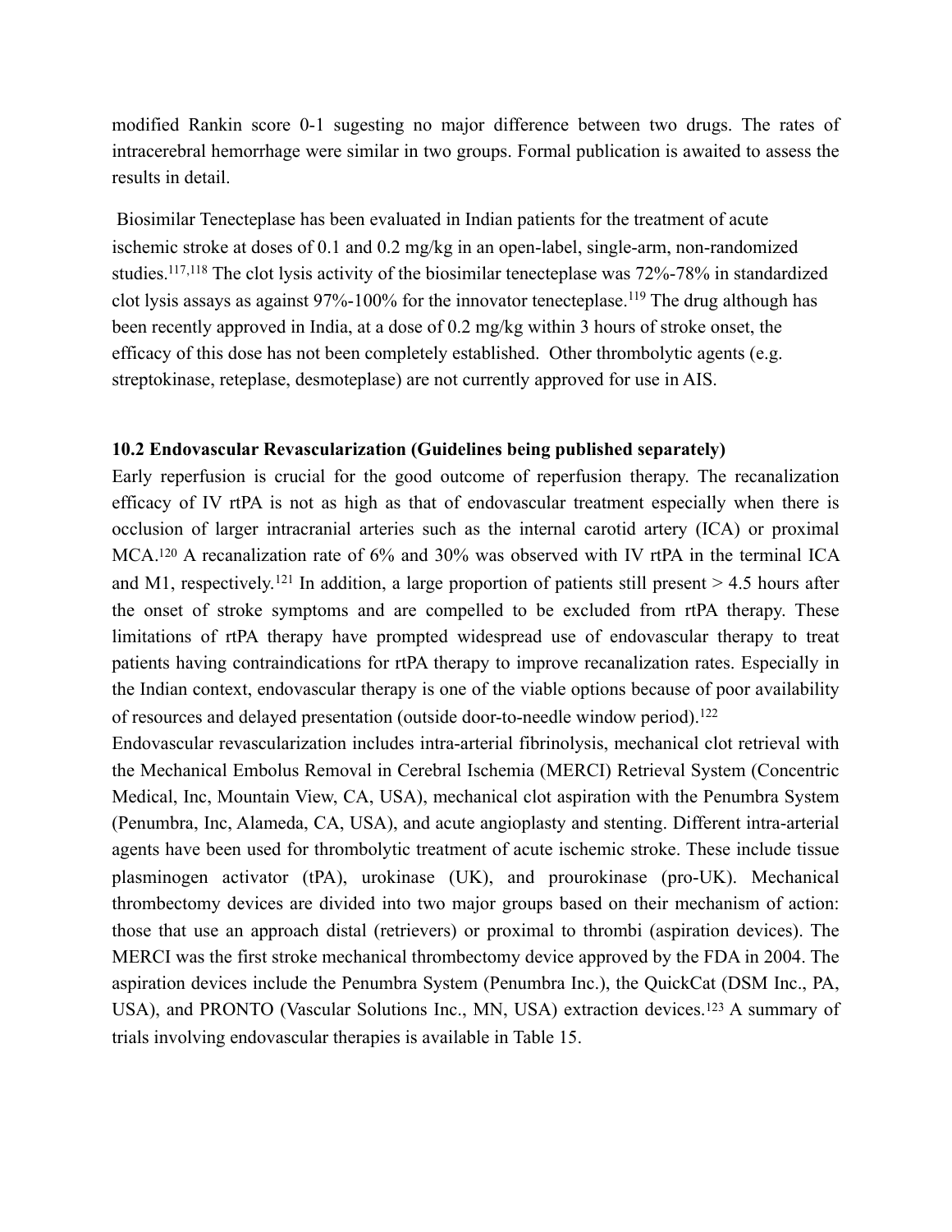modified Rankin score 0-1 sugesting no major difference between two drugs. The rates of intracerebral hemorrhage were similar in two groups. Formal publication is awaited to assess the results in detail.

Biosimilar Tenecteplase has been evaluated in Indian patients for the treatment of acute ischemic stroke at doses of 0.1 and 0.2 mg/kg in an open-label, single-arm, non-randomized studies.[117,118] The clot lysis activity of the biosimilar tenecteplase was 72%-78% in standardized clot lysis assays as against 97%-100% for the innovator tenecteplase.[119] The drug although has been recently approved in India, at a dose of 0.2 mg/kg within 3 hours of stroke onset, the efficacy of this dose has not been completely established. Other thrombolytic agents (e.g. streptokinase, reteplase, desmoteplase) are not currently approved for use in AIS.

### 10.2 Endovascular Revascularization (Guidelines being published separately)

Early reperfusion is crucial for the good outcome of reperfusion therapy. The recanalization efficacy of IV rtPA is not as high as that of endovascular treatment especially when there is occlusion of larger intracranial arteries such as the internal carotid artery (ICA) or proximal MCA.[120] A recanalization rate of 6% and 30% was observed with IV rtPA in the terminal ICA and M1, respectively.[121] In addition, a large proportion of patients still present > 4.5 hours after the onset of stroke symptoms and are compelled to be excluded from rtPA therapy. These limitations of rtPA therapy have prompted widespread use of endovascular therapy to treat patients having contraindications for rtPA therapy to improve recanalization rates. Especially in the Indian context, endovascular therapy is one of the viable options because of poor availability of resources and delayed presentation (outside door-to-needle window period).[122]

Endovascular revascularization includes intra-arterial fibrinolysis, mechanical clot retrieval with the Mechanical Embolus Removal in Cerebral Ischemia (MERCI) Retrieval System (Concentric Medical, Inc, Mountain View, CA, USA), mechanical clot aspiration with the Penumbra System (Penumbra, Inc, Alameda, CA, USA), and acute angioplasty and stenting. Different intra-arterial agents have been used for thrombolytic treatment of acute ischemic stroke. These include tissue plasminogen activator (tPA), urokinase (UK), and prourokinase (pro-UK). Mechanical thrombectomy devices are divided into two major groups based on their mechanism of action: those that use an approach distal (retrievers) or proximal to thrombi (aspiration devices). The MERCI was the first stroke mechanical thrombectomy device approved by the FDA in 2004. The aspiration devices include the Penumbra System (Penumbra Inc.), the QuickCat (DSM Inc., PA, USA), and PRONTO (Vascular Solutions Inc., MN, USA) extraction devices.[123] A summary of trials involving endovascular therapies is available in Table 15.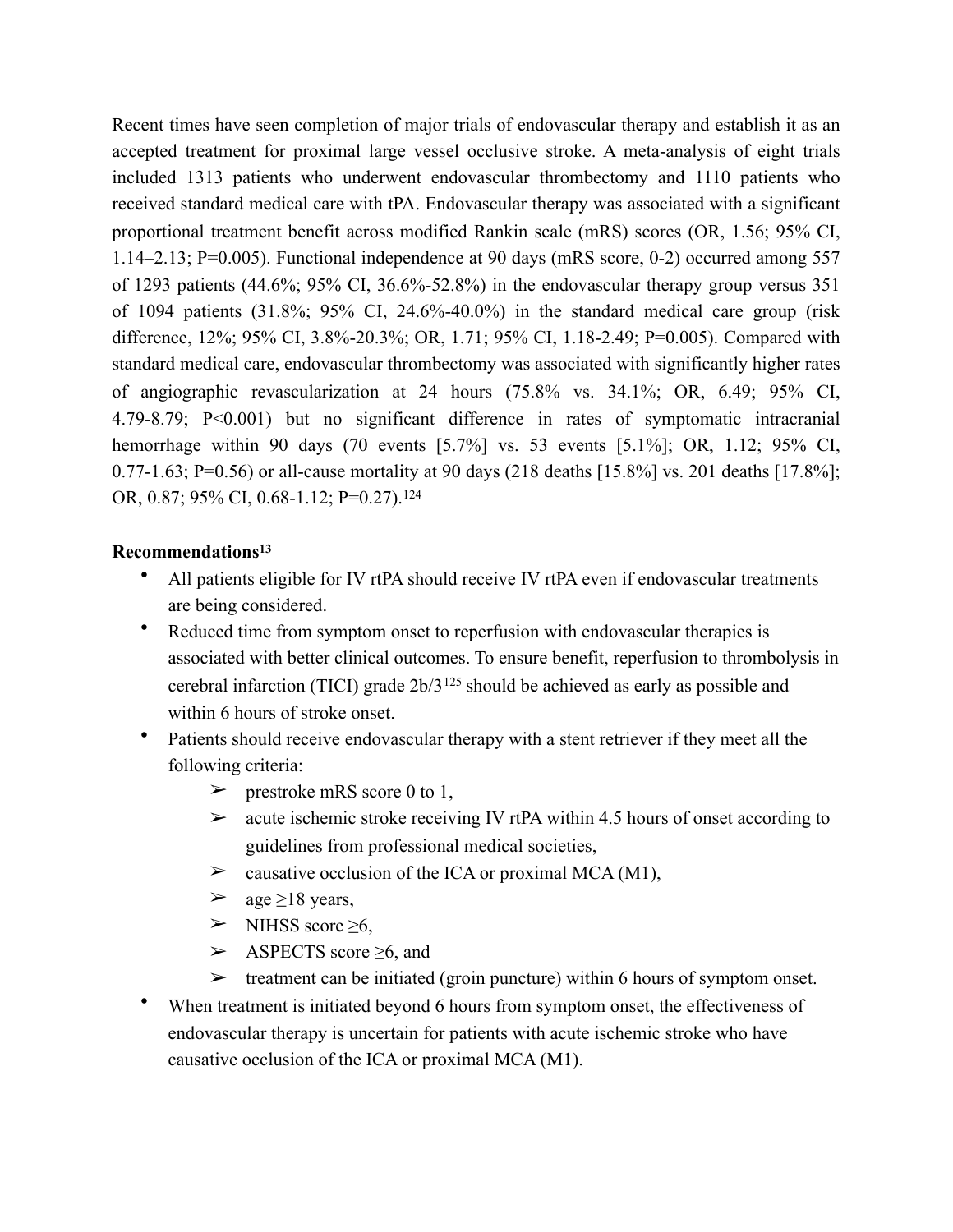Recent times have seen completion of major trials of endovascular therapy and establish it as an accepted treatment for proximal large vessel occlusive stroke. A meta-analysis of eight trials included 1313 patients who underwent endovascular thrombectomy and 1110 patients who received standard medical care with tPA. Endovascular therapy was associated with a significant proportional treatment benefit across modified Rankin scale (mRS) scores (OR, 1.56; 95% CI, 1.14–2.13; P=0.005). Functional independence at 90 days (mRS score, 0-2) occurred among 557 of 1293 patients (44.6%; 95% CI, 36.6%-52.8%) in the endovascular therapy group versus 351 of 1094 patients (31.8%; 95% CI, 24.6%-40.0%) in the standard medical care group (risk difference, 12%; 95% CI, 3.8%-20.3%; OR, 1.71; 95% CI, 1.18-2.49; P=0.005). Compared with standard medical care, endovascular thrombectomy was associated with significantly higher rates of angiographic revascularization at 24 hours (75.8% vs. 34.1%; OR, 6.49; 95% CI, 4.79-8.79; P<0.001) but no significant difference in rates of symptomatic intracranial hemorrhage within 90 days (70 events [5.7%] vs. 53 events [5.1%]; OR, 1.12; 95% CI, 0.77-1.63; P=0.56) or all-cause mortality at 90 days (218 deaths [15.8%] vs. 201 deaths [17.8%]; OR, 0.87; 95% CI, 0.68-1.12; P=0.27).[124]

**Recommendations[13]**

- All patients eligible for IV rtPA should receive IV rtPA even if endovascular treatments are being considered.
- Reduced time from symptom onset to reperfusion with endovascular therapies is associated with better clinical outcomes. To ensure benefit, reperfusion to thrombolysis in cerebral infarction (TICI) grade 2b/3[125] should be achieved as early as possible and within 6 hours of stroke onset.
- Patients should receive endovascular therapy with a stent retriever if they meet all the following criteria:
    - prestroke mRS score 0 to 1,
    - acute ischemic stroke receiving IV rtPA within 4.5 hours of onset according to guidelines from professional medical societies,
    - causative occlusion of the ICA or proximal MCA (M1),
    - age ≥18 years,
    - NIHSS score ≥6,
    - ASPECTS score ≥6, and
    - treatment can be initiated (groin puncture) within 6 hours of symptom onset.
- When treatment is initiated beyond 6 hours from symptom onset, the effectiveness of endovascular therapy is uncertain for patients with acute ischemic stroke who have causative occlusion of the ICA or proximal MCA (M1).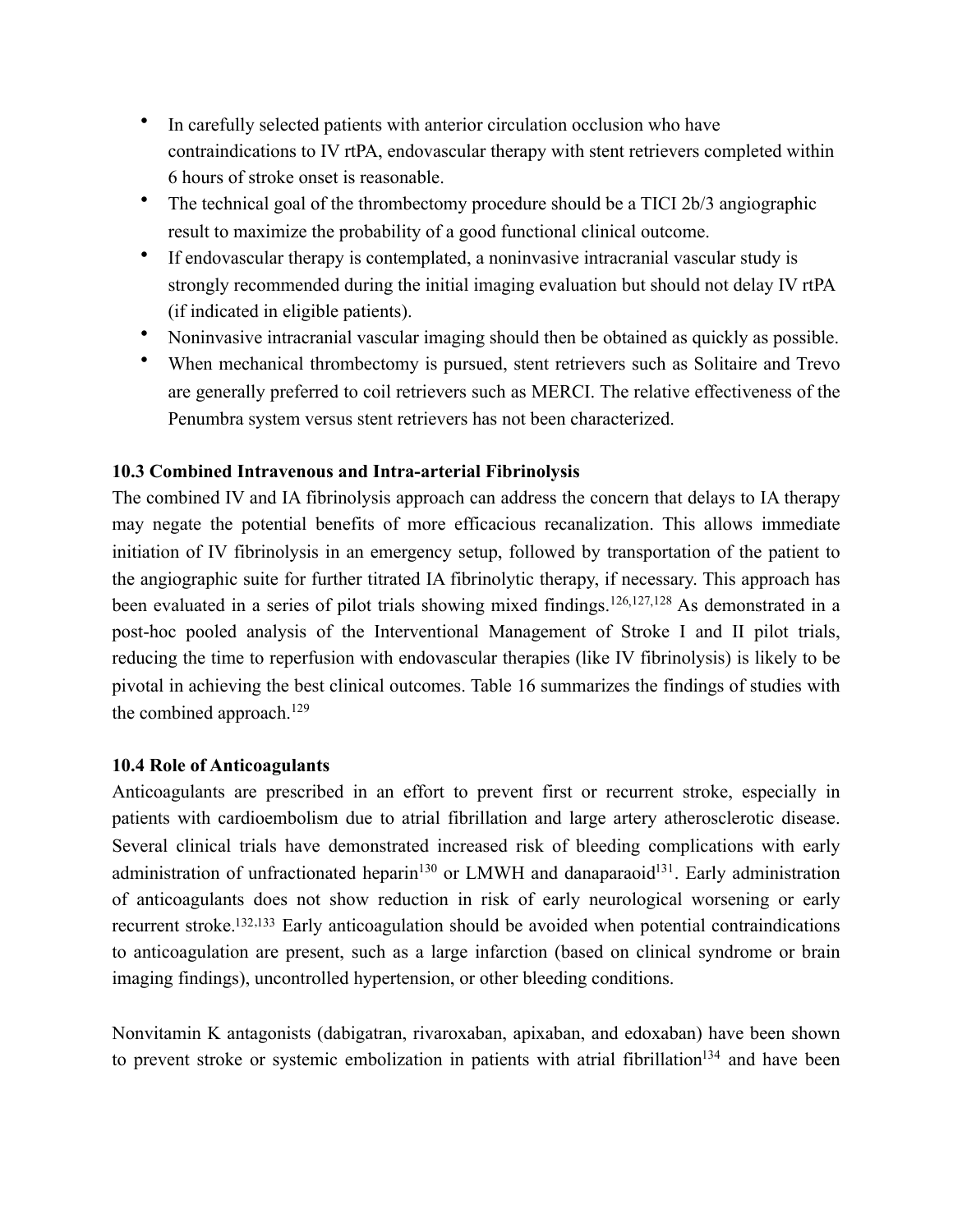- In carefully selected patients with anterior circulation occlusion who have contraindications to IV rtPA, endovascular therapy with stent retrievers completed within 6 hours of stroke onset is reasonable.
- The technical goal of the thrombectomy procedure should be a TICI 2b/3 angiographic result to maximize the probability of a good functional clinical outcome.
- If endovascular therapy is contemplated, a noninvasive intracranial vascular study is strongly recommended during the initial imaging evaluation but should not delay IV rtPA (if indicated in eligible patients).
- Noninvasive intracranial vascular imaging should then be obtained as quickly as possible.
- When mechanical thrombectomy is pursued, stent retrievers such as Solitaire and Trevo are generally preferred to coil retrievers such as MERCI. The relative effectiveness of the Penumbra system versus stent retrievers has not been characterized.

### 10.3 Combined Intravenous and Intra-arterial Fibrinolysis

The combined IV and IA fibrinolysis approach can address the concern that delays to IA therapy may negate the potential benefits of more efficacious recanalization. This allows immediate initiation of IV fibrinolysis in an emergency setup, followed by transportation of the patient to the angiographic suite for further titrated IA fibrinolytic therapy, if necessary. This approach has been evaluated in a series of pilot trials showing mixed findings.[126,127,128] As demonstrated in a post-hoc pooled analysis of the Interventional Management of Stroke I and II pilot trials, reducing the time to reperfusion with endovascular therapies (like IV fibrinolysis) is likely to be pivotal in achieving the best clinical outcomes. Table 16 summarizes the findings of studies with the combined approach.[129]

### 10.4 Role of Anticoagulants

Anticoagulants are prescribed in an effort to prevent first or recurrent stroke, especially in patients with cardioembolism due to atrial fibrillation and large artery atherosclerotic disease. Several clinical trials have demonstrated increased risk of bleeding complications with early administration of unfractionated heparin[130] or LMWH and danaparaoid[131]. Early administration of anticoagulants does not show reduction in risk of early neurological worsening or early recurrent stroke.[132,133] Early anticoagulation should be avoided when potential contraindications to anticoagulation are present, such as a large infarction (based on clinical syndrome or brain imaging findings), uncontrolled hypertension, or other bleeding conditions.

Nonvitamin K antagonists (dabigatran, rivaroxaban, apixaban, and edoxaban) have been shown to prevent stroke or systemic embolization in patients with atrial fibrillation[134] and have been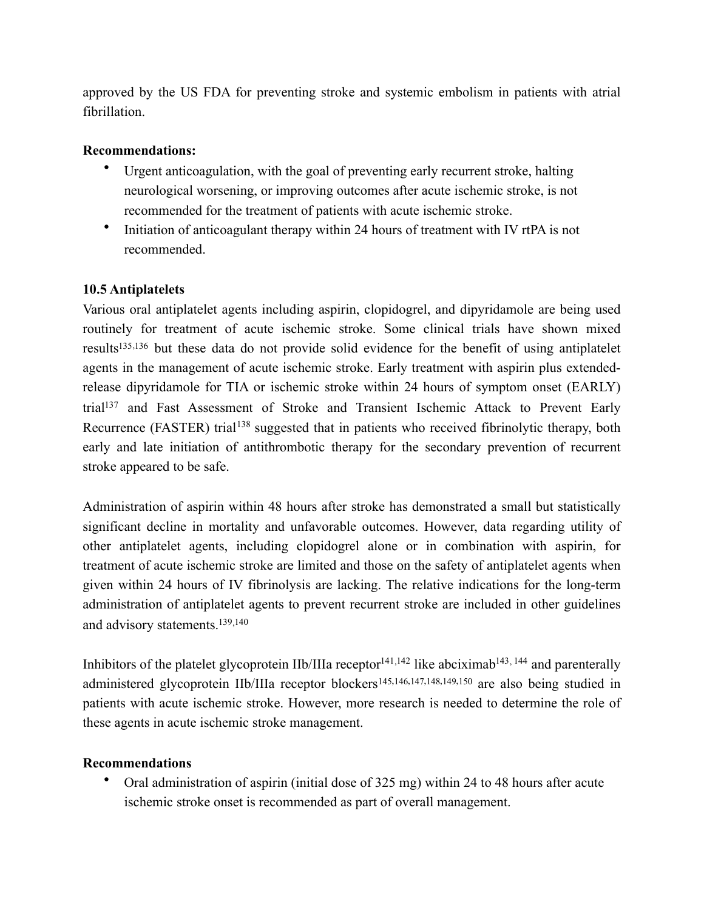approved by the US FDA for preventing stroke and systemic embolism in patients with atrial fibrillation.

**Recommendations:**

- Urgent anticoagulation, with the goal of preventing early recurrent stroke, halting neurological worsening, or improving outcomes after acute ischemic stroke, is not recommended for the treatment of patients with acute ischemic stroke.
- Initiation of anticoagulant therapy within 24 hours of treatment with IV rtPA is not recommended.

### 10.5 Antiplatelets

Various oral antiplatelet agents including aspirin, clopidogrel, and dipyridamole are being used routinely for treatment of acute ischemic stroke. Some clinical trials have shown mixed results[135,136] but these data do not provide solid evidence for the benefit of using antiplatelet agents in the management of acute ischemic stroke. Early treatment with aspirin plus extended-release dipyridamole for TIA or ischemic stroke within 24 hours of symptom onset (EARLY) trial[137] and Fast Assessment of Stroke and Transient Ischemic Attack to Prevent Early Recurrence (FASTER) trial[138] suggested that in patients who received fibrinolytic therapy, both early and late initiation of antithrombotic therapy for the secondary prevention of recurrent stroke appeared to be safe.

Administration of aspirin within 48 hours after stroke has demonstrated a small but statistically significant decline in mortality and unfavorable outcomes. However, data regarding utility of other antiplatelet agents, including clopidogrel alone or in combination with aspirin, for treatment of acute ischemic stroke are limited and those on the safety of antiplatelet agents when given within 24 hours of IV fibrinolysis are lacking. The relative indications for the long-term administration of antiplatelet agents to prevent recurrent stroke are included in other guidelines and advisory statements.[139,140]

Inhibitors of the platelet glycoprotein IIb/IIIa receptor[141,142] like abciximab[143,144] and parenterally administered glycoprotein IIb/IIIa receptor blockers[145,146,147,148,149,150] are also being studied in patients with acute ischemic stroke. However, more research is needed to determine the role of these agents in acute ischemic stroke management.

**Recommendations**

- Oral administration of aspirin (initial dose of 325 mg) within 24 to 48 hours after acute ischemic stroke onset is recommended as part of overall management.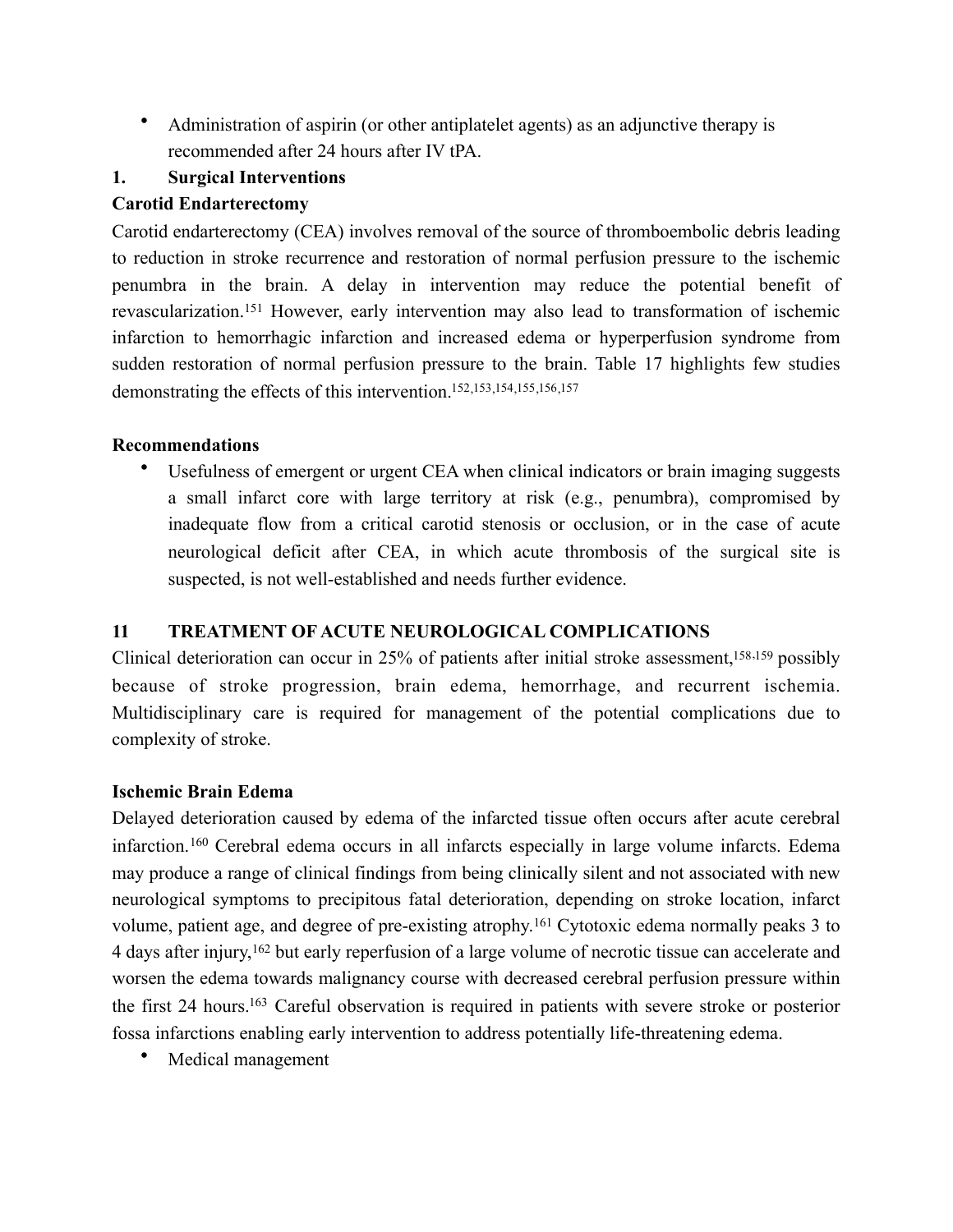- Administration of aspirin (or other antiplatelet agents) as an adjunctive therapy is recommended after 24 hours after IV tPA.

## 1. Surgical Interventions

### Carotid Endarterectomy

Carotid endarterectomy (CEA) involves removal of the source of thromboembolic debris leading to reduction in stroke recurrence and restoration of normal perfusion pressure to the ischemic penumbra in the brain. A delay in intervention may reduce the potential benefit of revascularization.[151] However, early intervention may also lead to transformation of ischemic infarction to hemorrhagic infarction and increased edema or hyperperfusion syndrome from sudden restoration of normal perfusion pressure to the brain. Table 17 highlights few studies demonstrating the effects of this intervention.[152,153,154,155,156,157]

### Recommendations

- Usefulness of emergent or urgent CEA when clinical indicators or brain imaging suggests a small infarct core with large territory at risk (e.g., penumbra), compromised by inadequate flow from a critical carotid stenosis or occlusion, or in the case of acute neurological deficit after CEA, in which acute thrombosis of the surgical site is suspected, is not well-established and needs further evidence.

## 11 TREATMENT OF ACUTE NEUROLOGICAL COMPLICATIONS

Clinical deterioration can occur in 25% of patients after initial stroke assessment,[158,159] possibly because of stroke progression, brain edema, hemorrhage, and recurrent ischemia. Multidisciplinary care is required for management of the potential complications due to complexity of stroke.

### Ischemic Brain Edema

Delayed deterioration caused by edema of the infarcted tissue often occurs after acute cerebral infarction.[160] Cerebral edema occurs in all infarcts especially in large volume infarcts. Edema may produce a range of clinical findings from being clinically silent and not associated with new neurological symptoms to precipitous fatal deterioration, depending on stroke location, infarct volume, patient age, and degree of pre-existing atrophy.[161] Cytotoxic edema normally peaks 3 to 4 days after injury,[162] but early reperfusion of a large volume of necrotic tissue can accelerate and worsen the edema towards malignancy course with decreased cerebral perfusion pressure within the first 24 hours.[163] Careful observation is required in patients with severe stroke or posterior fossa infarctions enabling early intervention to address potentially life-threatening edema.

- Medical management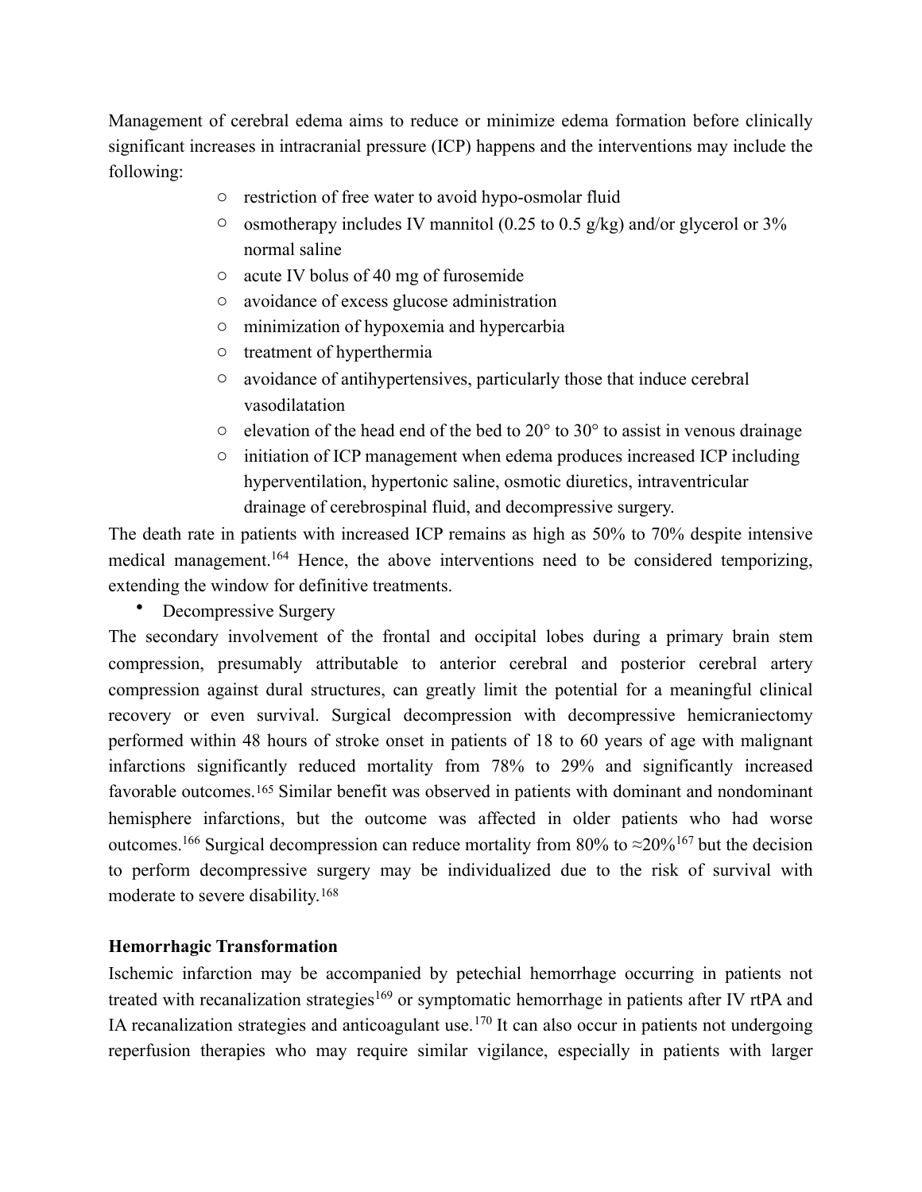Management of cerebral edema aims to reduce or minimize edema formation before clinically significant increases in intracranial pressure (ICP) happens and the interventions may include the following:

- restriction of free water to avoid hypo-osmolar fluid
- osmotherapy includes IV mannitol (0.25 to 0.5 g/kg) and/or glycerol or 3% normal saline
- acute IV bolus of 40 mg of furosemide
- avoidance of excess glucose administration
- minimization of hypoxemia and hypercarbia
- treatment of hyperthermia
- avoidance of antihypertensives, particularly those that induce cerebral vasodilatation
- elevation of the head end of the bed to 20° to 30° to assist in venous drainage
- initiation of ICP management when edema produces increased ICP including hyperventilation, hypertonic saline, osmotic diuretics, intraventricular drainage of cerebrospinal fluid, and decompressive surgery.

The death rate in patients with increased ICP remains as high as 50% to 70% despite intensive medical management.[164] Hence, the above interventions need to be considered temporizing, extending the window for definitive treatments.

- Decompressive Surgery

The secondary involvement of the frontal and occipital lobes during a primary brain stem compression, presumably attributable to anterior cerebral and posterior cerebral artery compression against dural structures, can greatly limit the potential for a meaningful clinical recovery or even survival. Surgical decompression with decompressive hemicraniectomy performed within 48 hours of stroke onset in patients of 18 to 60 years of age with malignant infarctions significantly reduced mortality from 78% to 29% and significantly increased favorable outcomes.[165] Similar benefit was observed in patients with dominant and nondominant hemisphere infarctions, but the outcome was affected in older patients who had worse outcomes.[166] Surgical decompression can reduce mortality from 80% to ≈20%[167] but the decision to perform decompressive surgery may be individualized due to the risk of survival with moderate to severe disability.[168]

**Hemorrhagic Transformation**

Ischemic infarction may be accompanied by petechial hemorrhage occurring in patients not treated with recanalization strategies[169] or symptomatic hemorrhage in patients after IV rtPA and IA recanalization strategies and anticoagulant use.[170] It can also occur in patients not undergoing reperfusion therapies who may require similar vigilance, especially in patients with larger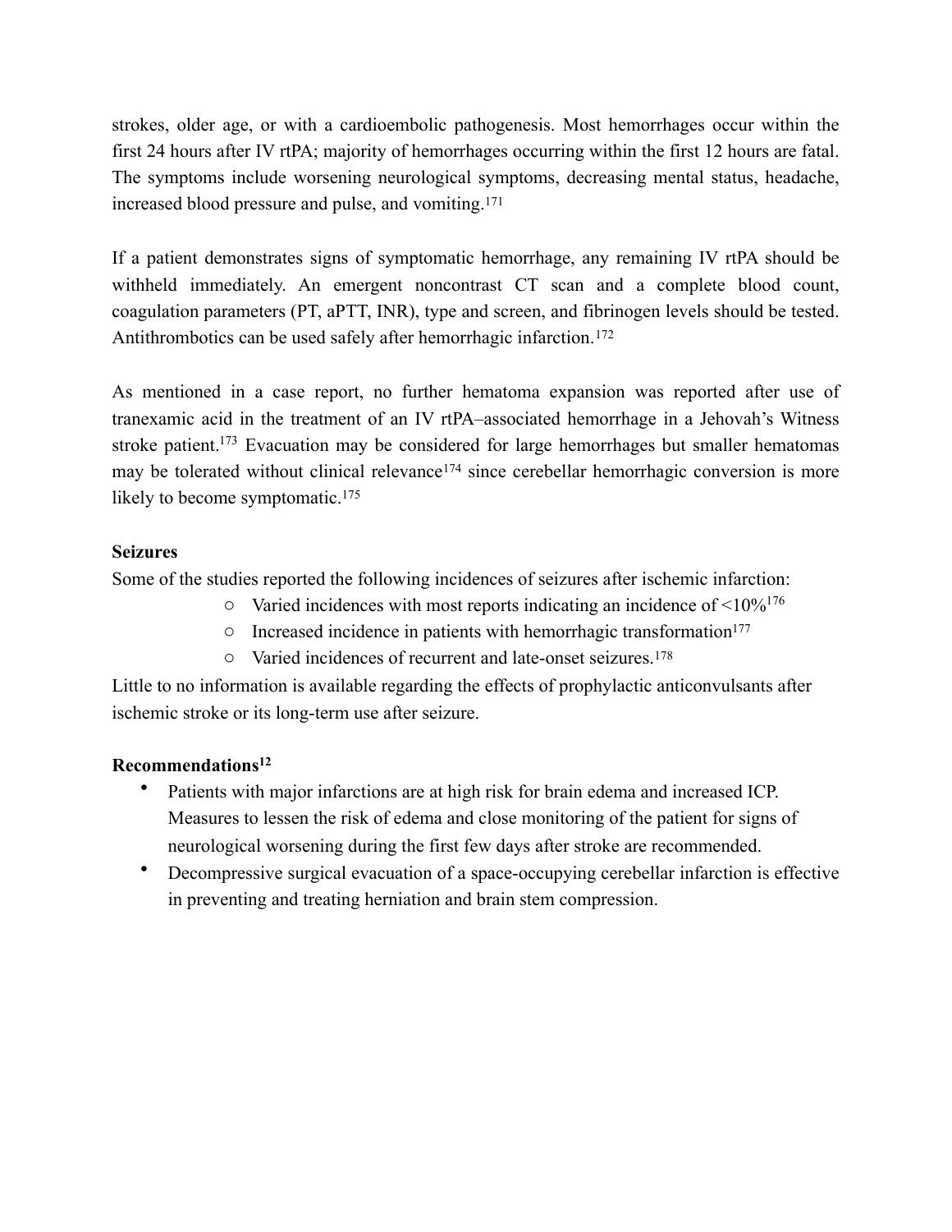strokes, older age, or with a cardioembolic pathogenesis. Most hemorrhages occur within the first 24 hours after IV rtPA; majority of hemorrhages occurring within the first 12 hours are fatal. The symptoms include worsening neurological symptoms, decreasing mental status, headache, increased blood pressure and pulse, and vomiting.[171]

If a patient demonstrates signs of symptomatic hemorrhage, any remaining IV rtPA should be withheld immediately. An emergent noncontrast CT scan and a complete blood count, coagulation parameters (PT, aPTT, INR), type and screen, and fibrinogen levels should be tested. Antithrombotics can be used safely after hemorrhagic infarction.[172]

As mentioned in a case report, no further hematoma expansion was reported after use of tranexamic acid in the treatment of an IV rtPA–associated hemorrhage in a Jehovah's Witness stroke patient.[173] Evacuation may be considered for large hemorrhages but smaller hematomas may be tolerated without clinical relevance[174] since cerebellar hemorrhagic conversion is more likely to become symptomatic.[175]

**Seizures**

Some of the studies reported the following incidences of seizures after ischemic infarction:

- Varied incidences with most reports indicating an incidence of <10%[176]
- Increased incidence in patients with hemorrhagic transformation[177]
- Varied incidences of recurrent and late-onset seizures.[178]

Little to no information is available regarding the effects of prophylactic anticonvulsants after ischemic stroke or its long-term use after seizure.

**Recommendations[12]**

- Patients with major infarctions are at high risk for brain edema and increased ICP. Measures to lessen the risk of edema and close monitoring of the patient for signs of neurological worsening during the first few days after stroke are recommended.
- Decompressive surgical evacuation of a space-occupying cerebellar infarction is effective in preventing and treating herniation and brain stem compression.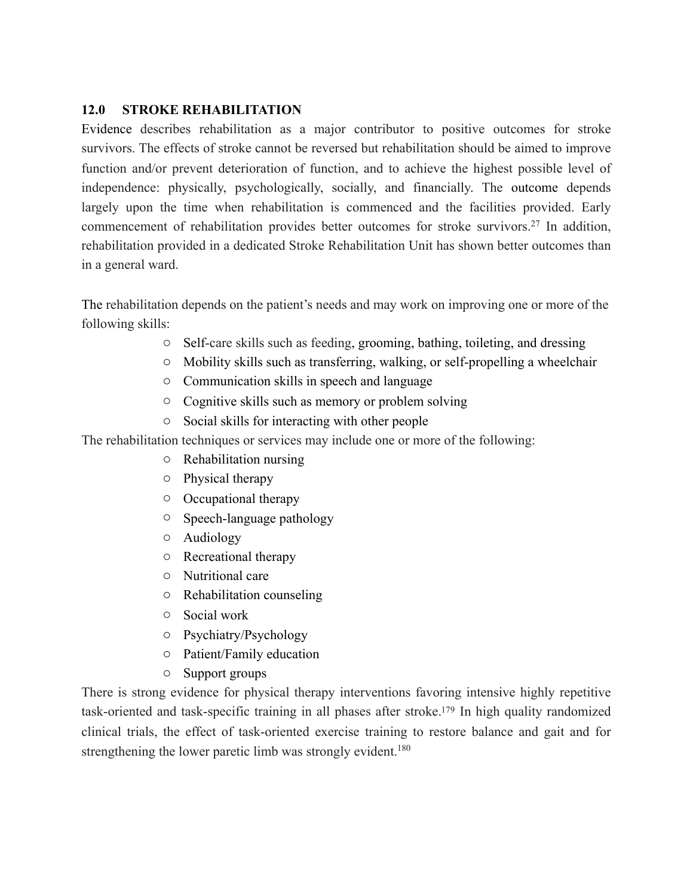## 12.0 STROKE REHABILITATION

Evidence describes rehabilitation as a major contributor to positive outcomes for stroke survivors. The effects of stroke cannot be reversed but rehabilitation should be aimed to improve function and/or prevent deterioration of function, and to achieve the highest possible level of independence: physically, psychologically, socially, and financially. The outcome depends largely upon the time when rehabilitation is commenced and the facilities provided. Early commencement of rehabilitation provides better outcomes for stroke survivors.[27] In addition, rehabilitation provided in a dedicated Stroke Rehabilitation Unit has shown better outcomes than in a general ward.

The rehabilitation depends on the patient's needs and may work on improving one or more of the following skills:

- Self-care skills such as feeding, grooming, bathing, toileting, and dressing
- Mobility skills such as transferring, walking, or self-propelling a wheelchair
- Communication skills in speech and language
- Cognitive skills such as memory or problem solving
- Social skills for interacting with other people

The rehabilitation techniques or services may include one or more of the following:

- Rehabilitation nursing
- Physical therapy
- Occupational therapy
- Speech-language pathology
- Audiology
- Recreational therapy
- Nutritional care
- Rehabilitation counseling
- Social work
- Psychiatry/Psychology
- Patient/Family education
- Support groups

There is strong evidence for physical therapy interventions favoring intensive highly repetitive task-oriented and task-specific training in all phases after stroke.[179] In high quality randomized clinical trials, the effect of task-oriented exercise training to restore balance and gait and for strengthening the lower paretic limb was strongly evident.[180]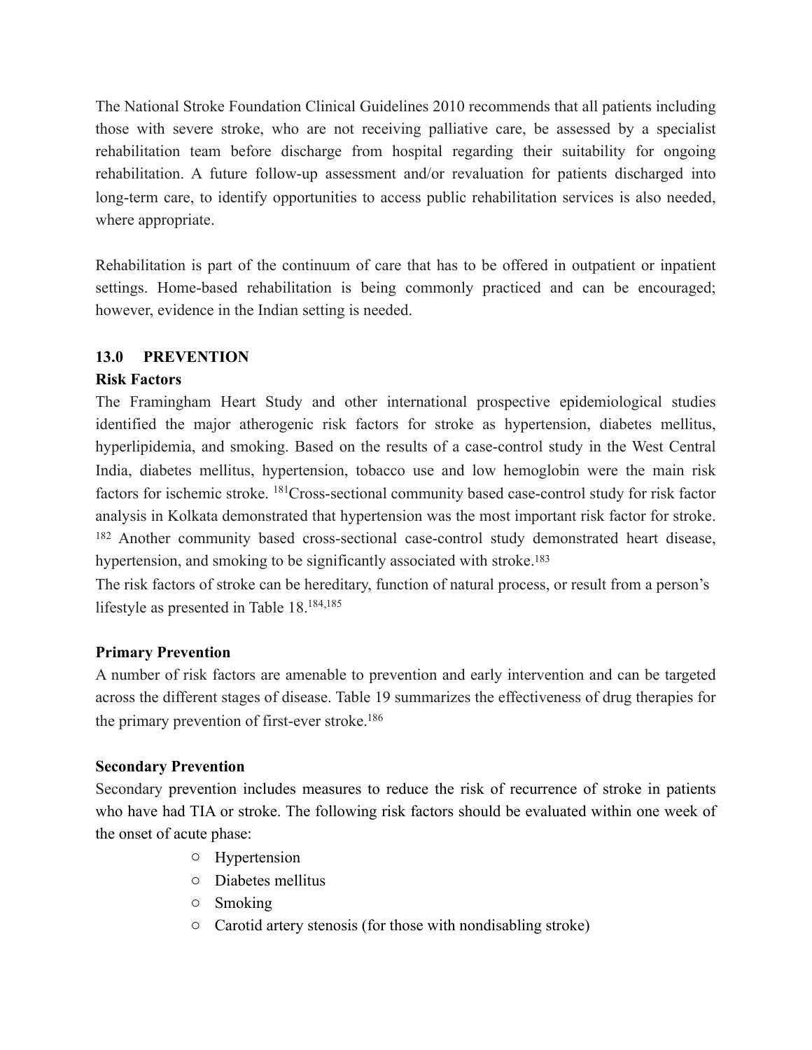The National Stroke Foundation Clinical Guidelines 2010 recommends that all patients including those with severe stroke, who are not receiving palliative care, be assessed by a specialist rehabilitation team before discharge from hospital regarding their suitability for ongoing rehabilitation. A future follow-up assessment and/or revaluation for patients discharged into long-term care, to identify opportunities to access public rehabilitation services is also needed, where appropriate.

Rehabilitation is part of the continuum of care that has to be offered in outpatient or inpatient settings. Home-based rehabilitation is being commonly practiced and can be encouraged; however, evidence in the Indian setting is needed.

## 13.0 PREVENTION

### Risk Factors

The Framingham Heart Study and other international prospective epidemiological studies identified the major atherogenic risk factors for stroke as hypertension, diabetes mellitus, hyperlipidemia, and smoking. Based on the results of a case-control study in the West Central India, diabetes mellitus, hypertension, tobacco use and low hemoglobin were the main risk factors for ischemic stroke. [181]Cross-sectional community based case-control study for risk factor analysis in Kolkata demonstrated that hypertension was the most important risk factor for stroke. [182] Another community based cross-sectional case-control study demonstrated heart disease, hypertension, and smoking to be significantly associated with stroke.[183]

The risk factors of stroke can be hereditary, function of natural process, or result from a person's lifestyle as presented in Table 18.[184,185]

### Primary Prevention

A number of risk factors are amenable to prevention and early intervention and can be targeted across the different stages of disease. Table 19 summarizes the effectiveness of drug therapies for the primary prevention of first-ever stroke.[186]

### Secondary Prevention

Secondary prevention includes measures to reduce the risk of recurrence of stroke in patients who have had TIA or stroke. The following risk factors should be evaluated within one week of the onset of acute phase:

- Hypertension
- Diabetes mellitus
- Smoking
- Carotid artery stenosis (for those with nondisabling stroke)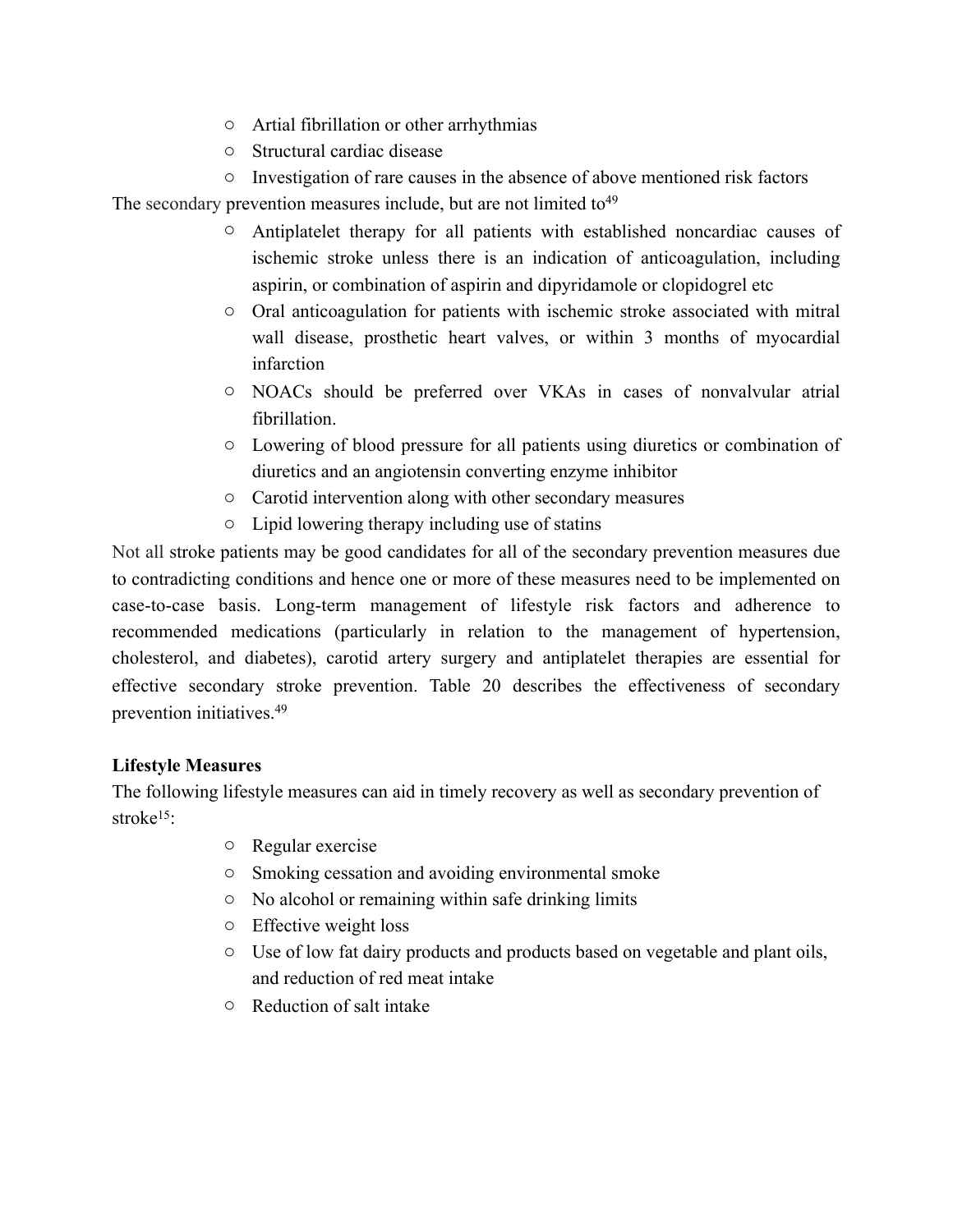- Artial fibrillation or other arrhythmias
- Structural cardiac disease
- Investigation of rare causes in the absence of above mentioned risk factors

The secondary prevention measures include, but are not limited to[49]

- Antiplatelet therapy for all patients with established noncardiac causes of ischemic stroke unless there is an indication of anticoagulation, including aspirin, or combination of aspirin and dipyridamole or clopidogrel etc
- Oral anticoagulation for patients with ischemic stroke associated with mitral wall disease, prosthetic heart valves, or within 3 months of myocardial infarction
- NOACs should be preferred over VKAs in cases of nonvalvular atrial fibrillation.
- Lowering of blood pressure for all patients using diuretics or combination of diuretics and an angiotensin converting enzyme inhibitor
- Carotid intervention along with other secondary measures
- Lipid lowering therapy including use of statins

Not all stroke patients may be good candidates for all of the secondary prevention measures due to contradicting conditions and hence one or more of these measures need to be implemented on case-to-case basis. Long-term management of lifestyle risk factors and adherence to recommended medications (particularly in relation to the management of hypertension, cholesterol, and diabetes), carotid artery surgery and antiplatelet therapies are essential for effective secondary stroke prevention. Table 20 describes the effectiveness of secondary prevention initiatives.[49]

**Lifestyle Measures**

The following lifestyle measures can aid in timely recovery as well as secondary prevention of stroke[15]:

- Regular exercise
- Smoking cessation and avoiding environmental smoke
- No alcohol or remaining within safe drinking limits
- Effective weight loss
- Use of low fat dairy products and products based on vegetable and plant oils, and reduction of red meat intake
- Reduction of salt intake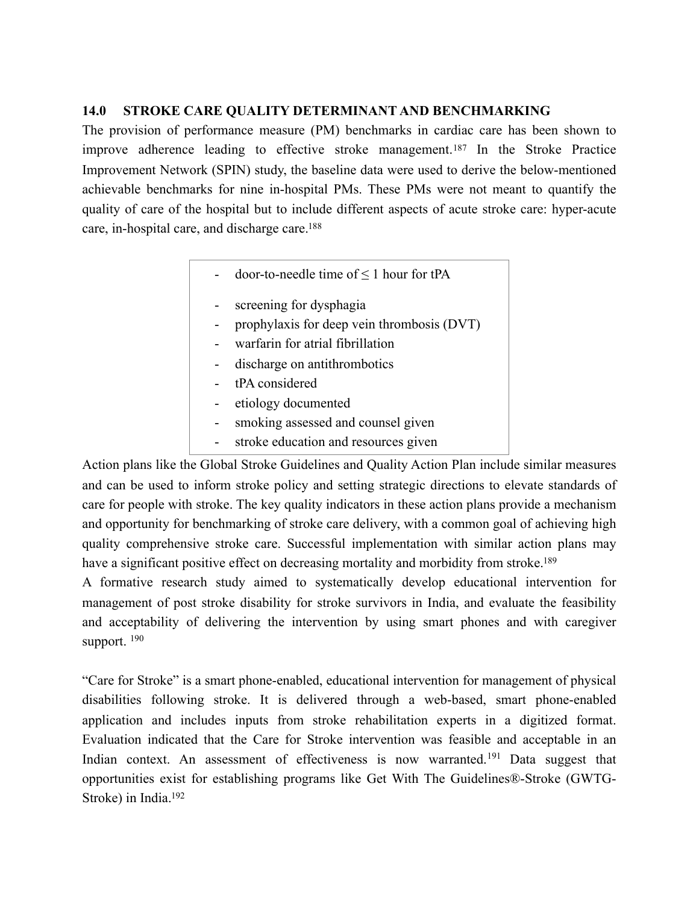## 14.0 STROKE CARE QUALITY DETERMINANT AND BENCHMARKING

The provision of performance measure (PM) benchmarks in cardiac care has been shown to improve adherence leading to effective stroke management.[187] In the Stroke Practice Improvement Network (SPIN) study, the baseline data were used to derive the below-mentioned achievable benchmarks for nine in-hospital PMs. These PMs were not meant to quantify the quality of care of the hospital but to include different aspects of acute stroke care: hyper-acute care, in-hospital care, and discharge care.[188]

- door-to-needle time of ≤ 1 hour for tPA
- screening for dysphagia
- prophylaxis for deep vein thrombosis (DVT)
- warfarin for atrial fibrillation
- discharge on antithrombotics
- tPA considered
- etiology documented
- smoking assessed and counsel given
- stroke education and resources given

Action plans like the Global Stroke Guidelines and Quality Action Plan include similar measures and can be used to inform stroke policy and setting strategic directions to elevate standards of care for people with stroke. The key quality indicators in these action plans provide a mechanism and opportunity for benchmarking of stroke care delivery, with a common goal of achieving high quality comprehensive stroke care. Successful implementation with similar action plans may have a significant positive effect on decreasing mortality and morbidity from stroke.[189]

A formative research study aimed to systematically develop educational intervention for management of post stroke disability for stroke survivors in India, and evaluate the feasibility and acceptability of delivering the intervention by using smart phones and with caregiver support. [190]

"Care for Stroke" is a smart phone-enabled, educational intervention for management of physical disabilities following stroke. It is delivered through a web-based, smart phone-enabled application and includes inputs from stroke rehabilitation experts in a digitized format. Evaluation indicated that the Care for Stroke intervention was feasible and acceptable in an Indian context. An assessment of effectiveness is now warranted.[191] Data suggest that opportunities exist for establishing programs like Get With The Guidelines®-Stroke (GWTG-Stroke) in India.[192]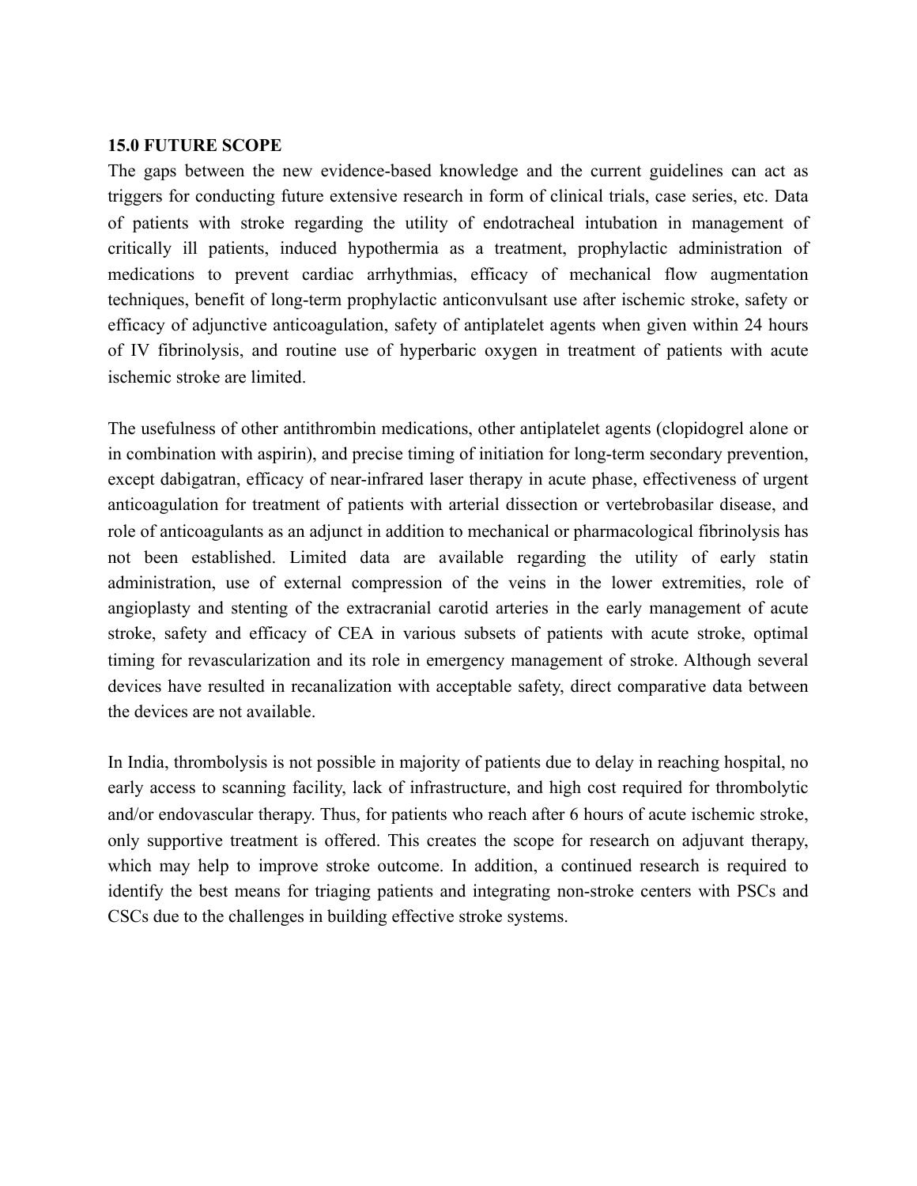## 15.0 FUTURE SCOPE

The gaps between the new evidence-based knowledge and the current guidelines can act as triggers for conducting future extensive research in form of clinical trials, case series, etc. Data of patients with stroke regarding the utility of endotracheal intubation in management of critically ill patients, induced hypothermia as a treatment, prophylactic administration of medications to prevent cardiac arrhythmias, efficacy of mechanical flow augmentation techniques, benefit of long-term prophylactic anticonvulsant use after ischemic stroke, safety or efficacy of adjunctive anticoagulation, safety of antiplatelet agents when given within 24 hours of IV fibrinolysis, and routine use of hyperbaric oxygen in treatment of patients with acute ischemic stroke are limited.

The usefulness of other antithrombin medications, other antiplatelet agents (clopidogrel alone or in combination with aspirin), and precise timing of initiation for long-term secondary prevention, except dabigatran, efficacy of near-infrared laser therapy in acute phase, effectiveness of urgent anticoagulation for treatment of patients with arterial dissection or vertebrobasilar disease, and role of anticoagulants as an adjunct in addition to mechanical or pharmacological fibrinolysis has not been established. Limited data are available regarding the utility of early statin administration, use of external compression of the veins in the lower extremities, role of angioplasty and stenting of the extracranial carotid arteries in the early management of acute stroke, safety and efficacy of CEA in various subsets of patients with acute stroke, optimal timing for revascularization and its role in emergency management of stroke. Although several devices have resulted in recanalization with acceptable safety, direct comparative data between the devices are not available.

In India, thrombolysis is not possible in majority of patients due to delay in reaching hospital, no early access to scanning facility, lack of infrastructure, and high cost required for thrombolytic and/or endovascular therapy. Thus, for patients who reach after 6 hours of acute ischemic stroke, only supportive treatment is offered. This creates the scope for research on adjuvant therapy, which may help to improve stroke outcome. In addition, a continued research is required to identify the best means for triaging patients and integrating non-stroke centers with PSCs and CSCs due to the challenges in building effective stroke systems.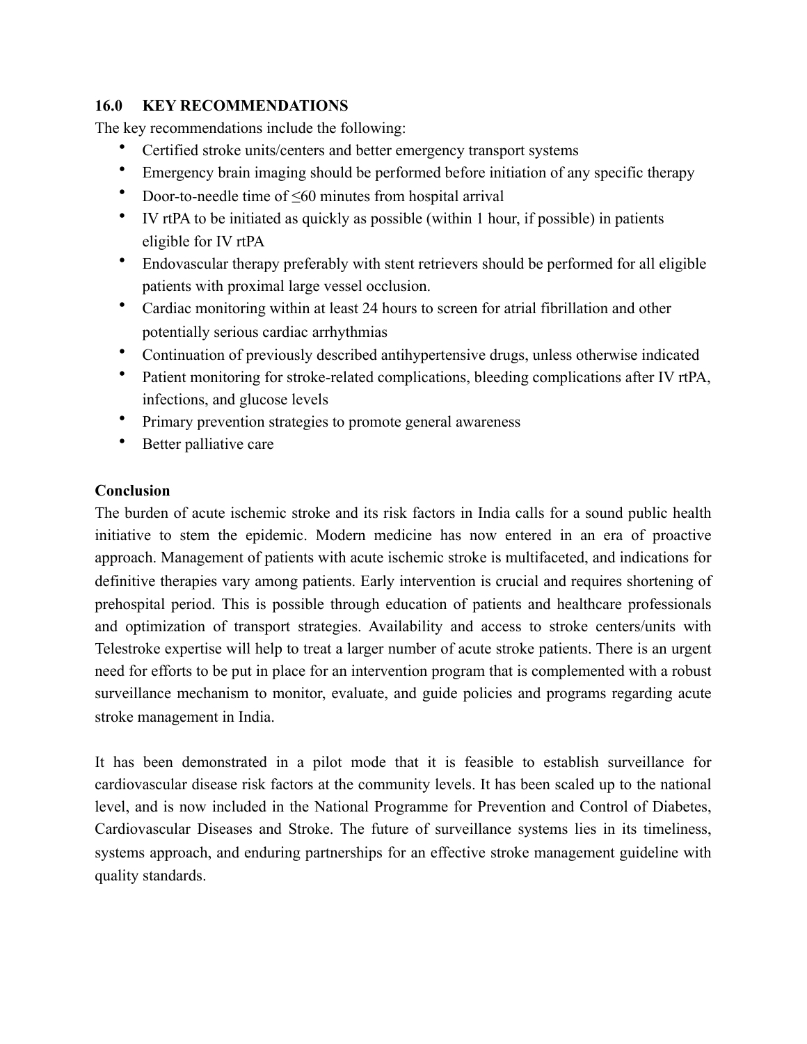## 16.0 KEY RECOMMENDATIONS

The key recommendations include the following:

- Certified stroke units/centers and better emergency transport systems
- Emergency brain imaging should be performed before initiation of any specific therapy
- Door-to-needle time of ≤60 minutes from hospital arrival
- IV rtPA to be initiated as quickly as possible (within 1 hour, if possible) in patients eligible for IV rtPA
- Endovascular therapy preferably with stent retrievers should be performed for all eligible patients with proximal large vessel occlusion.
- Cardiac monitoring within at least 24 hours to screen for atrial fibrillation and other potentially serious cardiac arrhythmias
- Continuation of previously described antihypertensive drugs, unless otherwise indicated
- Patient monitoring for stroke-related complications, bleeding complications after IV rtPA, infections, and glucose levels
- Primary prevention strategies to promote general awareness
- Better palliative care

**Conclusion**

The burden of acute ischemic stroke and its risk factors in India calls for a sound public health initiative to stem the epidemic. Modern medicine has now entered in an era of proactive approach. Management of patients with acute ischemic stroke is multifaceted, and indications for definitive therapies vary among patients. Early intervention is crucial and requires shortening of prehospital period. This is possible through education of patients and healthcare professionals and optimization of transport strategies. Availability and access to stroke centers/units with Telestroke expertise will help to treat a larger number of acute stroke patients. There is an urgent need for efforts to be put in place for an intervention program that is complemented with a robust surveillance mechanism to monitor, evaluate, and guide policies and programs regarding acute stroke management in India.

It has been demonstrated in a pilot mode that it is feasible to establish surveillance for cardiovascular disease risk factors at the community levels. It has been scaled up to the national level, and is now included in the National Programme for Prevention and Control of Diabetes, Cardiovascular Diseases and Stroke. The future of surveillance systems lies in its timeliness, systems approach, and enduring partnerships for an effective stroke management guideline with quality standards.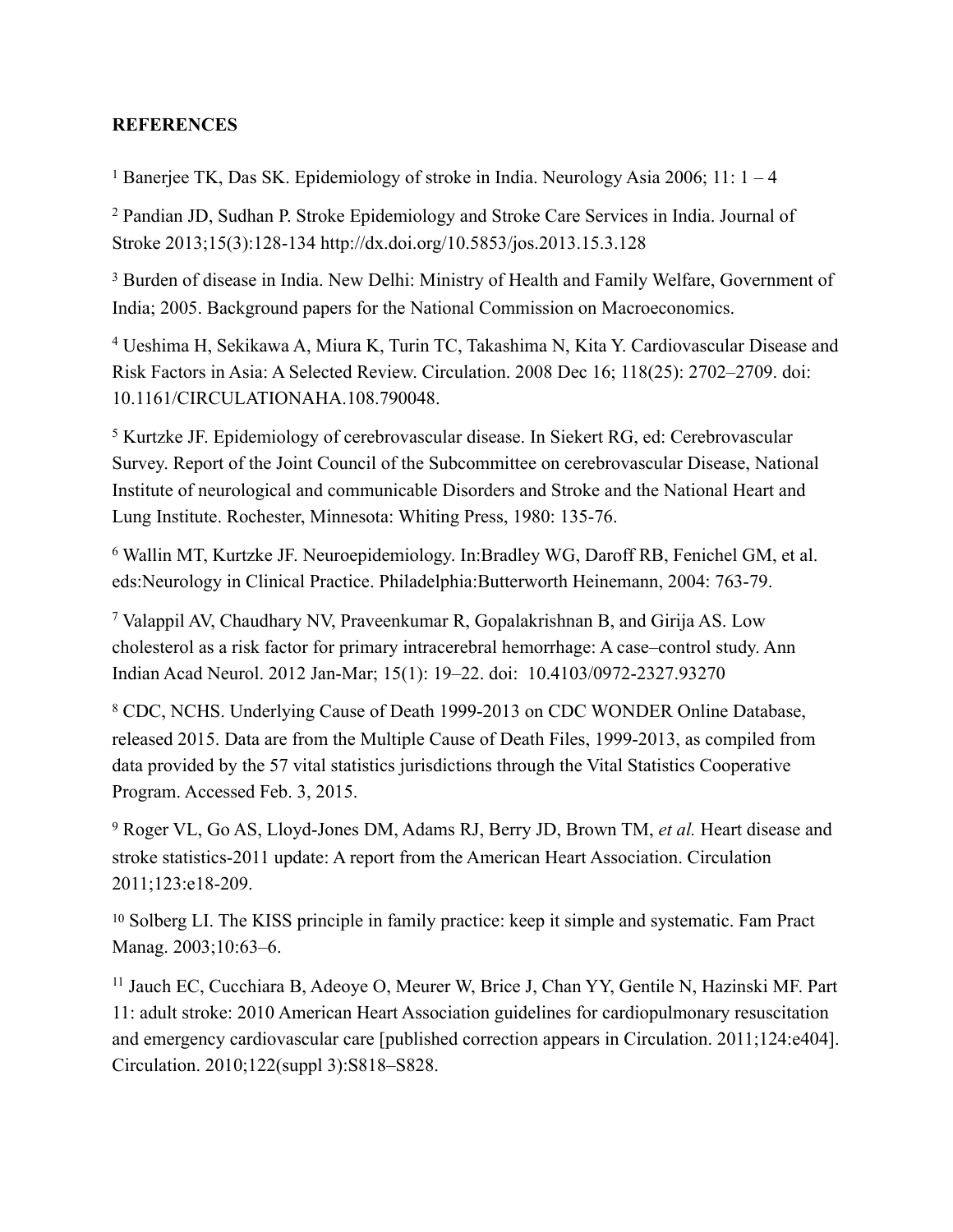**REFERENCES**

[1] Banerjee TK, Das SK. Epidemiology of stroke in India. Neurology Asia 2006; 11: 1 – 4

[2] Pandian JD, Sudhan P. Stroke Epidemiology and Stroke Care Services in India. Journal of Stroke 2013;15(3):128-134 http://dx.doi.org/10.5853/jos.2013.15.3.128

[3] Burden of disease in India. New Delhi: Ministry of Health and Family Welfare, Government of India; 2005. Background papers for the National Commission on Macroeconomics.

[4] Ueshima H, Sekikawa A, Miura K, Turin TC, Takashima N, Kita Y. Cardiovascular Disease and Risk Factors in Asia: A Selected Review. Circulation. 2008 Dec 16; 118(25): 2702–2709. doi: 10.1161/CIRCULATIONAHA.108.790048.

[5] Kurtzke JF. Epidemiology of cerebrovascular disease. In Siekert RG, ed: Cerebrovascular Survey. Report of the Joint Council of the Subcommittee on cerebrovascular Disease, National Institute of neurological and communicable Disorders and Stroke and the National Heart and Lung Institute. Rochester, Minnesota: Whiting Press, 1980: 135-76.

[6] Wallin MT, Kurtzke JF. Neuroepidemiology. In:Bradley WG, Daroff RB, Fenichel GM, et al. eds:Neurology in Clinical Practice. Philadelphia:Butterworth Heinemann, 2004: 763-79.

[7] Valappil AV, Chaudhary NV, Praveenkumar R, Gopalakrishnan B, and Girija AS. Low cholesterol as a risk factor for primary intracerebral hemorrhage: A case–control study. Ann Indian Acad Neurol. 2012 Jan-Mar; 15(1): 19–22. doi: 10.4103/0972-2327.93270

[8] CDC, NCHS. Underlying Cause of Death 1999-2013 on CDC WONDER Online Database, released 2015. Data are from the Multiple Cause of Death Files, 1999-2013, as compiled from data provided by the 57 vital statistics jurisdictions through the Vital Statistics Cooperative Program. Accessed Feb. 3, 2015.

[9] Roger VL, Go AS, Lloyd-Jones DM, Adams RJ, Berry JD, Brown TM, *et al.* Heart disease and stroke statistics-2011 update: A report from the American Heart Association. Circulation 2011;123:e18-209.

[10] Solberg LI. The KISS principle in family practice: keep it simple and systematic. Fam Pract Manag. 2003;10:63–6.

[11] Jauch EC, Cucchiara B, Adeoye O, Meurer W, Brice J, Chan YY, Gentile N, Hazinski MF. Part 11: adult stroke: 2010 American Heart Association guidelines for cardiopulmonary resuscitation and emergency cardiovascular care [published correction appears in Circulation. 2011;124:e404]. Circulation. 2010;122(suppl 3):S818–S828.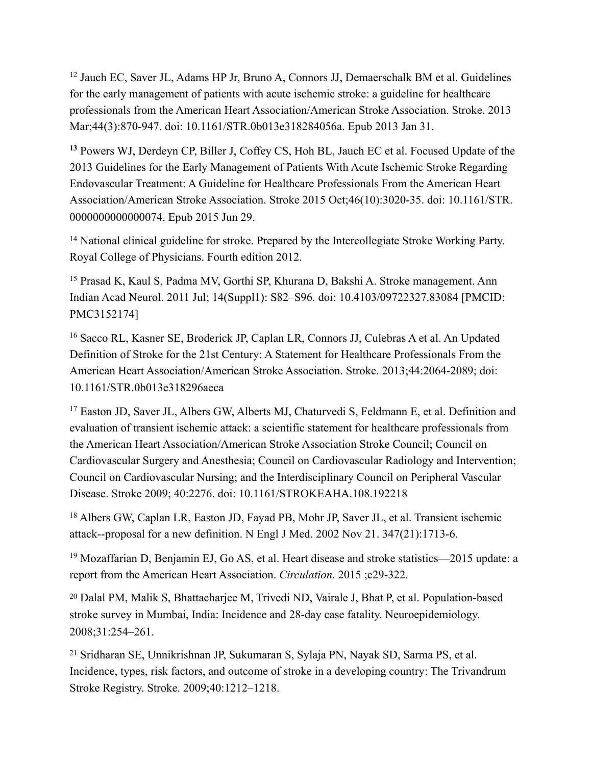[12] Jauch EC, Saver JL, Adams HP Jr, Bruno A, Connors JJ, Demaerschalk BM et al. Guidelines for the early management of patients with acute ischemic stroke: a guideline for healthcare professionals from the American Heart Association/American Stroke Association. Stroke. 2013 Mar;44(3):870-947. doi: 10.1161/STR.0b013e318284056a. Epub 2013 Jan 31.

[13] Powers WJ, Derdeyn CP, Biller J, Coffey CS, Hoh BL, Jauch EC et al. Focused Update of the 2013 Guidelines for the Early Management of Patients With Acute Ischemic Stroke Regarding Endovascular Treatment: A Guideline for Healthcare Professionals From the American Heart Association/American Stroke Association. Stroke 2015 Oct;46(10):3020-35. doi: 10.1161/STR.0000000000000074. Epub 2015 Jun 29.

[14] National clinical guideline for stroke. Prepared by the Intercollegiate Stroke Working Party. Royal College of Physicians. Fourth edition 2012.

[15] Prasad K, Kaul S, Padma MV, Gorthi SP, Khurana D, Bakshi A. Stroke management. Ann Indian Acad Neurol. 2011 Jul; 14(Suppl1): S82–S96. doi: 10.4103/09722327.83084 [PMCID: PMC3152174]

[16] Sacco RL, Kasner SE, Broderick JP, Caplan LR, Connors JJ, Culebras A et al. An Updated Definition of Stroke for the 21st Century: A Statement for Healthcare Professionals From the American Heart Association/American Stroke Association. Stroke. 2013;44:2064-2089; doi: 10.1161/STR.0b013e318296aeca

[17] Easton JD, Saver JL, Albers GW, Alberts MJ, Chaturvedi S, Feldmann E, et al. Definition and evaluation of transient ischemic attack: a scientific statement for healthcare professionals from the American Heart Association/American Stroke Association Stroke Council; Council on Cardiovascular Surgery and Anesthesia; Council on Cardiovascular Radiology and Intervention; Council on Cardiovascular Nursing; and the Interdisciplinary Council on Peripheral Vascular Disease. Stroke 2009; 40:2276. doi: 10.1161/STROKEAHA.108.192218

[18] Albers GW, Caplan LR, Easton JD, Fayad PB, Mohr JP, Saver JL, et al. Transient ischemic attack--proposal for a new definition. N Engl J Med. 2002 Nov 21. 347(21):1713-6.

[19] Mozaffarian D, Benjamin EJ, Go AS, et al. Heart disease and stroke statistics—2015 update: a report from the American Heart Association. *Circulation*. 2015 ;e29-322.

[20] Dalal PM, Malik S, Bhattacharjee M, Trivedi ND, Vairale J, Bhat P, et al. Population-based stroke survey in Mumbai, India: Incidence and 28-day case fatality. Neuroepidemiology. 2008;31:254–261.

[21] Sridharan SE, Unnikrishnan JP, Sukumaran S, Sylaja PN, Nayak SD, Sarma PS, et al. Incidence, types, risk factors, and outcome of stroke in a developing country: The Trivandrum Stroke Registry. Stroke. 2009;40:1212–1218.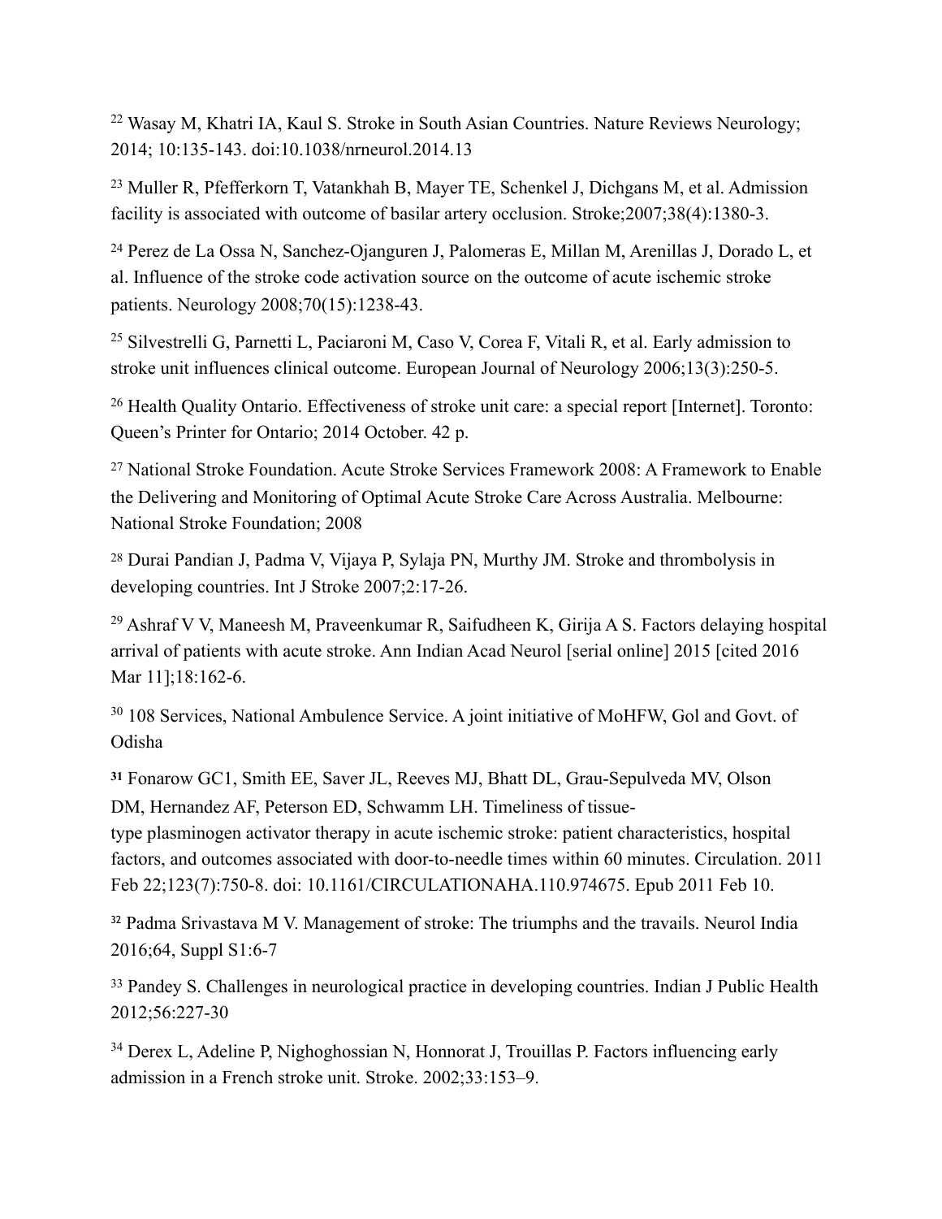[22] Wasay M, Khatri IA, Kaul S. Stroke in South Asian Countries. Nature Reviews Neurology; 2014; 10:135-143. doi:10.1038/nrneurol.2014.13

[23] Muller R, Pfefferkorn T, Vatankhah B, Mayer TE, Schenkel J, Dichgans M, et al. Admission facility is associated with outcome of basilar artery occlusion. Stroke;2007;38(4):1380-3.

[24] Perez de La Ossa N, Sanchez-Ojanguren J, Palomeras E, Millan M, Arenillas J, Dorado L, et al. Influence of the stroke code activation source on the outcome of acute ischemic stroke patients. Neurology 2008;70(15):1238-43.

[25] Silvestrelli G, Parnetti L, Paciaroni M, Caso V, Corea F, Vitali R, et al. Early admission to stroke unit influences clinical outcome. European Journal of Neurology 2006;13(3):250-5.

[26] Health Quality Ontario. Effectiveness of stroke unit care: a special report [Internet]. Toronto: Queen's Printer for Ontario; 2014 October. 42 p.

[27] National Stroke Foundation. Acute Stroke Services Framework 2008: A Framework to Enable the Delivering and Monitoring of Optimal Acute Stroke Care Across Australia. Melbourne: National Stroke Foundation; 2008

[28] Durai Pandian J, Padma V, Vijaya P, Sylaja PN, Murthy JM. Stroke and thrombolysis in developing countries. Int J Stroke 2007;2:17-26.

[29] Ashraf V V, Maneesh M, Praveenkumar R, Saifudheen K, Girija A S. Factors delaying hospital arrival of patients with acute stroke. Ann Indian Acad Neurol [serial online] 2015 [cited 2016 Mar 11];18:162-6.

[30] 108 Services, National Ambulence Service. A joint initiative of MoHFW, GoI and Govt. of Odisha

**[31]** Fonarow GC1, Smith EE, Saver JL, Reeves MJ, Bhatt DL, Grau-Sepulveda MV, Olson DM, Hernandez AF, Peterson ED, Schwamm LH. Timeliness of tissue-type plasminogen activator therapy in acute ischemic stroke: patient characteristics, hospital factors, and outcomes associated with door-to-needle times within 60 minutes. Circulation. 2011 Feb 22;123(7):750-8. doi: 10.1161/CIRCULATIONAHA.110.974675. Epub 2011 Feb 10.

[32] Padma Srivastava M V. Management of stroke: The triumphs and the travails. Neurol India 2016;64, Suppl S1:6-7

[33] Pandey S. Challenges in neurological practice in developing countries. Indian J Public Health 2012;56:227-30

[34] Derex L, Adeline P, Nighoghossian N, Honnorat J, Trouillas P. Factors influencing early admission in a French stroke unit. Stroke. 2002;33:153–9.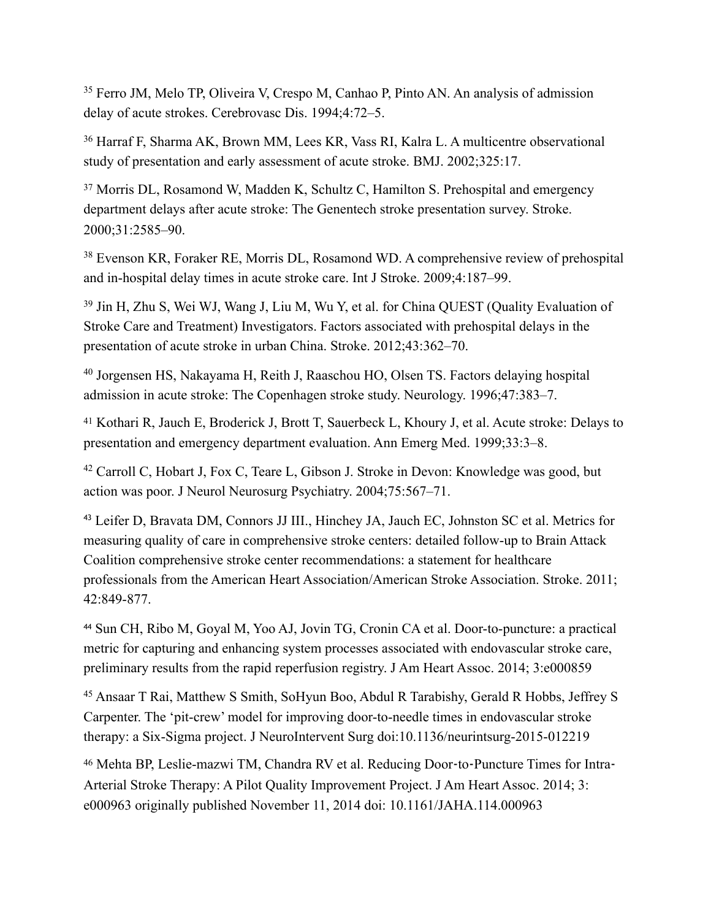[35] Ferro JM, Melo TP, Oliveira V, Crespo M, Canhao P, Pinto AN. An analysis of admission delay of acute strokes. Cerebrovasc Dis. 1994;4:72–5.

[36] Harraf F, Sharma AK, Brown MM, Lees KR, Vass RI, Kalra L. A multicentre observational study of presentation and early assessment of acute stroke. BMJ. 2002;325:17.

[37] Morris DL, Rosamond W, Madden K, Schultz C, Hamilton S. Prehospital and emergency department delays after acute stroke: The Genentech stroke presentation survey. Stroke. 2000;31:2585–90.

[38] Evenson KR, Foraker RE, Morris DL, Rosamond WD. A comprehensive review of prehospital and in-hospital delay times in acute stroke care. Int J Stroke. 2009;4:187–99.

[39] Jin H, Zhu S, Wei WJ, Wang J, Liu M, Wu Y, et al. for China QUEST (Quality Evaluation of Stroke Care and Treatment) Investigators. Factors associated with prehospital delays in the presentation of acute stroke in urban China. Stroke. 2012;43:362–70.

[40] Jorgensen HS, Nakayama H, Reith J, Raaschou HO, Olsen TS. Factors delaying hospital admission in acute stroke: The Copenhagen stroke study. Neurology. 1996;47:383–7.

[41] Kothari R, Jauch E, Broderick J, Brott T, Sauerbeck L, Khoury J, et al. Acute stroke: Delays to presentation and emergency department evaluation. Ann Emerg Med. 1999;33:3–8.

[42] Carroll C, Hobart J, Fox C, Teare L, Gibson J. Stroke in Devon: Knowledge was good, but action was poor. J Neurol Neurosurg Psychiatry. 2004;75:567–71.

[43] Leifer D, Bravata DM, Connors JJ III., Hinchey JA, Jauch EC, Johnston SC et al. Metrics for measuring quality of care in comprehensive stroke centers: detailed follow-up to Brain Attack Coalition comprehensive stroke center recommendations: a statement for healthcare professionals from the American Heart Association/American Stroke Association. Stroke. 2011; 42:849-877.

[44] Sun CH, Ribo M, Goyal M, Yoo AJ, Jovin TG, Cronin CA et al. Door-to-puncture: a practical metric for capturing and enhancing system processes associated with endovascular stroke care, preliminary results from the rapid reperfusion registry. J Am Heart Assoc. 2014; 3:e000859

[45] Ansaar T Rai, Matthew S Smith, SoHyun Boo, Abdul R Tarabishy, Gerald R Hobbs, Jeffrey S Carpenter. The 'pit-crew' model for improving door-to-needle times in endovascular stroke therapy: a Six-Sigma project. J NeuroIntervent Surg doi:10.1136/neurintsurg-2015-012219

[46] Mehta BP, Leslie-mazwi TM, Chandra RV et al. Reducing Door-to-Puncture Times for Intra-Arterial Stroke Therapy: A Pilot Quality Improvement Project. J Am Heart Assoc. 2014; 3: e000963 originally published November 11, 2014 doi: 10.1161/JAHA.114.000963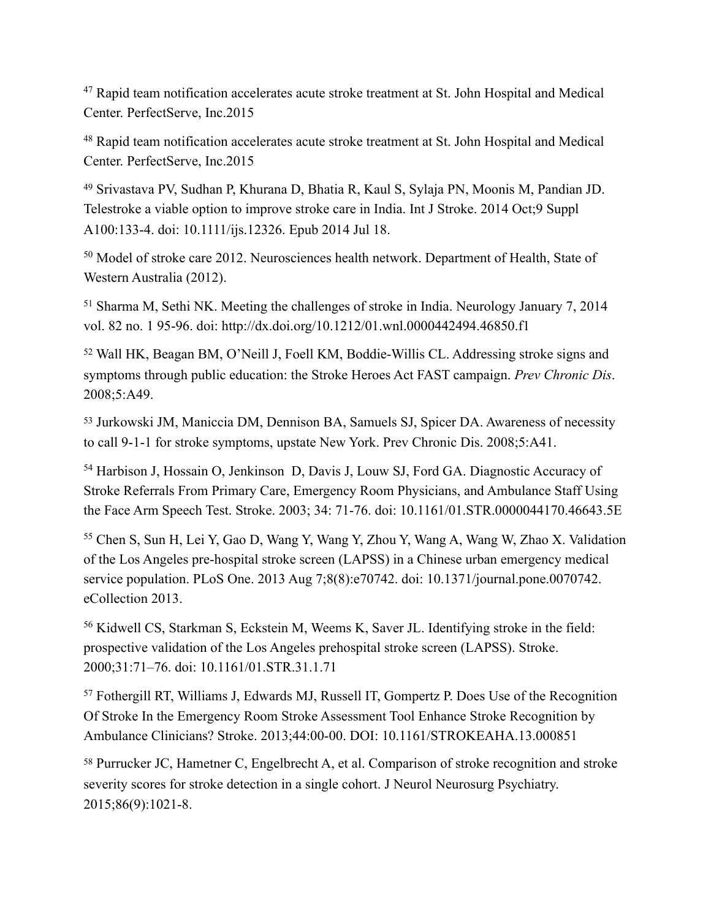[47] Rapid team notification accelerates acute stroke treatment at St. John Hospital and Medical Center. PerfectServe, Inc.2015

[48] Rapid team notification accelerates acute stroke treatment at St. John Hospital and Medical Center. PerfectServe, Inc.2015

[49] Srivastava PV, Sudhan P, Khurana D, Bhatia R, Kaul S, Sylaja PN, Moonis M, Pandian JD. Telestroke a viable option to improve stroke care in India. Int J Stroke. 2014 Oct;9 Suppl A100:133-4. doi: 10.1111/ijs.12326. Epub 2014 Jul 18.

[50] Model of stroke care 2012. Neurosciences health network. Department of Health, State of Western Australia (2012).

[51] Sharma M, Sethi NK. Meeting the challenges of stroke in India. Neurology January 7, 2014 vol. 82 no. 1 95-96. doi: http://dx.doi.org/10.1212/01.wnl.0000442494.46850.f1

[52] Wall HK, Beagan BM, O'Neill J, Foell KM, Boddie-Willis CL. Addressing stroke signs and symptoms through public education: the Stroke Heroes Act FAST campaign. *Prev Chronic Dis*. 2008;5:A49.

[53] Jurkowski JM, Maniccia DM, Dennison BA, Samuels SJ, Spicer DA. Awareness of necessity to call 9-1-1 for stroke symptoms, upstate New York. Prev Chronic Dis. 2008;5:A41.

[54] Harbison J, Hossain O, Jenkinson D, Davis J, Louw SJ, Ford GA. Diagnostic Accuracy of Stroke Referrals From Primary Care, Emergency Room Physicians, and Ambulance Staff Using the Face Arm Speech Test. Stroke. 2003; 34: 71-76. doi: 10.1161/01.STR.0000044170.46643.5E

[55] Chen S, Sun H, Lei Y, Gao D, Wang Y, Wang Y, Zhou Y, Wang A, Wang W, Zhao X. Validation of the Los Angeles pre-hospital stroke screen (LAPSS) in a Chinese urban emergency medical service population. PLoS One. 2013 Aug 7;8(8):e70742. doi: 10.1371/journal.pone.0070742. eCollection 2013.

[56] Kidwell CS, Starkman S, Eckstein M, Weems K, Saver JL. Identifying stroke in the field: prospective validation of the Los Angeles prehospital stroke screen (LAPSS). Stroke. 2000;31:71–76. doi: 10.1161/01.STR.31.1.71

[57] Fothergill RT, Williams J, Edwards MJ, Russell IT, Gompertz P. Does Use of the Recognition Of Stroke In the Emergency Room Stroke Assessment Tool Enhance Stroke Recognition by Ambulance Clinicians? Stroke. 2013;44:00-00. DOI: 10.1161/STROKEAHA.13.000851

[58] Purrucker JC, Hametner C, Engelbrecht A, et al. Comparison of stroke recognition and stroke severity scores for stroke detection in a single cohort. J Neurol Neurosurg Psychiatry. 2015;86(9):1021-8.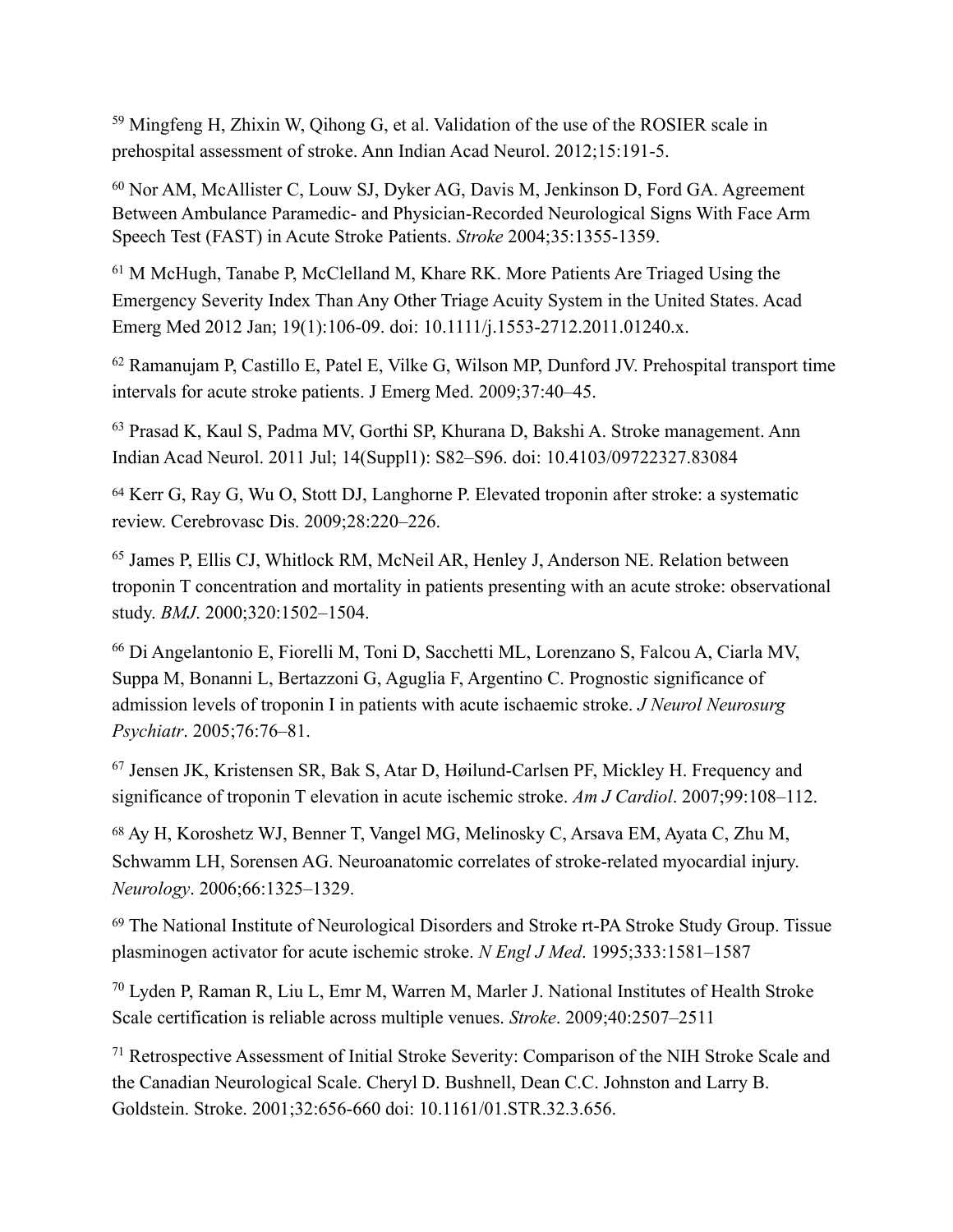[59] Mingfeng H, Zhixin W, Qihong G, et al. Validation of the use of the ROSIER scale in prehospital assessment of stroke. Ann Indian Acad Neurol. 2012;15:191-5.

[60] Nor AM, McAllister C, Louw SJ, Dyker AG, Davis M, Jenkinson D, Ford GA. Agreement Between Ambulance Paramedic- and Physician-Recorded Neurological Signs With Face Arm Speech Test (FAST) in Acute Stroke Patients. *Stroke* 2004;35:1355-1359.

[61] M McHugh, Tanabe P, McClelland M, Khare RK. More Patients Are Triaged Using the Emergency Severity Index Than Any Other Triage Acuity System in the United States. Acad Emerg Med 2012 Jan; 19(1):106-09. doi: 10.1111/j.1553-2712.2011.01240.x.

[62] Ramanujam P, Castillo E, Patel E, Vilke G, Wilson MP, Dunford JV. Prehospital transport time intervals for acute stroke patients. J Emerg Med. 2009;37:40–45.

[63] Prasad K, Kaul S, Padma MV, Gorthi SP, Khurana D, Bakshi A. Stroke management. Ann Indian Acad Neurol. 2011 Jul; 14(Suppl1): S82–S96. doi: 10.4103/09722327.83084

[64] Kerr G, Ray G, Wu O, Stott DJ, Langhorne P. Elevated troponin after stroke: a systematic review. Cerebrovasc Dis. 2009;28:220–226.

[65] James P, Ellis CJ, Whitlock RM, McNeil AR, Henley J, Anderson NE. Relation between troponin T concentration and mortality in patients presenting with an acute stroke: observational study. *BMJ*. 2000;320:1502–1504.

[66] Di Angelantonio E, Fiorelli M, Toni D, Sacchetti ML, Lorenzano S, Falcou A, Ciarla MV, Suppa M, Bonanni L, Bertazzoni G, Aguglia F, Argentino C. Prognostic significance of admission levels of troponin I in patients with acute ischaemic stroke. *J Neurol Neurosurg Psychiatr*. 2005;76:76–81.

[67] Jensen JK, Kristensen SR, Bak S, Atar D, Høilund-Carlsen PF, Mickley H. Frequency and significance of troponin T elevation in acute ischemic stroke. *Am J Cardiol*. 2007;99:108–112.

[68] Ay H, Koroshetz WJ, Benner T, Vangel MG, Melinosky C, Arsava EM, Ayata C, Zhu M, Schwamm LH, Sorensen AG. Neuroanatomic correlates of stroke-related myocardial injury. *Neurology*. 2006;66:1325–1329.

[69] The National Institute of Neurological Disorders and Stroke rt-PA Stroke Study Group. Tissue plasminogen activator for acute ischemic stroke. *N Engl J Med*. 1995;333:1581–1587

[70] Lyden P, Raman R, Liu L, Emr M, Warren M, Marler J. National Institutes of Health Stroke Scale certification is reliable across multiple venues. *Stroke*. 2009;40:2507–2511

[71] Retrospective Assessment of Initial Stroke Severity: Comparison of the NIH Stroke Scale and the Canadian Neurological Scale. Cheryl D. Bushnell, Dean C.C. Johnston and Larry B. Goldstein. Stroke. 2001;32:656-660 doi: 10.1161/01.STR.32.3.656.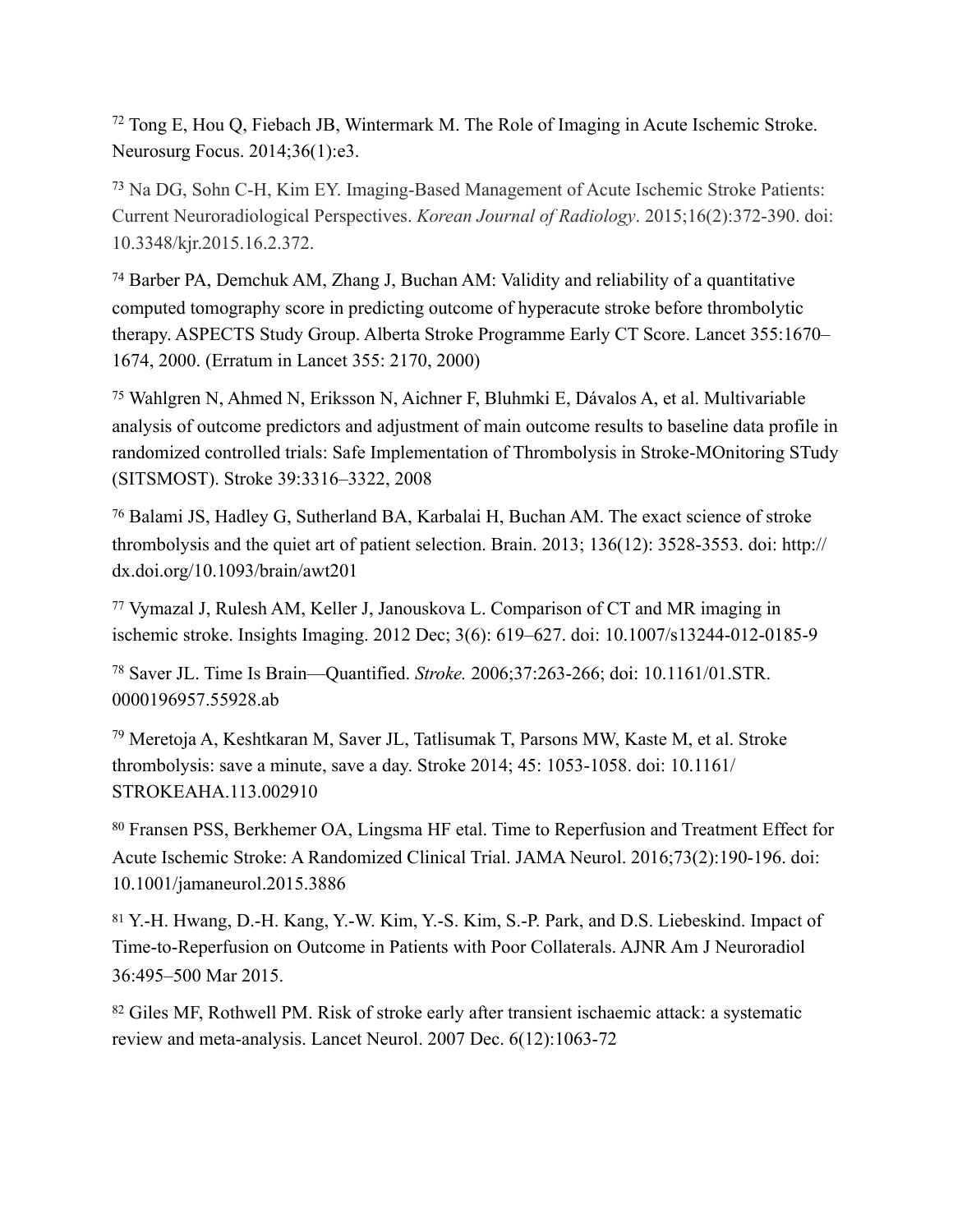[72] Tong E, Hou Q, Fiebach JB, Wintermark M. The Role of Imaging in Acute Ischemic Stroke. Neurosurg Focus. 2014;36(1):e3.

[73] Na DG, Sohn C-H, Kim EY. Imaging-Based Management of Acute Ischemic Stroke Patients: Current Neuroradiological Perspectives. *Korean Journal of Radiology*. 2015;16(2):372-390. doi: 10.3348/kjr.2015.16.2.372.

[74] Barber PA, Demchuk AM, Zhang J, Buchan AM: Validity and reliability of a quantitative computed tomography score in predicting outcome of hyperacute stroke before thrombolytic therapy. ASPECTS Study Group. Alberta Stroke Programme Early CT Score. Lancet 355:1670–1674, 2000. (Erratum in Lancet 355: 2170, 2000)

[75] Wahlgren N, Ahmed N, Eriksson N, Aichner F, Bluhmki E, Dávalos A, et al. Multivariable analysis of outcome predictors and adjustment of main outcome results to baseline data profile in randomized controlled trials: Safe Implementation of Thrombolysis in Stroke-MOnitoring STudy (SITSMOST). Stroke 39:3316–3322, 2008

[76] Balami JS, Hadley G, Sutherland BA, Karbalai H, Buchan AM. The exact science of stroke thrombolysis and the quiet art of patient selection. Brain. 2013; 136(12): 3528-3553. doi: http://dx.doi.org/10.1093/brain/awt201

[77] Vymazal J, Rulesh AM, Keller J, Janouskova L. Comparison of CT and MR imaging in ischemic stroke. Insights Imaging. 2012 Dec; 3(6): 619–627. doi: 10.1007/s13244-012-0185-9

[78] Saver JL. Time Is Brain—Quantified. *Stroke.* 2006;37:263-266; doi: 10.1161/01.STR.0000196957.55928.ab

[79] Meretoja A, Keshtkaran M, Saver JL, Tatlisumak T, Parsons MW, Kaste M, et al. Stroke thrombolysis: save a minute, save a day. Stroke 2014; 45: 1053-1058. doi: 10.1161/STROKEAHA.113.002910

[80] Fransen PSS, Berkhemer OA, Lingsma HF etal. Time to Reperfusion and Treatment Effect for Acute Ischemic Stroke: A Randomized Clinical Trial. JAMA Neurol. 2016;73(2):190-196. doi: 10.1001/jamaneurol.2015.3886

[81] Y.-H. Hwang, D.-H. Kang, Y.-W. Kim, Y.-S. Kim, S.-P. Park, and D.S. Liebeskind. Impact of Time-to-Reperfusion on Outcome in Patients with Poor Collaterals. AJNR Am J Neuroradiol 36:495–500 Mar 2015.

[82] Giles MF, Rothwell PM. Risk of stroke early after transient ischaemic attack: a systematic review and meta-analysis. Lancet Neurol. 2007 Dec. 6(12):1063-72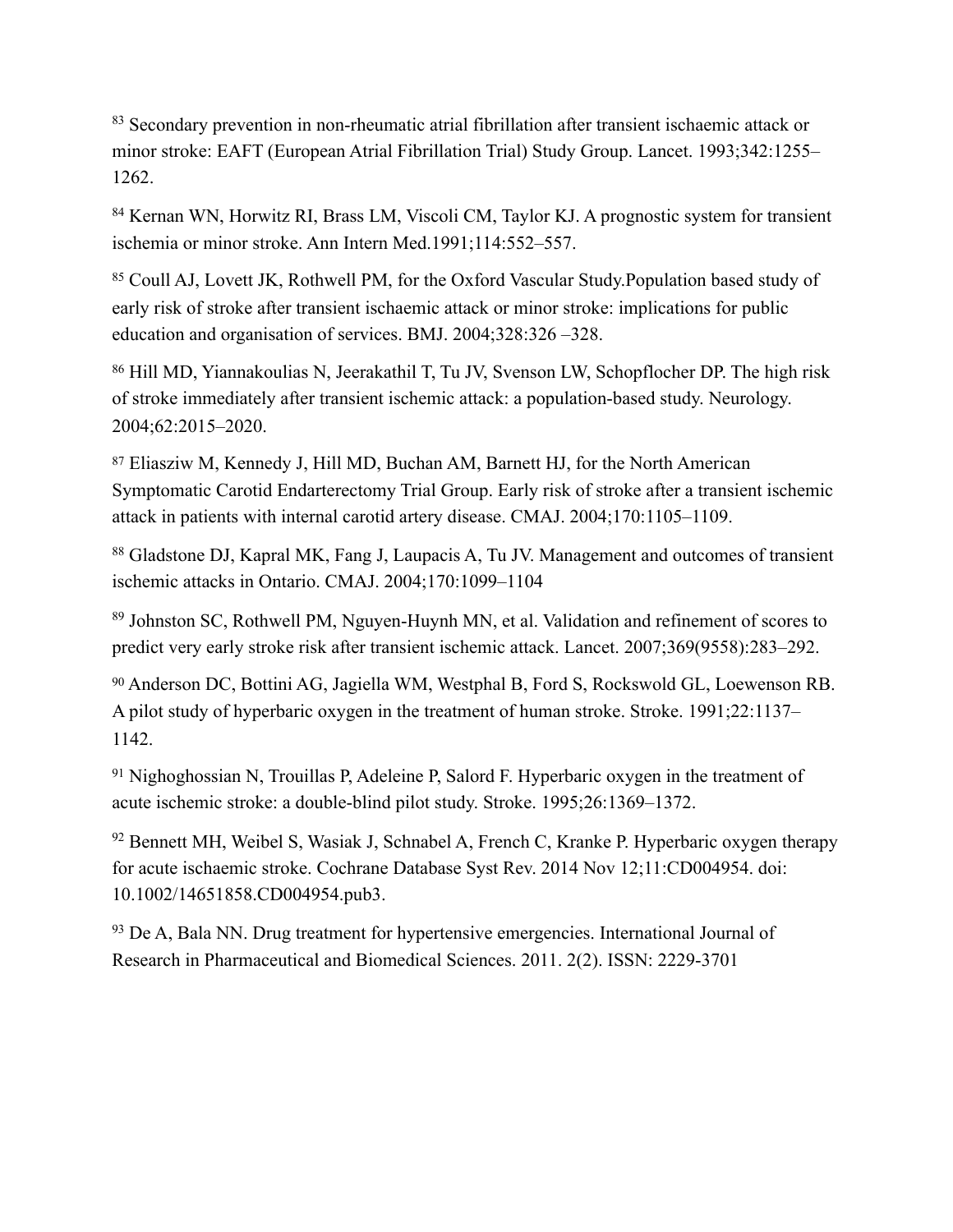[83] Secondary prevention in non-rheumatic atrial fibrillation after transient ischaemic attack or minor stroke: EAFT (European Atrial Fibrillation Trial) Study Group. Lancet. 1993;342:1255–1262.

[84] Kernan WN, Horwitz RI, Brass LM, Viscoli CM, Taylor KJ. A prognostic system for transient ischemia or minor stroke. Ann Intern Med.1991;114:552–557.

[85] Coull AJ, Lovett JK, Rothwell PM, for the Oxford Vascular Study.Population based study of early risk of stroke after transient ischaemic attack or minor stroke: implications for public education and organisation of services. BMJ. 2004;328:326 –328.

[86] Hill MD, Yiannakoulias N, Jeerakathil T, Tu JV, Svenson LW, Schopflocher DP. The high risk of stroke immediately after transient ischemic attack: a population-based study. Neurology. 2004;62:2015–2020.

[87] Eliasziw M, Kennedy J, Hill MD, Buchan AM, Barnett HJ, for the North American Symptomatic Carotid Endarterectomy Trial Group. Early risk of stroke after a transient ischemic attack in patients with internal carotid artery disease. CMAJ. 2004;170:1105–1109.

[88] Gladstone DJ, Kapral MK, Fang J, Laupacis A, Tu JV. Management and outcomes of transient ischemic attacks in Ontario. CMAJ. 2004;170:1099–1104

[89] Johnston SC, Rothwell PM, Nguyen-Huynh MN, et al. Validation and refinement of scores to predict very early stroke risk after transient ischemic attack. Lancet. 2007;369(9558):283–292.

[90] Anderson DC, Bottini AG, Jagiella WM, Westphal B, Ford S, Rockswold GL, Loewenson RB. A pilot study of hyperbaric oxygen in the treatment of human stroke. Stroke. 1991;22:1137–1142.

[91] Nighoghossian N, Trouillas P, Adeleine P, Salord F. Hyperbaric oxygen in the treatment of acute ischemic stroke: a double-blind pilot study. Stroke. 1995;26:1369–1372.

[92] Bennett MH, Weibel S, Wasiak J, Schnabel A, French C, Kranke P. Hyperbaric oxygen therapy for acute ischaemic stroke. Cochrane Database Syst Rev. 2014 Nov 12;11:CD004954. doi: 10.1002/14651858.CD004954.pub3.

[93] De A, Bala NN. Drug treatment for hypertensive emergencies. International Journal of Research in Pharmaceutical and Biomedical Sciences. 2011. 2(2). ISSN: 2229-3701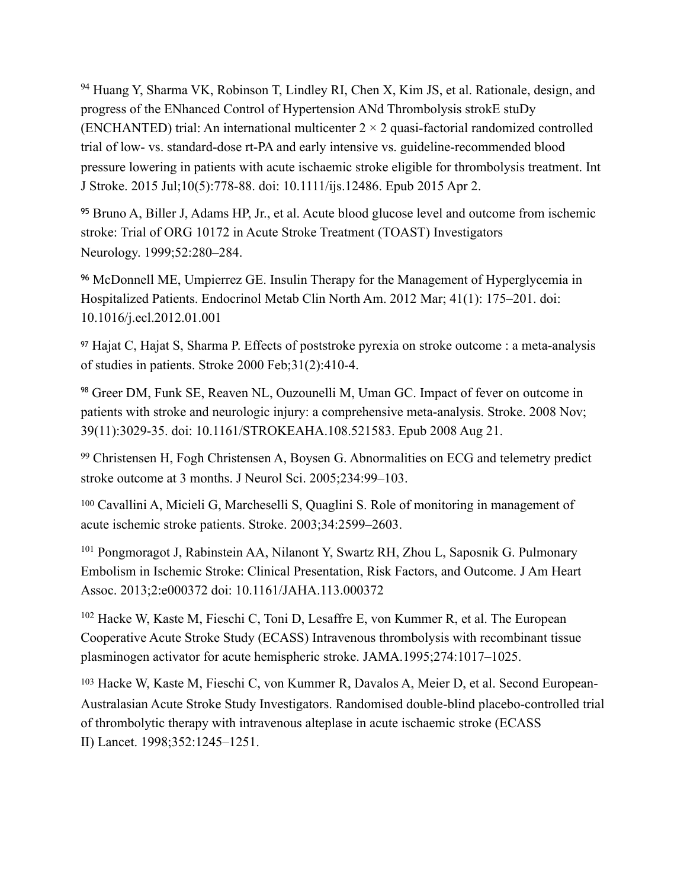[94] Huang Y, Sharma VK, Robinson T, Lindley RI, Chen X, Kim JS, et al. Rationale, design, and progress of the ENhanced Control of Hypertension ANd Thrombolysis strokE stuDy (ENCHANTED) trial: An international multicenter 2 × 2 quasi-factorial randomized controlled trial of low- vs. standard-dose rt-PA and early intensive vs. guideline-recommended blood pressure lowering in patients with acute ischaemic stroke eligible for thrombolysis treatment. Int J Stroke. 2015 Jul;10(5):778-88. doi: 10.1111/ijs.12486. Epub 2015 Apr 2.

[95] Bruno A, Biller J, Adams HP, Jr., et al. Acute blood glucose level and outcome from ischemic stroke: Trial of ORG 10172 in Acute Stroke Treatment (TOAST) Investigators Neurology. 1999;52:280–284.

[96] McDonnell ME, Umpierrez GE. Insulin Therapy for the Management of Hyperglycemia in Hospitalized Patients. Endocrinol Metab Clin North Am. 2012 Mar; 41(1): 175–201. doi: 10.1016/j.ecl.2012.01.001

[97] Hajat C, Hajat S, Sharma P. Effects of poststroke pyrexia on stroke outcome : a meta-analysis of studies in patients. Stroke 2000 Feb;31(2):410-4.

[98] Greer DM, Funk SE, Reaven NL, Ouzounelli M, Uman GC. Impact of fever on outcome in patients with stroke and neurologic injury: a comprehensive meta-analysis. Stroke. 2008 Nov; 39(11):3029-35. doi: 10.1161/STROKEAHA.108.521583. Epub 2008 Aug 21.

[99] Christensen H, Fogh Christensen A, Boysen G. Abnormalities on ECG and telemetry predict stroke outcome at 3 months. J Neurol Sci. 2005;234:99–103.

[100] Cavallini A, Micieli G, Marcheselli S, Quaglini S. Role of monitoring in management of acute ischemic stroke patients. Stroke. 2003;34:2599–2603.

[101] Pongmoragot J, Rabinstein AA, Nilanont Y, Swartz RH, Zhou L, Saposnik G. Pulmonary Embolism in Ischemic Stroke: Clinical Presentation, Risk Factors, and Outcome. J Am Heart Assoc. 2013;2:e000372 doi: 10.1161/JAHA.113.000372

[102] Hacke W, Kaste M, Fieschi C, Toni D, Lesaffre E, von Kummer R, et al. The European Cooperative Acute Stroke Study (ECASS) Intravenous thrombolysis with recombinant tissue plasminogen activator for acute hemispheric stroke. JAMA.1995;274:1017–1025.

[103] Hacke W, Kaste M, Fieschi C, von Kummer R, Davalos A, Meier D, et al. Second European-Australasian Acute Stroke Study Investigators. Randomised double-blind placebo-controlled trial of thrombolytic therapy with intravenous alteplase in acute ischaemic stroke (ECASS II) Lancet. 1998;352:1245–1251.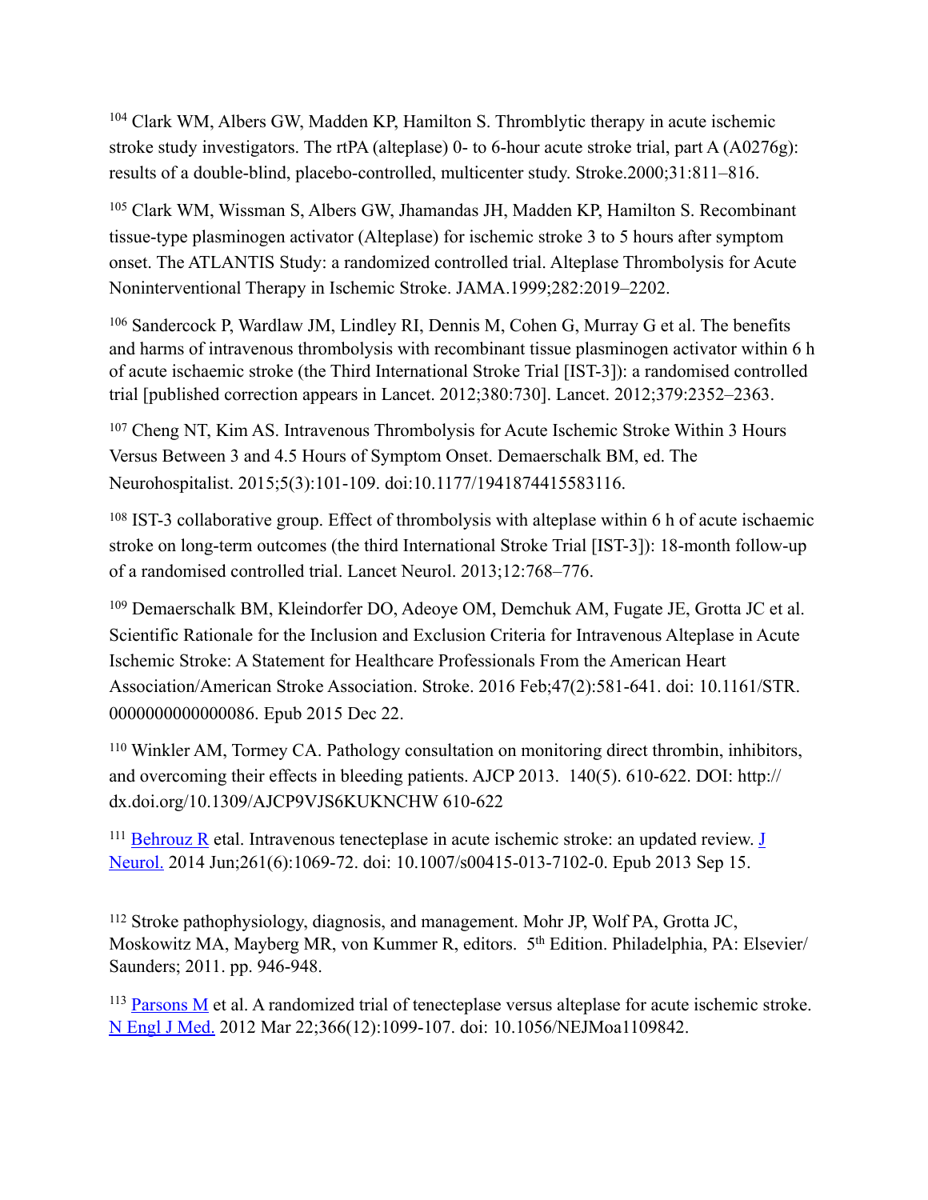[104] Clark WM, Albers GW, Madden KP, Hamilton S. Thromblytic therapy in acute ischemic stroke study investigators. The rtPA (alteplase) 0- to 6-hour acute stroke trial, part A (A0276g): results of a double-blind, placebo-controlled, multicenter study. Stroke.2000;31:811–816.

[105] Clark WM, Wissman S, Albers GW, Jhamandas JH, Madden KP, Hamilton S. Recombinant tissue-type plasminogen activator (Alteplase) for ischemic stroke 3 to 5 hours after symptom onset. The ATLANTIS Study: a randomized controlled trial. Alteplase Thrombolysis for Acute Noninterventional Therapy in Ischemic Stroke. JAMA.1999;282:2019–2202.

[106] Sandercock P, Wardlaw JM, Lindley RI, Dennis M, Cohen G, Murray G et al. The benefits and harms of intravenous thrombolysis with recombinant tissue plasminogen activator within 6 h of acute ischaemic stroke (the Third International Stroke Trial [IST-3]): a randomised controlled trial [published correction appears in Lancet. 2012;380:730]. Lancet. 2012;379:2352–2363.

[107] Cheng NT, Kim AS. Intravenous Thrombolysis for Acute Ischemic Stroke Within 3 Hours Versus Between 3 and 4.5 Hours of Symptom Onset. Demaerschalk BM, ed. The Neurohospitalist. 2015;5(3):101-109. doi:10.1177/1941874415583116.

[108] IST-3 collaborative group. Effect of thrombolysis with alteplase within 6 h of acute ischaemic stroke on long-term outcomes (the third International Stroke Trial [IST-3]): 18-month follow-up of a randomised controlled trial. Lancet Neurol. 2013;12:768–776.

[109] Demaerschalk BM, Kleindorfer DO, Adeoye OM, Demchuk AM, Fugate JE, Grotta JC et al. Scientific Rationale for the Inclusion and Exclusion Criteria for Intravenous Alteplase in Acute Ischemic Stroke: A Statement for Healthcare Professionals From the American Heart Association/American Stroke Association. Stroke. 2016 Feb;47(2):581-641. doi: 10.1161/STR.0000000000000086. Epub 2015 Dec 22.

[110] Winkler AM, Tormey CA. Pathology consultation on monitoring direct thrombin, inhibitors, and overcoming their effects in bleeding patients. AJCP 2013. 140(5). 610-622. DOI: http://dx.doi.org/10.1309/AJCP9VJS6KUKNCHW 610-622

[111] Behrouz R etal. Intravenous tenecteplase in acute ischemic stroke: an updated review. J Neurol. 2014 Jun;261(6):1069-72. doi: 10.1007/s00415-013-7102-0. Epub 2013 Sep 15.

[112] Stroke pathophysiology, diagnosis, and management. Mohr JP, Wolf PA, Grotta JC, Moskowitz MA, Mayberg MR, von Kummer R, editors. 5th Edition. Philadelphia, PA: Elsevier/Saunders; 2011. pp. 946-948.

[113] Parsons M et al. A randomized trial of tenecteplase versus alteplase for acute ischemic stroke. N Engl J Med. 2012 Mar 22;366(12):1099-107. doi: 10.1056/NEJMoa1109842.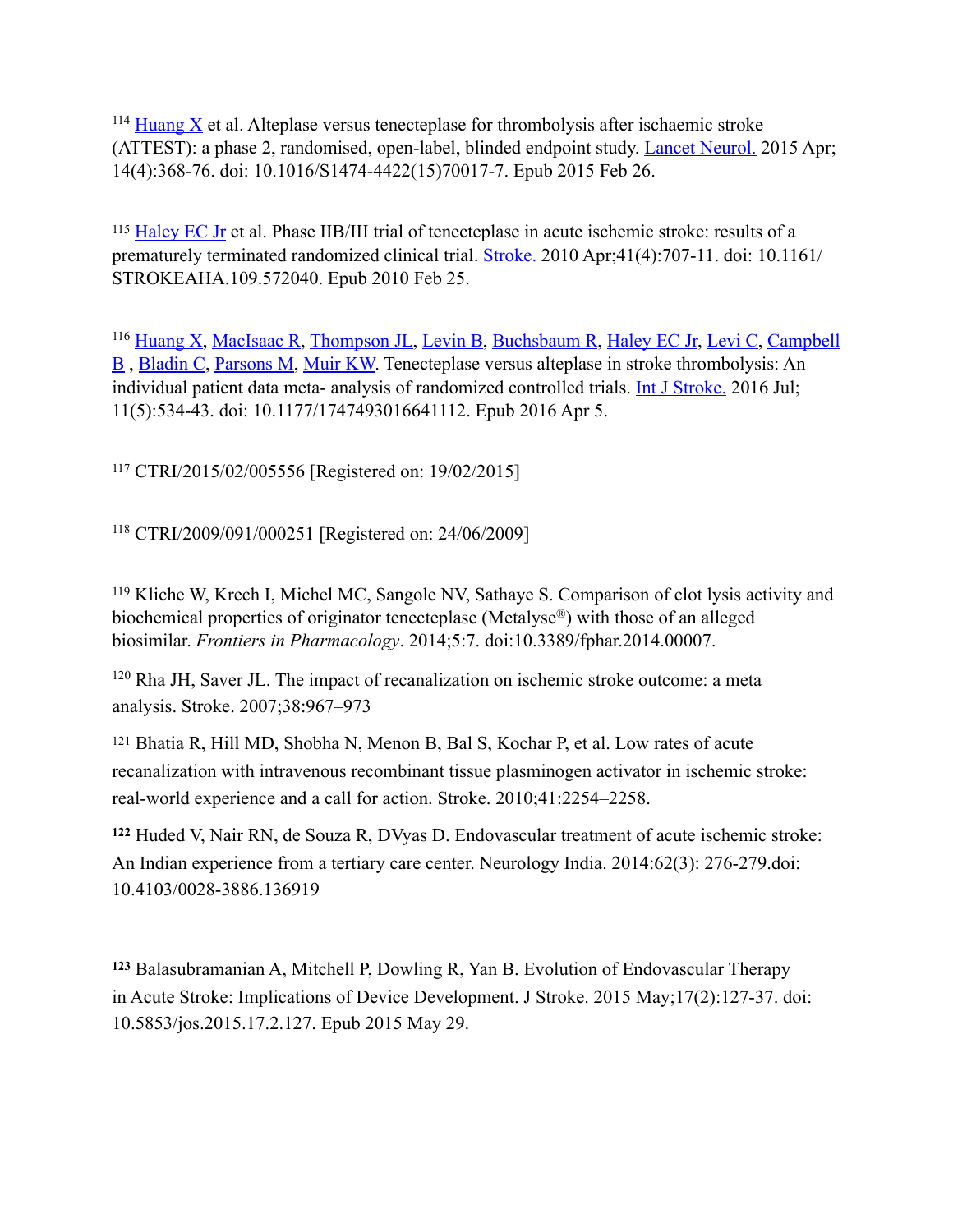[114] Huang X et al. Alteplase versus tenecteplase for thrombolysis after ischaemic stroke (ATTEST): a phase 2, randomised, open-label, blinded endpoint study. Lancet Neurol. 2015 Apr; 14(4):368-76. doi: 10.1016/S1474-4422(15)70017-7. Epub 2015 Feb 26.

[115] Haley EC Jr et al. Phase IIB/III trial of tenecteplase in acute ischemic stroke: results of a prematurely terminated randomized clinical trial. Stroke. 2010 Apr;41(4):707-11. doi: 10.1161/STROKEAHA.109.572040. Epub 2010 Feb 25.

[116] Huang X, MacIsaac R, Thompson JL, Levin B, Buchsbaum R, Haley EC Jr, Levi C, Campbell B , Bladin C, Parsons M, Muir KW. Tenecteplase versus alteplase in stroke thrombolysis: An individual patient data meta- analysis of randomized controlled trials. Int J Stroke. 2016 Jul; 11(5):534-43. doi: 10.1177/1747493016641112. Epub 2016 Apr 5.

[117] CTRI/2015/02/005556 [Registered on: 19/02/2015]

[118] CTRI/2009/091/000251 [Registered on: 24/06/2009]

[119] Kliche W, Krech I, Michel MC, Sangole NV, Sathaye S. Comparison of clot lysis activity and biochemical properties of originator tenecteplase (Metalyse®) with those of an alleged biosimilar. *Frontiers in Pharmacology*. 2014;5:7. doi:10.3389/fphar.2014.00007.

[120] Rha JH, Saver JL. The impact of recanalization on ischemic stroke outcome: a meta analysis. Stroke. 2007;38:967–973

[121] Bhatia R, Hill MD, Shobha N, Menon B, Bal S, Kochar P, et al. Low rates of acute recanalization with intravenous recombinant tissue plasminogen activator in ischemic stroke: real-world experience and a call for action. Stroke. 2010;41:2254–2258.

**[122]** Huded V, Nair RN, de Souza R, DVyas D. Endovascular treatment of acute ischemic stroke: An Indian experience from a tertiary care center. Neurology India. 2014:62(3): 276-279.doi: 10.4103/0028-3886.136919

**[123]** Balasubramanian A, Mitchell P, Dowling R, Yan B. Evolution of Endovascular Therapy in Acute Stroke: Implications of Device Development. J Stroke. 2015 May;17(2):127-37. doi: 10.5853/jos.2015.17.2.127. Epub 2015 May 29.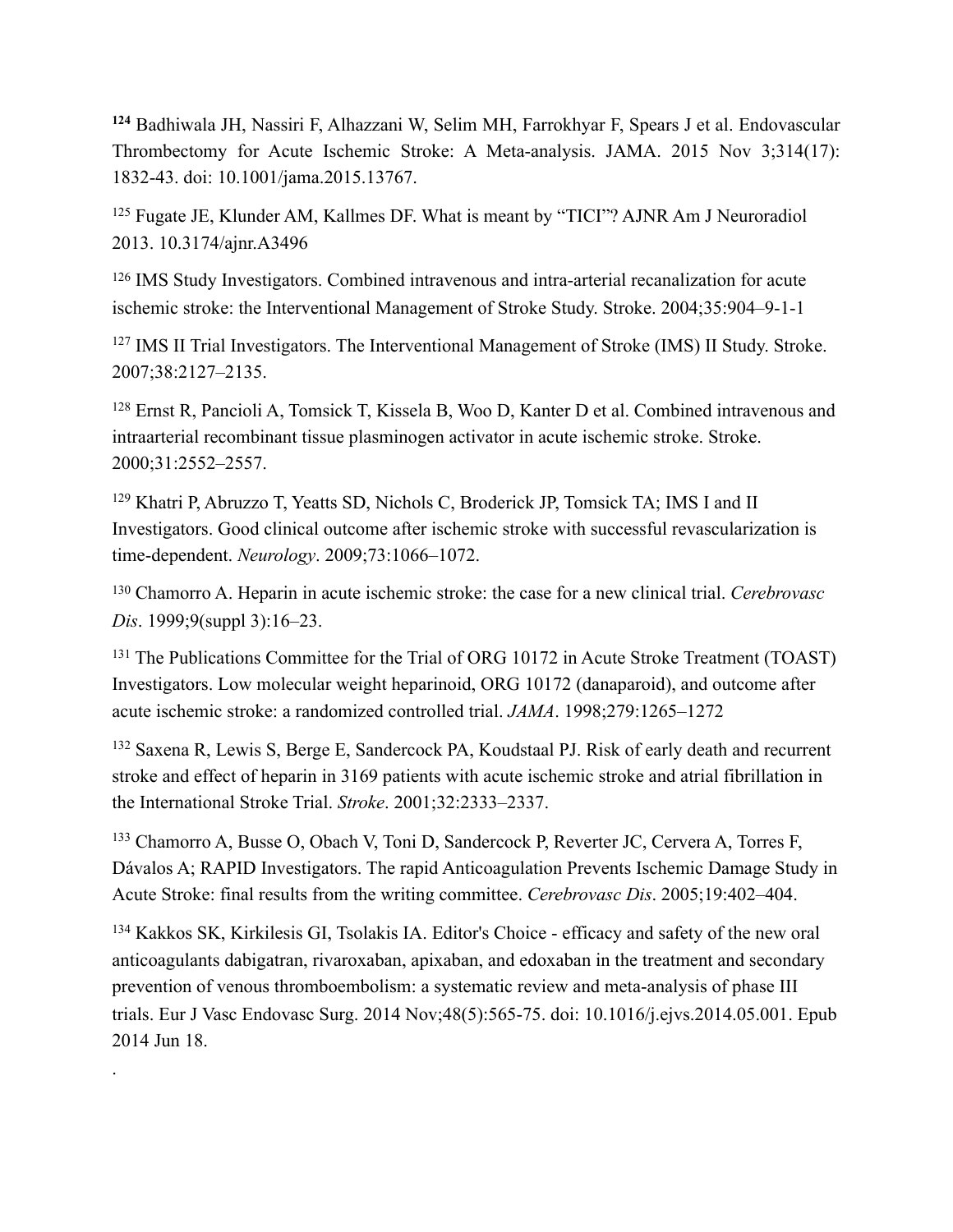[124] Badhiwala JH, Nassiri F, Alhazzani W, Selim MH, Farrokhyar F, Spears J et al. Endovascular Thrombectomy for Acute Ischemic Stroke: A Meta-analysis. JAMA. 2015 Nov 3;314(17): 1832-43. doi: 10.1001/jama.2015.13767.

[125] Fugate JE, Klunder AM, Kallmes DF. What is meant by "TICI"? AJNR Am J Neuroradiol 2013. 10.3174/ajnr.A3496

[126] IMS Study Investigators. Combined intravenous and intra-arterial recanalization for acute ischemic stroke: the Interventional Management of Stroke Study. Stroke. 2004;35:904–9-1-1

[127] IMS II Trial Investigators. The Interventional Management of Stroke (IMS) II Study. Stroke. 2007;38:2127–2135.

[128] Ernst R, Pancioli A, Tomsick T, Kissela B, Woo D, Kanter D et al. Combined intravenous and intraarterial recombinant tissue plasminogen activator in acute ischemic stroke. Stroke. 2000;31:2552–2557.

[129] Khatri P, Abruzzo T, Yeatts SD, Nichols C, Broderick JP, Tomsick TA; IMS I and II Investigators. Good clinical outcome after ischemic stroke with successful revascularization is time-dependent. *Neurology*. 2009;73:1066–1072.

[130] Chamorro A. Heparin in acute ischemic stroke: the case for a new clinical trial. *Cerebrovasc Dis*. 1999;9(suppl 3):16–23.

[131] The Publications Committee for the Trial of ORG 10172 in Acute Stroke Treatment (TOAST) Investigators. Low molecular weight heparinoid, ORG 10172 (danaparoid), and outcome after acute ischemic stroke: a randomized controlled trial. *JAMA*. 1998;279:1265–1272

[132] Saxena R, Lewis S, Berge E, Sandercock PA, Koudstaal PJ. Risk of early death and recurrent stroke and effect of heparin in 3169 patients with acute ischemic stroke and atrial fibrillation in the International Stroke Trial. *Stroke*. 2001;32:2333–2337.

[133] Chamorro A, Busse O, Obach V, Toni D, Sandercock P, Reverter JC, Cervera A, Torres F, Dávalos A; RAPID Investigators. The rapid Anticoagulation Prevents Ischemic Damage Study in Acute Stroke: final results from the writing committee. *Cerebrovasc Dis*. 2005;19:402–404.

[134] Kakkos SK, Kirkilesis GI, Tsolakis IA. Editor's Choice - efficacy and safety of the new oral anticoagulants dabigatran, rivaroxaban, apixaban, and edoxaban in the treatment and secondary prevention of venous thromboembolism: a systematic review and meta-analysis of phase III trials. Eur J Vasc Endovasc Surg. 2014 Nov;48(5):565-75. doi: 10.1016/j.ejvs.2014.05.001. Epub 2014 Jun 18.

.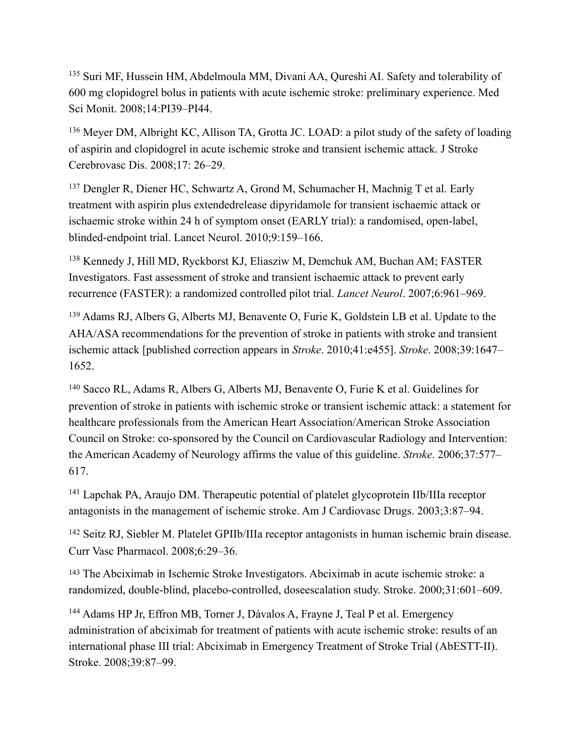[135] Suri MF, Hussein HM, Abdelmoula MM, Divani AA, Qureshi AI. Safety and tolerability of 600 mg clopidogrel bolus in patients with acute ischemic stroke: preliminary experience. Med Sci Monit. 2008;14:PI39–PI44.

[136] Meyer DM, Albright KC, Allison TA, Grotta JC. LOAD: a pilot study of the safety of loading of aspirin and clopidogrel in acute ischemic stroke and transient ischemic attack. J Stroke Cerebrovasc Dis. 2008;17: 26–29.

[137] Dengler R, Diener HC, Schwartz A, Grond M, Schumacher H, Machnig T et al. Early treatment with aspirin plus extendedrelease dipyridamole for transient ischaemic attack or ischaemic stroke within 24 h of symptom onset (EARLY trial): a randomised, open-label, blinded-endpoint trial. Lancet Neurol. 2010;9:159–166.

[138] Kennedy J, Hill MD, Ryckborst KJ, Eliasziw M, Demchuk AM, Buchan AM; FASTER Investigators. Fast assessment of stroke and transient ischaemic attack to prevent early recurrence (FASTER): a randomized controlled pilot trial. *Lancet Neurol*. 2007;6:961–969.

[139] Adams RJ, Albers G, Alberts MJ, Benavente O, Furie K, Goldstein LB et al. Update to the AHA/ASA recommendations for the prevention of stroke in patients with stroke and transient ischemic attack [published correction appears in *Stroke*. 2010;41:e455]. *Stroke*. 2008;39:1647–1652.

[140] Sacco RL, Adams R, Albers G, Alberts MJ, Benavente O, Furie K et al. Guidelines for prevention of stroke in patients with ischemic stroke or transient ischemic attack: a statement for healthcare professionals from the American Heart Association/American Stroke Association Council on Stroke: co-sponsored by the Council on Cardiovascular Radiology and Intervention: the American Academy of Neurology affirms the value of this guideline. *Stroke*. 2006;37:577–617.

[141] Lapchak PA, Araujo DM. Therapeutic potential of platelet glycoprotein IIb/IIIa receptor antagonists in the management of ischemic stroke. Am J Cardiovasc Drugs. 2003;3:87–94.

[142] Seitz RJ, Siebler M. Platelet GPIIb/IIIa receptor antagonists in human ischemic brain disease. Curr Vasc Pharmacol. 2008;6:29–36.

[143] The Abciximab in Ischemic Stroke Investigators. Abciximab in acute ischemic stroke: a randomized, double-blind, placebo-controlled, doseescalation study. Stroke. 2000;31:601–609.

[144] Adams HP Jr, Effron MB, Torner J, Dávalos A, Frayne J, Teal P et al. Emergency administration of abciximab for treatment of patients with acute ischemic stroke: results of an international phase III trial: Abciximab in Emergency Treatment of Stroke Trial (AbESTT-II). Stroke. 2008;39:87–99.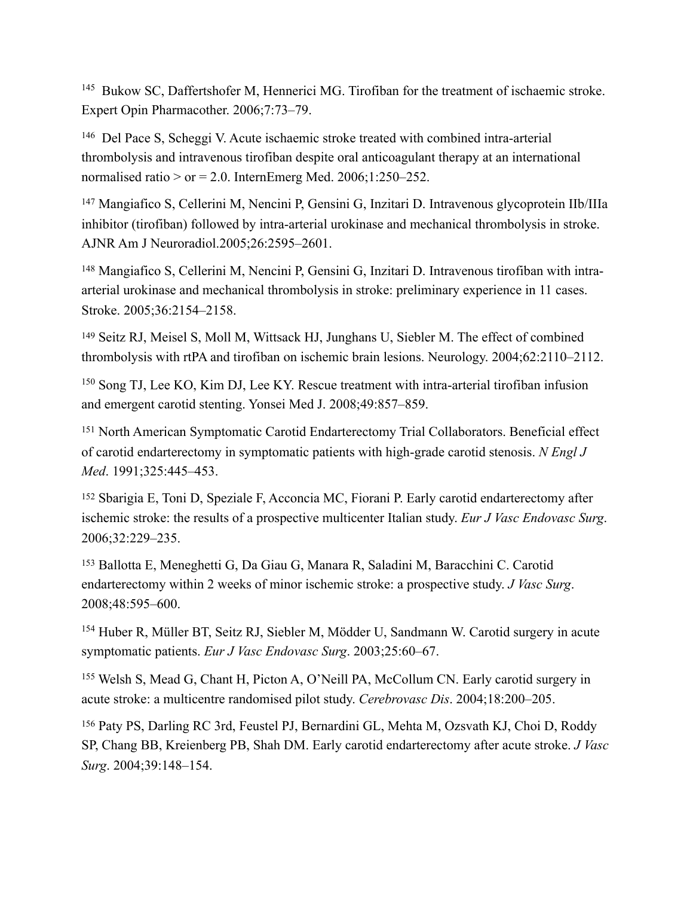[145] Bukow SC, Daffertshofer M, Hennerici MG. Tirofiban for the treatment of ischaemic stroke. Expert Opin Pharmacother. 2006;7:73–79.

[146] Del Pace S, Scheggi V. Acute ischaemic stroke treated with combined intra-arterial thrombolysis and intravenous tirofiban despite oral anticoagulant therapy at an international normalised ratio > or = 2.0. InternEmerg Med. 2006;1:250–252.

[147] Mangiafico S, Cellerini M, Nencini P, Gensini G, Inzitari D. Intravenous glycoprotein IIb/IIIa inhibitor (tirofiban) followed by intra-arterial urokinase and mechanical thrombolysis in stroke. AJNR Am J Neuroradiol.2005;26:2595–2601.

[148] Mangiafico S, Cellerini M, Nencini P, Gensini G, Inzitari D. Intravenous tirofiban with intra-arterial urokinase and mechanical thrombolysis in stroke: preliminary experience in 11 cases. Stroke. 2005;36:2154–2158.

[149] Seitz RJ, Meisel S, Moll M, Wittsack HJ, Junghans U, Siebler M. The effect of combined thrombolysis with rtPA and tirofiban on ischemic brain lesions. Neurology. 2004;62:2110–2112.

[150] Song TJ, Lee KO, Kim DJ, Lee KY. Rescue treatment with intra-arterial tirofiban infusion and emergent carotid stenting. Yonsei Med J. 2008;49:857–859.

[151] North American Symptomatic Carotid Endarterectomy Trial Collaborators. Beneficial effect of carotid endarterectomy in symptomatic patients with high-grade carotid stenosis. *N Engl J Med*. 1991;325:445–453.

[152] Sbarigia E, Toni D, Speziale F, Acconcia MC, Fiorani P. Early carotid endarterectomy after ischemic stroke: the results of a prospective multicenter Italian study. *Eur J Vasc Endovasc Surg*. 2006;32:229–235.

[153] Ballotta E, Meneghetti G, Da Giau G, Manara R, Saladini M, Baracchini C. Carotid endarterectomy within 2 weeks of minor ischemic stroke: a prospective study. *J Vasc Surg*. 2008;48:595–600.

[154] Huber R, Müller BT, Seitz RJ, Siebler M, Mödder U, Sandmann W. Carotid surgery in acute symptomatic patients. *Eur J Vasc Endovasc Surg*. 2003;25:60–67.

[155] Welsh S, Mead G, Chant H, Picton A, O'Neill PA, McCollum CN. Early carotid surgery in acute stroke: a multicentre randomised pilot study. *Cerebrovasc Dis*. 2004;18:200–205.

[156] Paty PS, Darling RC 3rd, Feustel PJ, Bernardini GL, Mehta M, Ozsvath KJ, Choi D, Roddy SP, Chang BB, Kreienberg PB, Shah DM. Early carotid endarterectomy after acute stroke. *J Vasc Surg*. 2004;39:148–154.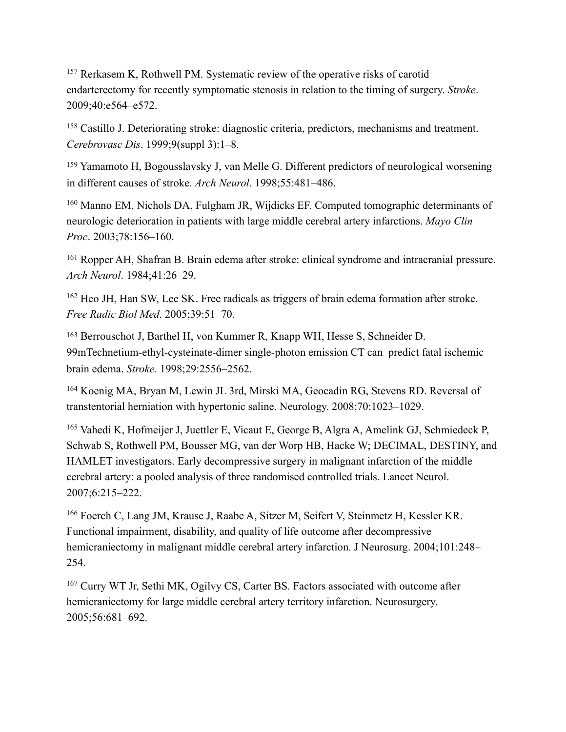[157] Rerkasem K, Rothwell PM. Systematic review of the operative risks of carotid endarterectomy for recently symptomatic stenosis in relation to the timing of surgery. *Stroke*. 2009;40:e564–e572.

[158] Castillo J. Deteriorating stroke: diagnostic criteria, predictors, mechanisms and treatment. *Cerebrovasc Dis*. 1999;9(suppl 3):1–8.

[159] Yamamoto H, Bogousslavsky J, van Melle G. Different predictors of neurological worsening in different causes of stroke. *Arch Neurol*. 1998;55:481–486.

[160] Manno EM, Nichols DA, Fulgham JR, Wijdicks EF. Computed tomographic determinants of neurologic deterioration in patients with large middle cerebral artery infarctions. *Mayo Clin Proc*. 2003;78:156–160.

[161] Ropper AH, Shafran B. Brain edema after stroke: clinical syndrome and intracranial pressure. *Arch Neurol*. 1984;41:26–29.

[162] Heo JH, Han SW, Lee SK. Free radicals as triggers of brain edema formation after stroke. *Free Radic Biol Med*. 2005;39:51–70.

[163] Berrouschot J, Barthel H, von Kummer R, Knapp WH, Hesse S, Schneider D. 99mTechnetium-ethyl-cysteinate-dimer single-photon emission CT can predict fatal ischemic brain edema. *Stroke*. 1998;29:2556–2562.

[164] Koenig MA, Bryan M, Lewin JL 3rd, Mirski MA, Geocadin RG, Stevens RD. Reversal of transtentorial herniation with hypertonic saline. Neurology. 2008;70:1023–1029.

[165] Vahedi K, Hofmeijer J, Juettler E, Vicaut E, George B, Algra A, Amelink GJ, Schmiedeck P, Schwab S, Rothwell PM, Bousser MG, van der Worp HB, Hacke W; DECIMAL, DESTINY, and HAMLET investigators. Early decompressive surgery in malignant infarction of the middle cerebral artery: a pooled analysis of three randomised controlled trials. Lancet Neurol. 2007;6:215–222.

[166] Foerch C, Lang JM, Krause J, Raabe A, Sitzer M, Seifert V, Steinmetz H, Kessler KR. Functional impairment, disability, and quality of life outcome after decompressive hemicraniectomy in malignant middle cerebral artery infarction. J Neurosurg. 2004;101:248–254.

[167] Curry WT Jr, Sethi MK, Ogilvy CS, Carter BS. Factors associated with outcome after hemicraniectomy for large middle cerebral artery territory infarction. Neurosurgery. 2005;56:681–692.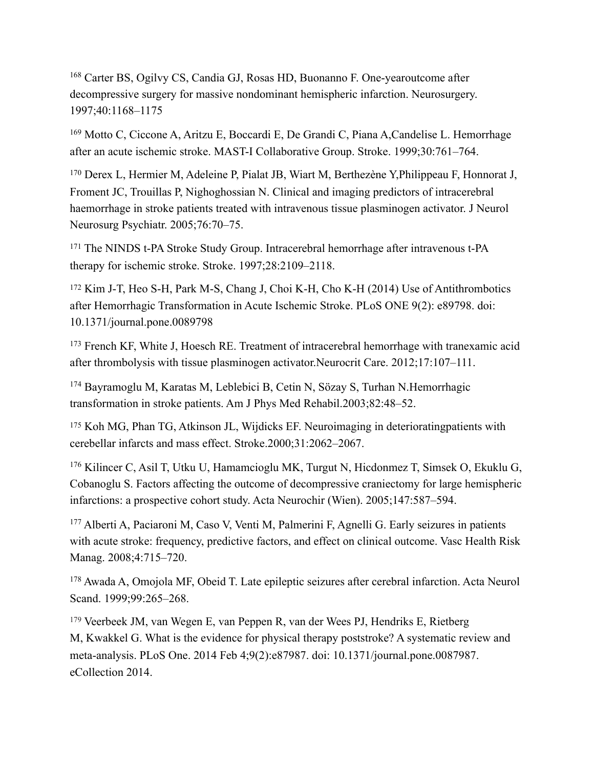[168] Carter BS, Ogilvy CS, Candia GJ, Rosas HD, Buonanno F. One-yearoutcome after decompressive surgery for massive nondominant hemispheric infarction. Neurosurgery. 1997;40:1168–1175

[169] Motto C, Ciccone A, Aritzu E, Boccardi E, De Grandi C, Piana A,Candelise L. Hemorrhage after an acute ischemic stroke. MAST-I Collaborative Group. Stroke. 1999;30:761–764.

[170] Derex L, Hermier M, Adeleine P, Pialat JB, Wiart M, Berthezène Y,Philippeau F, Honnorat J, Froment JC, Trouillas P, Nighoghossian N. Clinical and imaging predictors of intracerebral haemorrhage in stroke patients treated with intravenous tissue plasminogen activator. J Neurol Neurosurg Psychiatr. 2005;76:70–75.

[171] The NINDS t-PA Stroke Study Group. Intracerebral hemorrhage after intravenous t-PA therapy for ischemic stroke. Stroke. 1997;28:2109–2118.

[172] Kim J-T, Heo S-H, Park M-S, Chang J, Choi K-H, Cho K-H (2014) Use of Antithrombotics after Hemorrhagic Transformation in Acute Ischemic Stroke. PLoS ONE 9(2): e89798. doi: 10.1371/journal.pone.0089798

[173] French KF, White J, Hoesch RE. Treatment of intracerebral hemorrhage with tranexamic acid after thrombolysis with tissue plasminogen activator.Neurocrit Care. 2012;17:107–111.

[174] Bayramoglu M, Karatas M, Leblebici B, Cetin N, Sözay S, Turhan N.Hemorrhagic transformation in stroke patients. Am J Phys Med Rehabil.2003;82:48–52.

[175] Koh MG, Phan TG, Atkinson JL, Wijdicks EF. Neuroimaging in deterioratingpatients with cerebellar infarcts and mass effect. Stroke.2000;31:2062–2067.

[176] Kilincer C, Asil T, Utku U, Hamamcioglu MK, Turgut N, Hicdonmez T, Simsek O, Ekuklu G, Cobanoglu S. Factors affecting the outcome of decompressive craniectomy for large hemispheric infarctions: a prospective cohort study. Acta Neurochir (Wien). 2005;147:587–594.

[177] Alberti A, Paciaroni M, Caso V, Venti M, Palmerini F, Agnelli G. Early seizures in patients with acute stroke: frequency, predictive factors, and effect on clinical outcome. Vasc Health Risk Manag. 2008;4:715–720.

[178] Awada A, Omojola MF, Obeid T. Late epileptic seizures after cerebral infarction. Acta Neurol Scand. 1999;99:265–268.

[179] Veerbeek JM, van Wegen E, van Peppen R, van der Wees PJ, Hendriks E, Rietberg M, Kwakkel G. What is the evidence for physical therapy poststroke? A systematic review and meta-analysis. PLoS One. 2014 Feb 4;9(2):e87987. doi: 10.1371/journal.pone.0087987. eCollection 2014.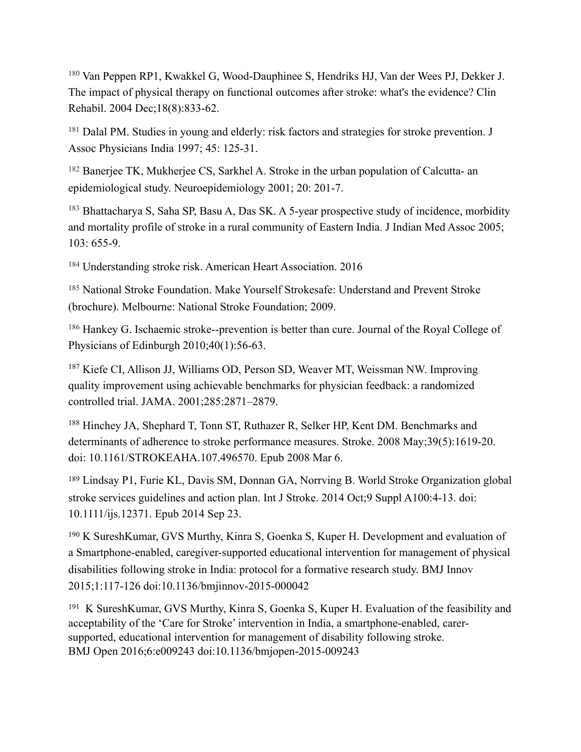[180] Van Peppen RP1, Kwakkel G, Wood-Dauphinee S, Hendriks HJ, Van der Wees PJ, Dekker J. The impact of physical therapy on functional outcomes after stroke: what's the evidence? Clin Rehabil. 2004 Dec;18(8):833-62.

[181] Dalal PM. Studies in young and elderly: risk factors and strategies for stroke prevention. J Assoc Physicians India 1997; 45: 125-31.

[182] Banerjee TK, Mukherjee CS, Sarkhel A. Stroke in the urban population of Calcutta- an epidemiological study. Neuroepidemiology 2001; 20: 201-7.

[183] Bhattacharya S, Saha SP, Basu A, Das SK. A 5-year prospective study of incidence, morbidity and mortality profile of stroke in a rural community of Eastern India. J Indian Med Assoc 2005; 103: 655-9.

[184] Understanding stroke risk. American Heart Association. 2016

[185] National Stroke Foundation. Make Yourself Strokesafe: Understand and Prevent Stroke (brochure). Melbourne: National Stroke Foundation; 2009.

[186] Hankey G. Ischaemic stroke--prevention is better than cure. Journal of the Royal College of Physicians of Edinburgh 2010;40(1):56-63.

[187] Kiefe CI, Allison JJ, Williams OD, Person SD, Weaver MT, Weissman NW. Improving quality improvement using achievable benchmarks for physician feedback: a randomized controlled trial. JAMA. 2001;285:2871–2879.

[188] Hinchey JA, Shephard T, Tonn ST, Ruthazer R, Selker HP, Kent DM. Benchmarks and determinants of adherence to stroke performance measures. Stroke. 2008 May;39(5):1619-20. doi: 10.1161/STROKEAHA.107.496570. Epub 2008 Mar 6.

[189] Lindsay P1, Furie KL, Davis SM, Donnan GA, Norrving B. World Stroke Organization global stroke services guidelines and action plan. Int J Stroke. 2014 Oct;9 Suppl A100:4-13. doi: 10.1111/ijs.12371. Epub 2014 Sep 23.

[190] K SureshKumar, GVS Murthy, Kinra S, Goenka S, Kuper H. Development and evaluation of a Smartphone-enabled, caregiver-supported educational intervention for management of physical disabilities following stroke in India: protocol for a formative research study. BMJ Innov 2015;1:117-126 doi:10.1136/bmjinnov-2015-000042

[191] K SureshKumar, GVS Murthy, Kinra S, Goenka S, Kuper H. Evaluation of the feasibility and acceptability of the 'Care for Stroke' intervention in India, a smartphone-enabled, carer-supported, educational intervention for management of disability following stroke. BMJ Open 2016;6:e009243 doi:10.1136/bmjopen-2015-009243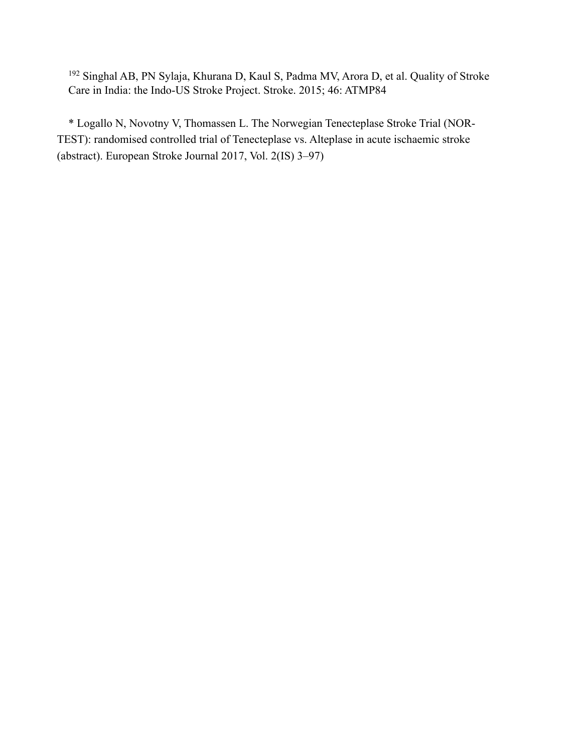[192] Singhal AB, PN Sylaja, Khurana D, Kaul S, Padma MV, Arora D, et al. Quality of Stroke Care in India: the Indo-US Stroke Project. Stroke. 2015; 46: ATMP84

* Logallo N, Novotny V, Thomassen L. The Norwegian Tenecteplase Stroke Trial (NOR-TEST): randomised controlled trial of Tenecteplase vs. Alteplase in acute ischaemic stroke (abstract). European Stroke Journal 2017, Vol. 2(IS) 3–97)